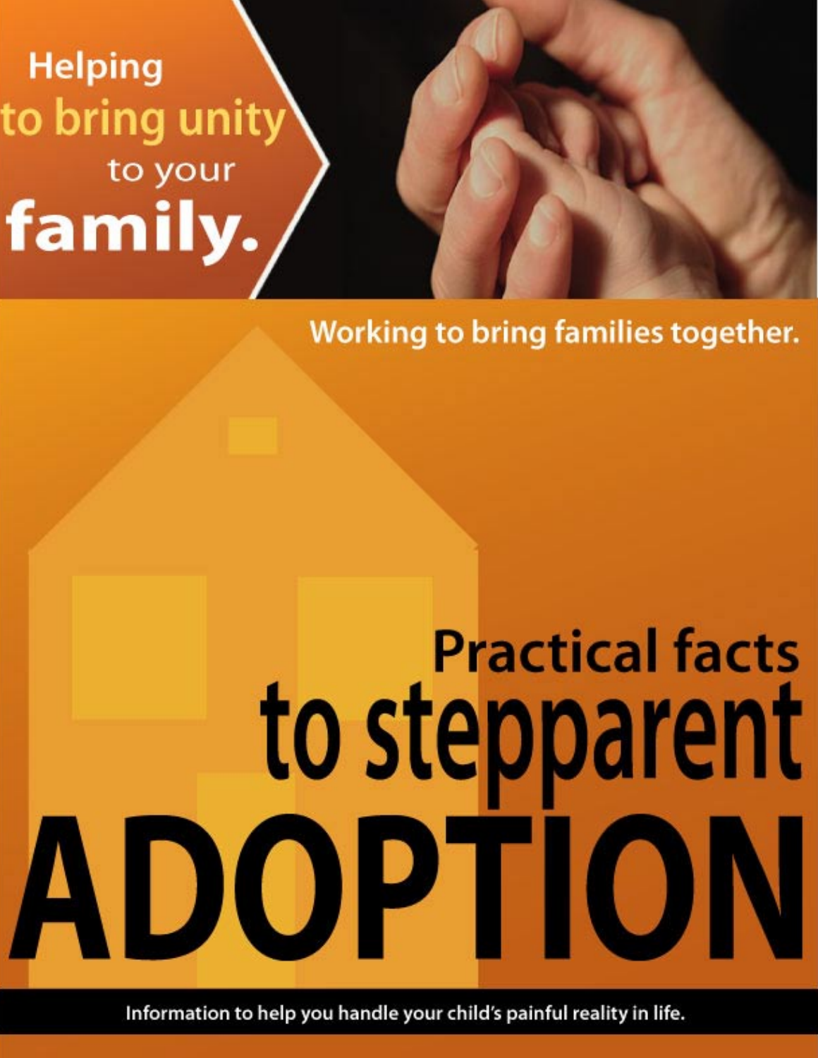Helping
to bring unity
to your
**family.**

Working to bring families together.

# Practical facts to stepparent ADOPTION

Information to help you handle your child's painful reality in life.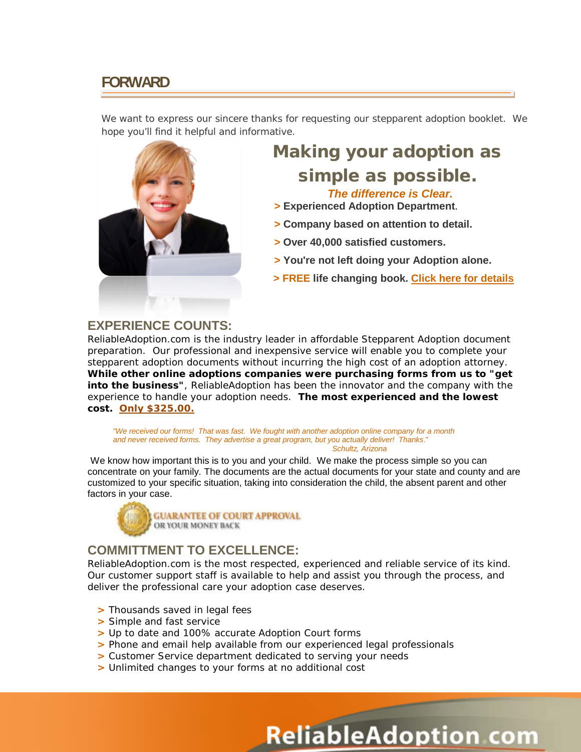## FORWARD

We want to express our sincere thanks for requesting our stepparent adoption booklet. We hope you'll find it helpful and informative.

# Making your adoption as simple as possible.

***The difference is Clear.***

- **> Experienced Adoption Department.**
- **> Company based on attention to detail.**
- **> Over 40,000 satisfied customers.**
- **> You're not left doing your Adoption alone.**
- **> FREE life changing book. Click here for details**

## EXPERIENCE COUNTS:

ReliableAdoption.com is the industry leader in affordable Stepparent Adoption document preparation. Our professional and inexpensive service will enable you to complete your stepparent adoption documents without incurring the high cost of an adoption attorney. **While other online adoptions companies were purchasing forms from us to "get into the business"**, ReliableAdoption has been the innovator and the company with the experience to handle your adoption needs. **The most experienced and the lowest cost. Only $325.00.**

> *"We received our forms! That was fast. We fought with another adoption online company for a month and never received forms. They advertise a great program, but you actually deliver! Thanks."*
> *Schultz, Arizona*

We know how important this is to you and your child. We make the process simple so you can concentrate on your family. The documents are the actual documents for your state and county and are customized to your specific situation, taking into consideration the child, the absent parent and other factors in your case.

GUARANTEE OF COURT APPROVAL OR YOUR MONEY BACK

## COMMITTMENT TO EXCELLENCE:

ReliableAdoption.com is the most respected, experienced and reliable service of its kind. Our customer support staff is available to help and assist you through the process, and deliver the professional care your adoption case deserves.

- > Thousands saved in legal fees
- > Simple and fast service
- > Up to date and 100% accurate Adoption Court forms
- > Phone and email help available from our experienced legal professionals
- > Customer Service department dedicated to serving your needs
- > Unlimited changes to your forms at no additional cost

ReliableAdoption.com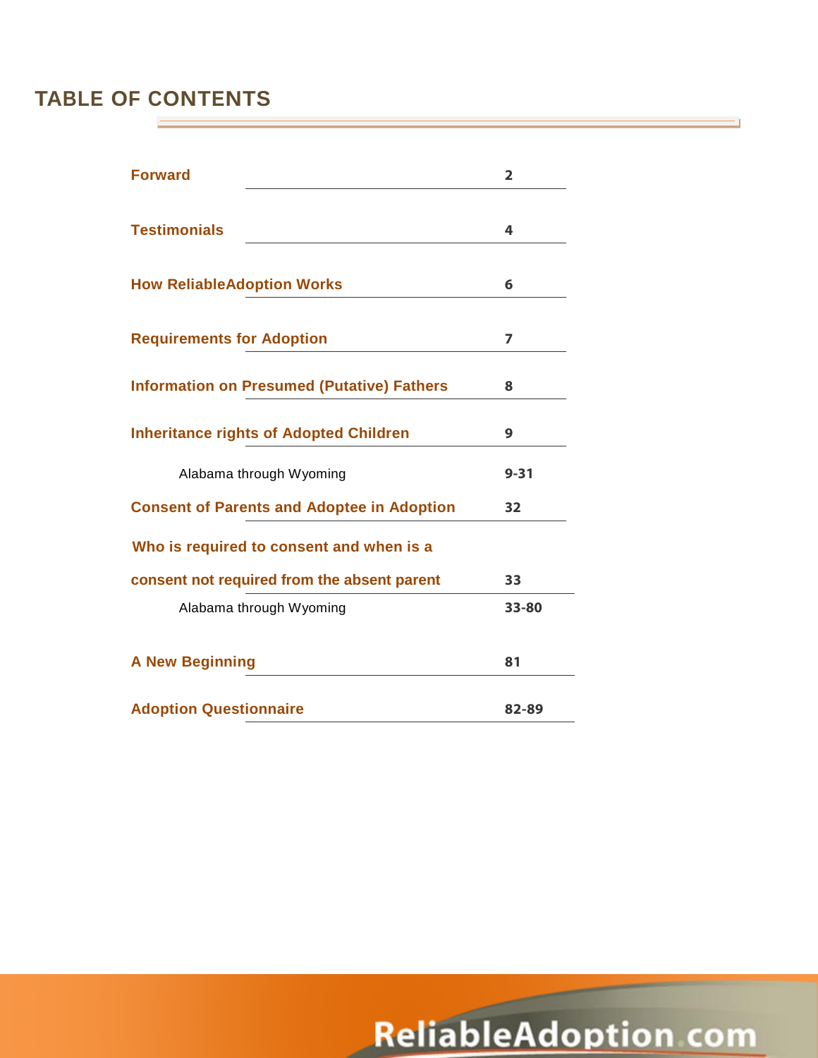# TABLE OF CONTENTS

| | |
|---|---|
| **Forward** | 2 |
| **Testimonials** | 4 |
| **How ReliableAdoption Works** | 6 |
| **Requirements for Adoption** | 7 |
| **Information on Presumed (Putative) Fathers** | 8 |
| **Inheritance rights of Adopted Children** | 9 |
| Alabama through Wyoming | 9-31 |
| **Consent of Parents and Adoptee in Adoption** | 32 |
| **Who is required to consent and when is a consent not required from the absent parent** | 33 |
| Alabama through Wyoming | 33-80 |
| **A New Beginning** | 81 |
| **Adoption Questionnaire** | 82-89 |

ReliableAdoption.com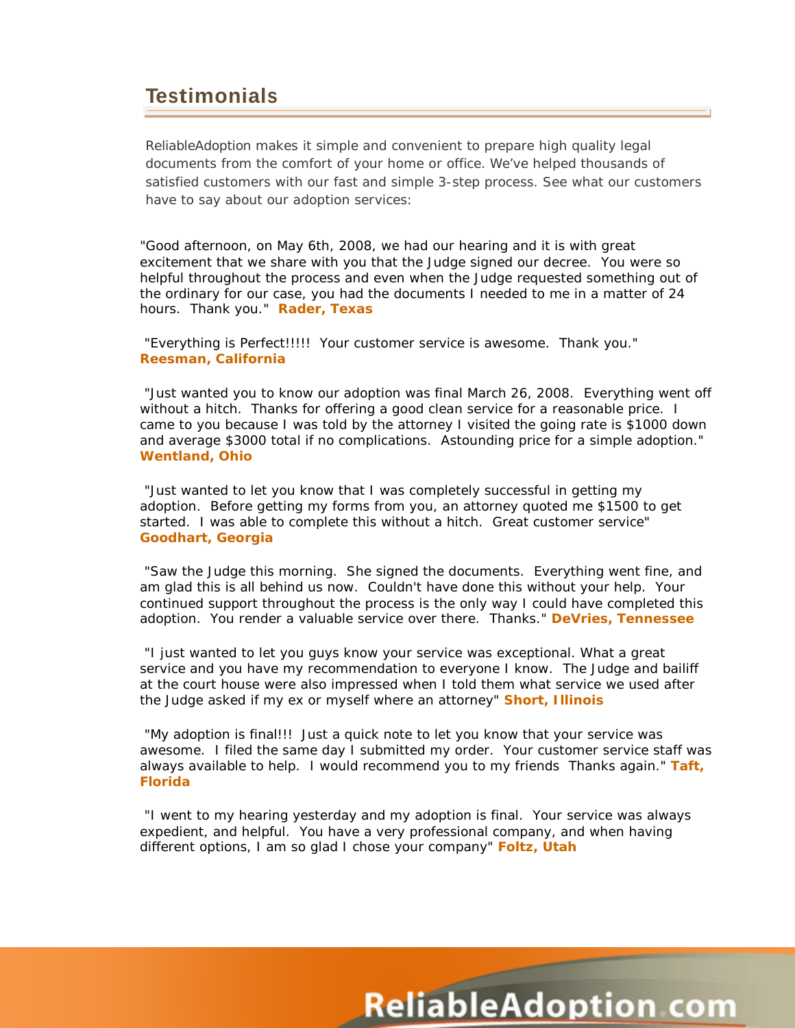## Testimonials

ReliableAdoption makes it simple and convenient to prepare high quality legal documents from the comfort of your home or office. We've helped thousands of satisfied customers with our fast and simple 3-step process. See what our customers have to say about our adoption services:

"Good afternoon, on May 6th, 2008, we had our hearing and it is with great excitement that we share with you that the Judge signed our decree. You were so helpful throughout the process and even when the Judge requested something out of the ordinary for our case, you had the documents I needed to me in a matter of 24 hours. Thank you." **Rader, Texas**

"Everything is Perfect!!!!! Your customer service is awesome. Thank you." **Reesman, California**

"Just wanted you to know our adoption was final March 26, 2008. Everything went off without a hitch. Thanks for offering a good clean service for a reasonable price. I came to you because I was told by the attorney I visited the going rate is $1000 down and average $3000 total if no complications. Astounding price for a simple adoption." **Wentland, Ohio**

"Just wanted to let you know that I was completely successful in getting my adoption. Before getting my forms from you, an attorney quoted me $1500 to get started. I was able to complete this without a hitch. Great customer service" **Goodhart, Georgia**

"Saw the Judge this morning. She signed the documents. Everything went fine, and am glad this is all behind us now. Couldn't have done this without your help. Your continued support throughout the process is the only way I could have completed this adoption. You render a valuable service over there. Thanks." **DeVries, Tennessee**

"I just wanted to let you guys know your service was exceptional. What a great service and you have my recommendation to everyone I know. The Judge and bailiff at the court house were also impressed when I told them what service we used after the Judge asked if my ex or myself where an attorney" **Short, Illinois**

"My adoption is final!!! Just a quick note to let you know that your service was awesome. I filed the same day I submitted my order. Your customer service staff was always available to help. I would recommend you to my friends Thanks again." **Taft, Florida**

"I went to my hearing yesterday and my adoption is final. Your service was always expedient, and helpful. You have a very professional company, and when having different options, I am so glad I chose your company" **Foltz, Utah**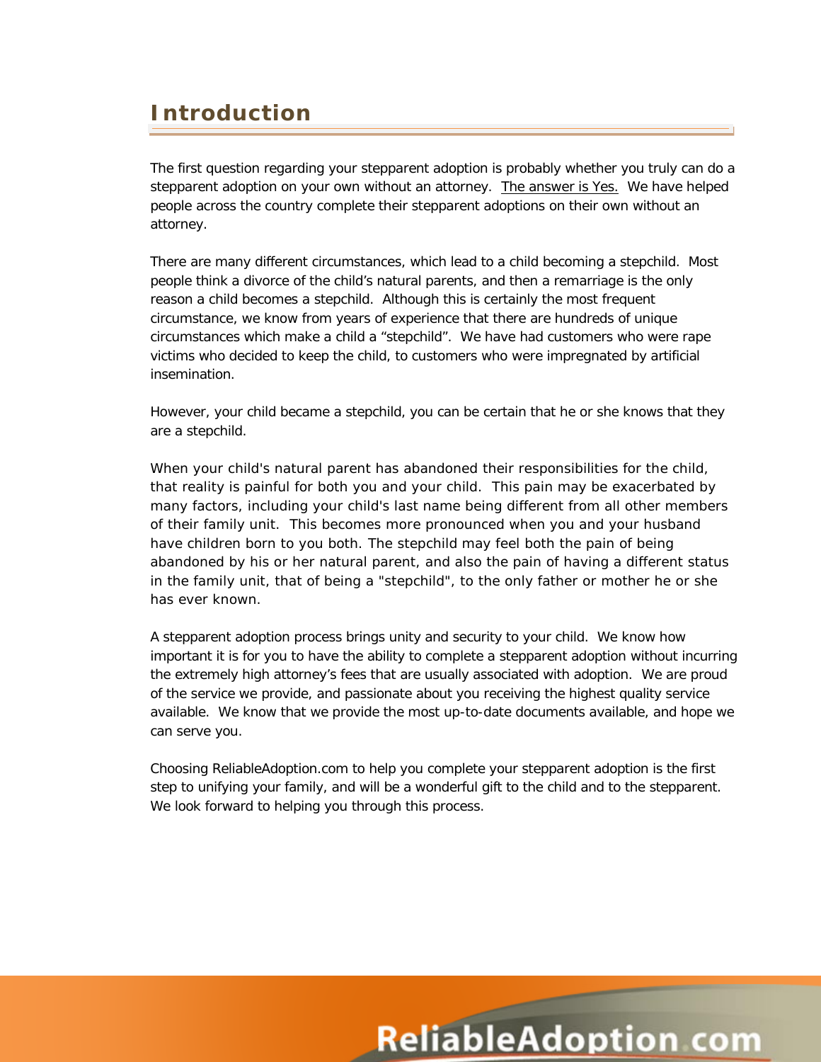# Introduction

The first question regarding your stepparent adoption is probably whether you truly can do a stepparent adoption on your own without an attorney. <u>The answer is Yes.</u> We have helped people across the country complete their stepparent adoptions on their own without an attorney.

There are many different circumstances, which lead to a child becoming a stepchild. Most people think a divorce of the child's natural parents, and then a remarriage is the only reason a child becomes a stepchild. Although this is certainly the most frequent circumstance, we know from years of experience that there are hundreds of unique circumstances which make a child a "stepchild". We have had customers who were rape victims who decided to keep the child, to customers who were impregnated by artificial insemination.

However, your child became a stepchild, you can be certain that he or she knows that they are a stepchild.

When your child's natural parent has abandoned their responsibilities for the child, that reality is painful for both you and your child. This pain may be exacerbated by many factors, including your child's last name being different from all other members of their family unit. This becomes more pronounced when you and your husband have children born to you both. The stepchild may feel both the pain of being abandoned by his or her natural parent, and also the pain of having a different status in the family unit, that of being a "stepchild", to the only father or mother he or she has ever known.

A stepparent adoption process brings unity and security to your child. We know how important it is for you to have the ability to complete a stepparent adoption without incurring the extremely high attorney's fees that are usually associated with adoption. We are proud of the service we provide, and passionate about you receiving the highest quality service available. We know that we provide the most up-to-date documents available, and hope we can serve you.

Choosing ReliableAdoption.com to help you complete your stepparent adoption is the first step to unifying your family, and will be a wonderful gift to the child and to the stepparent. We look forward to helping you through this process.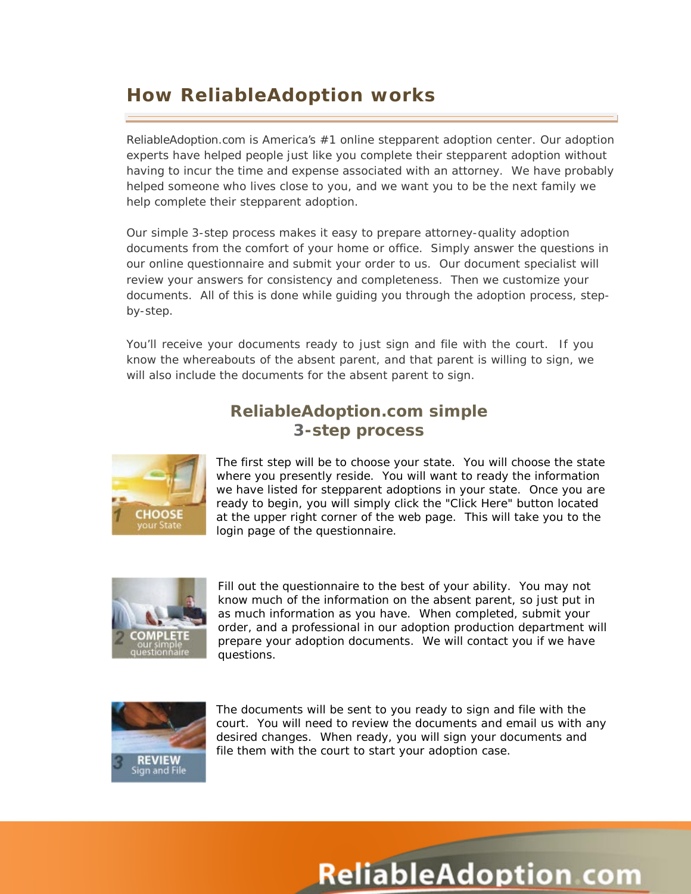## How ReliableAdoption works

ReliableAdoption.com is America's #1 online stepparent adoption center. Our adoption experts have helped people just like you complete their stepparent adoption without having to incur the time and expense associated with an attorney. We have probably helped someone who lives close to you, and we want you to be the next family we help complete their stepparent adoption.

Our simple 3-step process makes it easy to prepare attorney-quality adoption documents from the comfort of your home or office. Simply answer the questions in our online questionnaire and submit your order to us. Our document specialist will review your answers for consistency and completeness. Then we customize your documents. All of this is done while guiding you through the adoption process, step-by-step.

You'll receive your documents ready to just sign and file with the court. If you know the whereabouts of the absent parent, and that parent is willing to sign, we will also include the documents for the absent parent to sign.

### ReliableAdoption.com simple 3-step process

**1 CHOOSE your State**

The first step will be to choose your state. You will choose the state where you presently reside. You will want to ready the information we have listed for stepparent adoptions in your state. Once you are ready to begin, you will simply click the "Click Here" button located at the upper right corner of the web page. This will take you to the login page of the questionnaire.

**2 COMPLETE our simple questionnaire**

Fill out the questionnaire to the best of your ability. You may not know much of the information on the absent parent, so just put in as much information as you have. When completed, submit your order, and a professional in our adoption production department will prepare your adoption documents. We will contact you if we have questions.

**3 REVIEW Sign and File**

The documents will be sent to you ready to sign and file with the court. You will need to review the documents and email us with any desired changes. When ready, you will sign your documents and file them with the court to start your adoption case.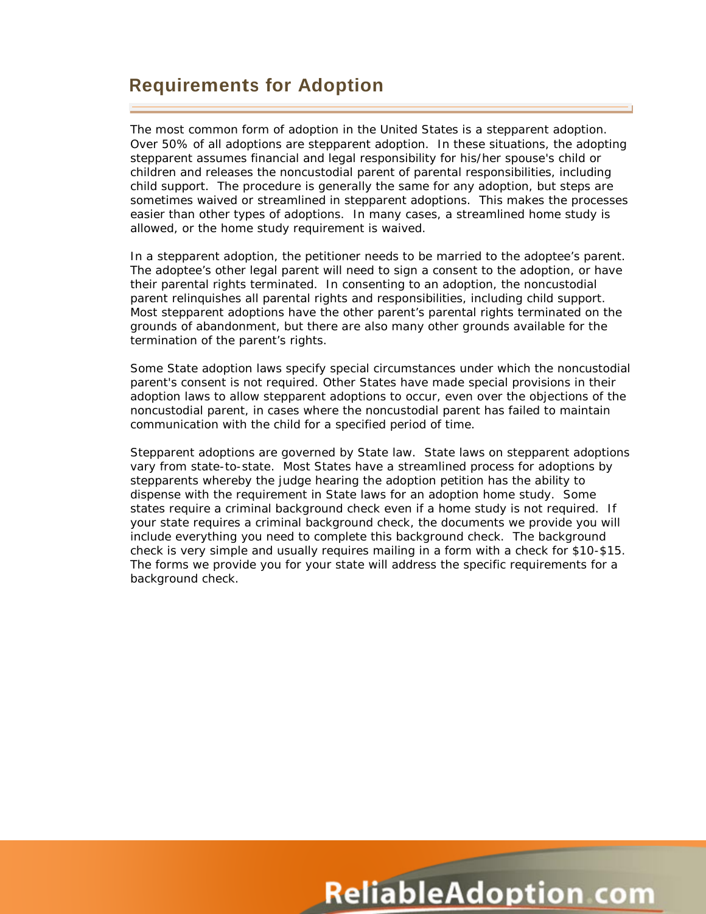## Requirements for Adoption

The most common form of adoption in the United States is a stepparent adoption. Over 50% of all adoptions are stepparent adoption. In these situations, the adopting stepparent assumes financial and legal responsibility for his/her spouse's child or children and releases the noncustodial parent of parental responsibilities, including child support. The procedure is generally the same for any adoption, but steps are sometimes waived or streamlined in stepparent adoptions. This makes the processes easier than other types of adoptions. In many cases, a streamlined home study is allowed, or the home study requirement is waived.

In a stepparent adoption, the petitioner needs to be married to the adoptee's parent. The adoptee's other legal parent will need to sign a consent to the adoption, or have their parental rights terminated. In consenting to an adoption, the noncustodial parent relinquishes all parental rights and responsibilities, including child support. Most stepparent adoptions have the other parent's parental rights terminated on the grounds of abandonment, but there are also many other grounds available for the termination of the parent's rights.

Some State adoption laws specify special circumstances under which the noncustodial parent's consent is not required. Other States have made special provisions in their adoption laws to allow stepparent adoptions to occur, even over the objections of the noncustodial parent, in cases where the noncustodial parent has failed to maintain communication with the child for a specified period of time.

Stepparent adoptions are governed by State law. State laws on stepparent adoptions vary from state-to-state. Most States have a streamlined process for adoptions by stepparents whereby the judge hearing the adoption petition has the ability to dispense with the requirement in State laws for an adoption home study. Some states require a criminal background check even if a home study is not required. If your state requires a criminal background check, the documents we provide you will include everything you need to complete this background check. The background check is very simple and usually requires mailing in a form with a check for $10-$15. The forms we provide you for your state will address the specific requirements for a background check.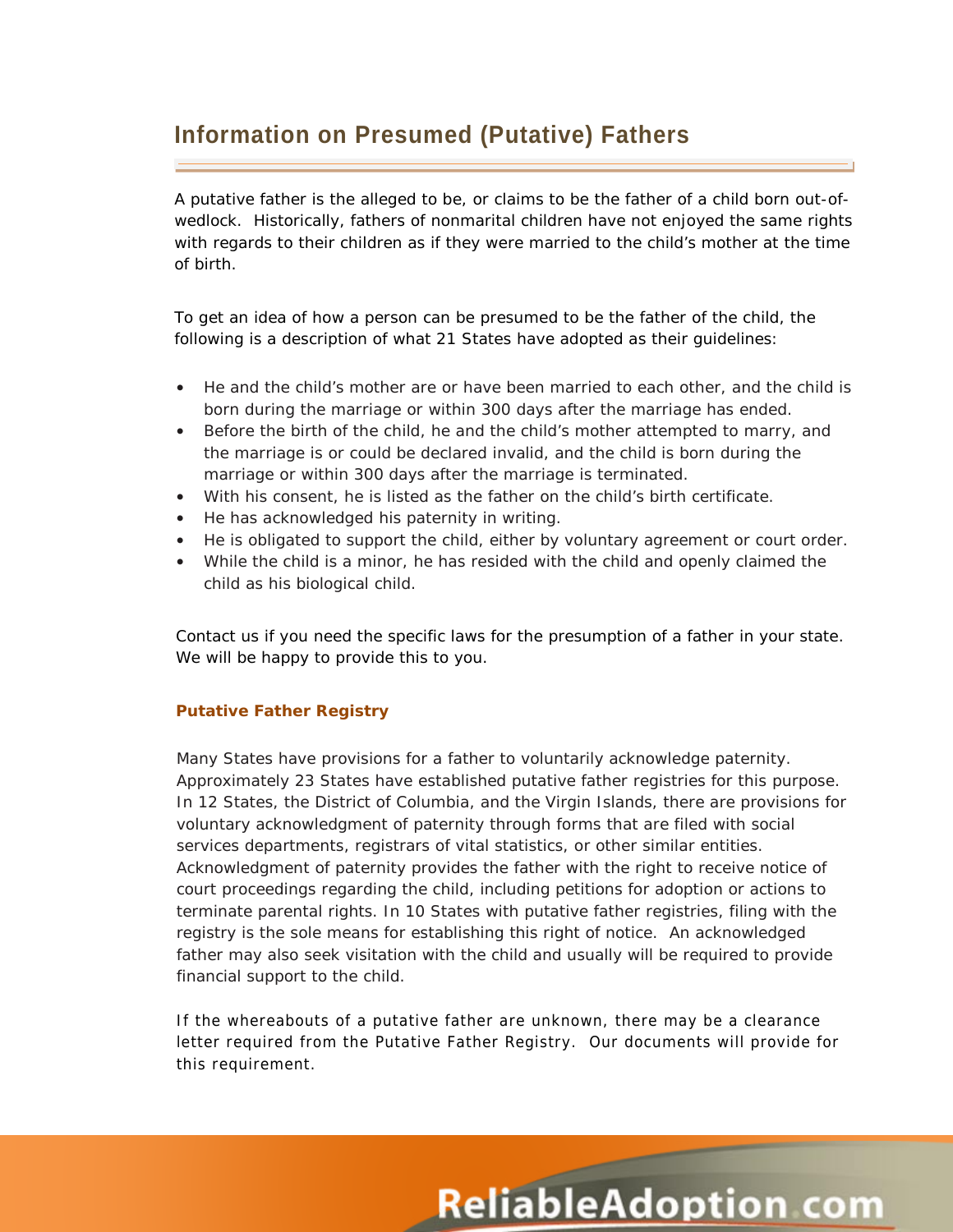## Information on Presumed (Putative) Fathers

A putative father is the alleged to be, or claims to be the father of a child born out-of-wedlock. Historically, fathers of nonmarital children have not enjoyed the same rights with regards to their children as if they were married to the child's mother at the time of birth.

To get an idea of how a person can be presumed to be the father of the child, the following is a description of what 21 States have adopted as their guidelines:

- He and the child's mother are or have been married to each other, and the child is born during the marriage or within 300 days after the marriage has ended.
- Before the birth of the child, he and the child's mother attempted to marry, and the marriage is or could be declared invalid, and the child is born during the marriage or within 300 days after the marriage is terminated.
- With his consent, he is listed as the father on the child's birth certificate.
- He has acknowledged his paternity in writing.
- He is obligated to support the child, either by voluntary agreement or court order.
- While the child is a minor, he has resided with the child and openly claimed the child as his biological child.

Contact us if you need the specific laws for the presumption of a father in your state. We will be happy to provide this to you.

### Putative Father Registry

Many States have provisions for a father to voluntarily acknowledge paternity. Approximately 23 States have established putative father registries for this purpose. In 12 States, the District of Columbia, and the Virgin Islands, there are provisions for voluntary acknowledgment of paternity through forms that are filed with social services departments, registrars of vital statistics, or other similar entities. Acknowledgment of paternity provides the father with the right to receive notice of court proceedings regarding the child, including petitions for adoption or actions to terminate parental rights. In 10 States with putative father registries, filing with the registry is the sole means for establishing this right of notice. An acknowledged father may also seek visitation with the child and usually will be required to provide financial support to the child.

If the whereabouts of a putative father are unknown, there may be a clearance letter required from the Putative Father Registry. Our documents will provide for this requirement.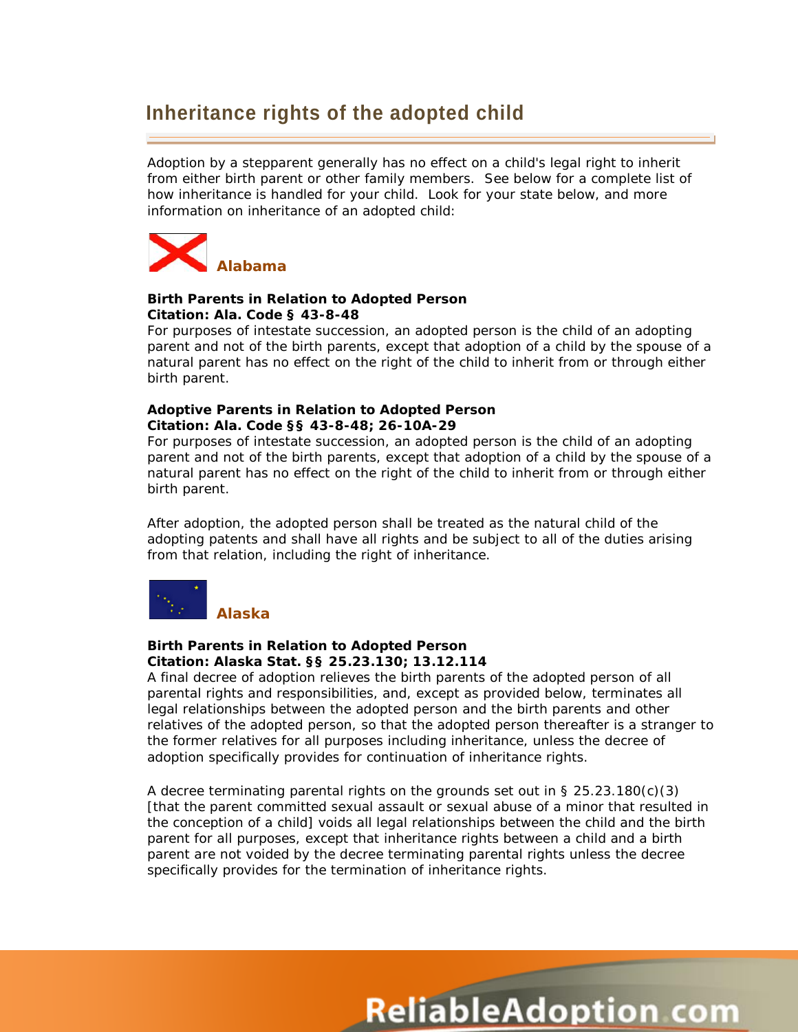# Inheritance rights of the adopted child

Adoption by a stepparent generally has no effect on a child's legal right to inherit from either birth parent or other family members. See below for a complete list of how inheritance is handled for your child. Look for your state below, and more information on inheritance of an adopted child:

## Alabama

**Birth Parents in Relation to Adopted Person**
**Citation: Ala. Code § 43-8-48**
For purposes of intestate succession, an adopted person is the child of an adopting parent and not of the birth parents, except that adoption of a child by the spouse of a natural parent has no effect on the right of the child to inherit from or through either birth parent.

**Adoptive Parents in Relation to Adopted Person**
**Citation: Ala. Code §§ 43-8-48; 26-10A-29**
For purposes of intestate succession, an adopted person is the child of an adopting parent and not of the birth parents, except that adoption of a child by the spouse of a natural parent has no effect on the right of the child to inherit from or through either birth parent.

After adoption, the adopted person shall be treated as the natural child of the adopting patents and shall have all rights and be subject to all of the duties arising from that relation, including the right of inheritance.

## Alaska

**Birth Parents in Relation to Adopted Person**
**Citation: Alaska Stat. §§ 25.23.130; 13.12.114**
A final decree of adoption relieves the birth parents of the adopted person of all parental rights and responsibilities, and, except as provided below, terminates all legal relationships between the adopted person and the birth parents and other relatives of the adopted person, so that the adopted person thereafter is a stranger to the former relatives for all purposes including inheritance, unless the decree of adoption specifically provides for continuation of inheritance rights.

A decree terminating parental rights on the grounds set out in § 25.23.180(c)(3) [that the parent committed sexual assault or sexual abuse of a minor that resulted in the conception of a child] voids all legal relationships between the child and the birth parent for all purposes, except that inheritance rights between a child and a birth parent are not voided by the decree terminating parental rights unless the decree specifically provides for the termination of inheritance rights.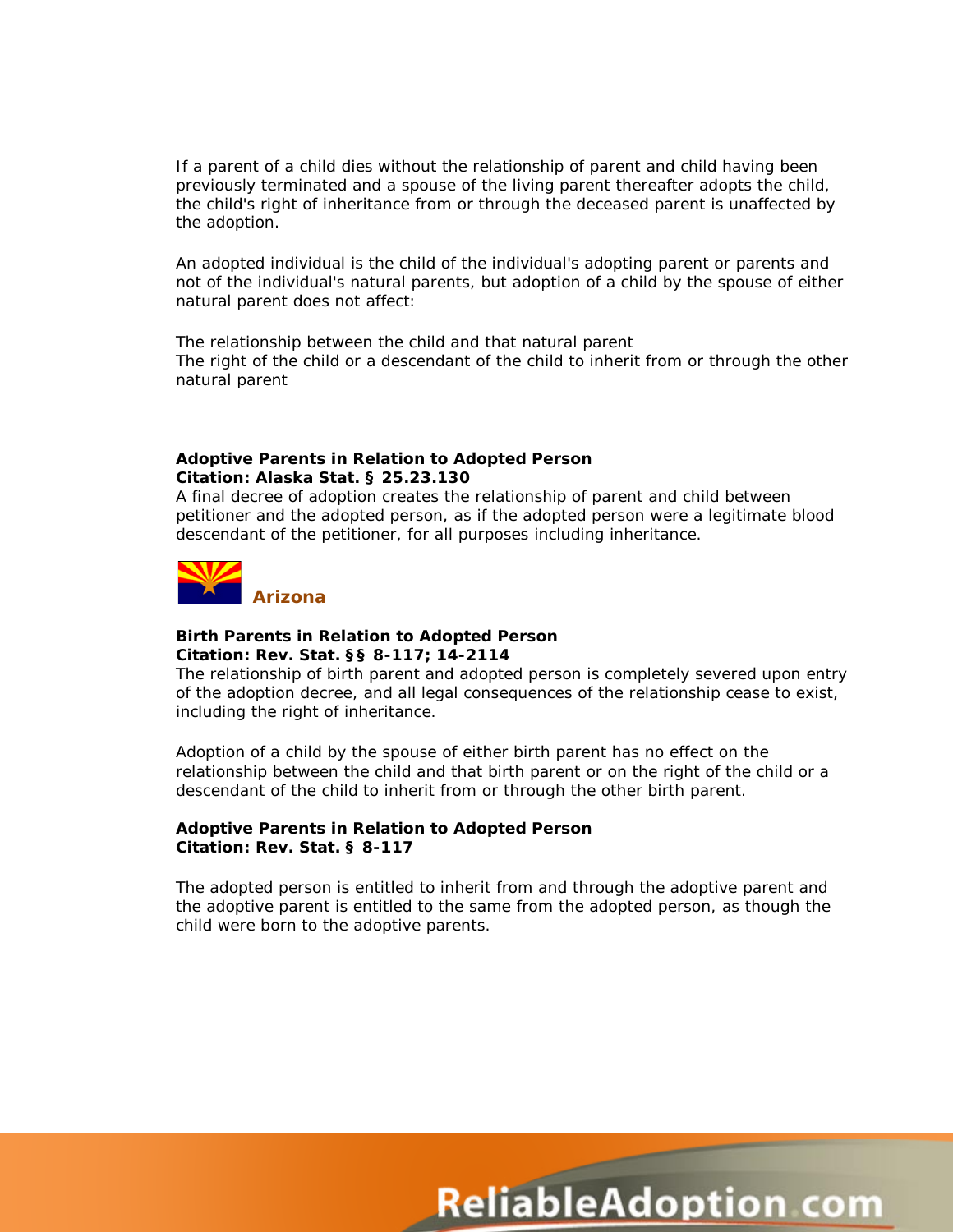If a parent of a child dies without the relationship of parent and child having been previously terminated and a spouse of the living parent thereafter adopts the child, the child's right of inheritance from or through the deceased parent is unaffected by the adoption.

An adopted individual is the child of the individual's adopting parent or parents and not of the individual's natural parents, but adoption of a child by the spouse of either natural parent does not affect:

The relationship between the child and that natural parent
The right of the child or a descendant of the child to inherit from or through the other natural parent

**Adoptive Parents in Relation to Adopted Person**
**Citation: Alaska Stat. § 25.23.130**
A final decree of adoption creates the relationship of parent and child between petitioner and the adopted person, as if the adopted person were a legitimate blood descendant of the petitioner, for all purposes including inheritance.

## Arizona

**Birth Parents in Relation to Adopted Person**
**Citation: Rev. Stat. §§ 8-117; 14-2114**
The relationship of birth parent and adopted person is completely severed upon entry of the adoption decree, and all legal consequences of the relationship cease to exist, including the right of inheritance.

Adoption of a child by the spouse of either birth parent has no effect on the relationship between the child and that birth parent or on the right of the child or a descendant of the child to inherit from or through the other birth parent.

**Adoptive Parents in Relation to Adopted Person**
**Citation: Rev. Stat. § 8-117**

The adopted person is entitled to inherit from and through the adoptive parent and the adoptive parent is entitled to the same from the adopted person, as though the child were born to the adoptive parents.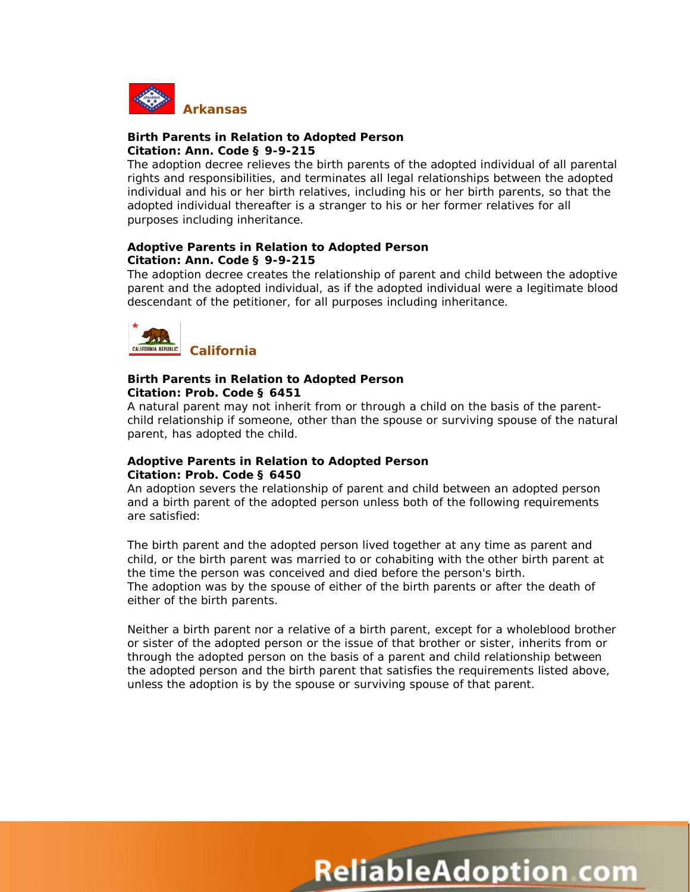## Arkansas

**Birth Parents in Relation to Adopted Person**
**Citation: Ann. Code § 9-9-215**
The adoption decree relieves the birth parents of the adopted individual of all parental rights and responsibilities, and terminates all legal relationships between the adopted individual and his or her birth relatives, including his or her birth parents, so that the adopted individual thereafter is a stranger to his or her former relatives for all purposes including inheritance.

**Adoptive Parents in Relation to Adopted Person**
**Citation: Ann. Code § 9-9-215**
The adoption decree creates the relationship of parent and child between the adoptive parent and the adopted individual, as if the adopted individual were a legitimate blood descendant of the petitioner, for all purposes including inheritance.

## California

**Birth Parents in Relation to Adopted Person**
**Citation: Prob. Code § 6451**
A natural parent may not inherit from or through a child on the basis of the parent-child relationship if someone, other than the spouse or surviving spouse of the natural parent, has adopted the child.

**Adoptive Parents in Relation to Adopted Person**
**Citation: Prob. Code § 6450**
An adoption severs the relationship of parent and child between an adopted person and a birth parent of the adopted person unless both of the following requirements are satisfied:

The birth parent and the adopted person lived together at any time as parent and child, or the birth parent was married to or cohabiting with the other birth parent at the time the person was conceived and died before the person's birth.
The adoption was by the spouse of either of the birth parents or after the death of either of the birth parents.

Neither a birth parent nor a relative of a birth parent, except for a wholeblood brother or sister of the adopted person or the issue of that brother or sister, inherits from or through the adopted person on the basis of a parent and child relationship between the adopted person and the birth parent that satisfies the requirements listed above, unless the adoption is by the spouse or surviving spouse of that parent.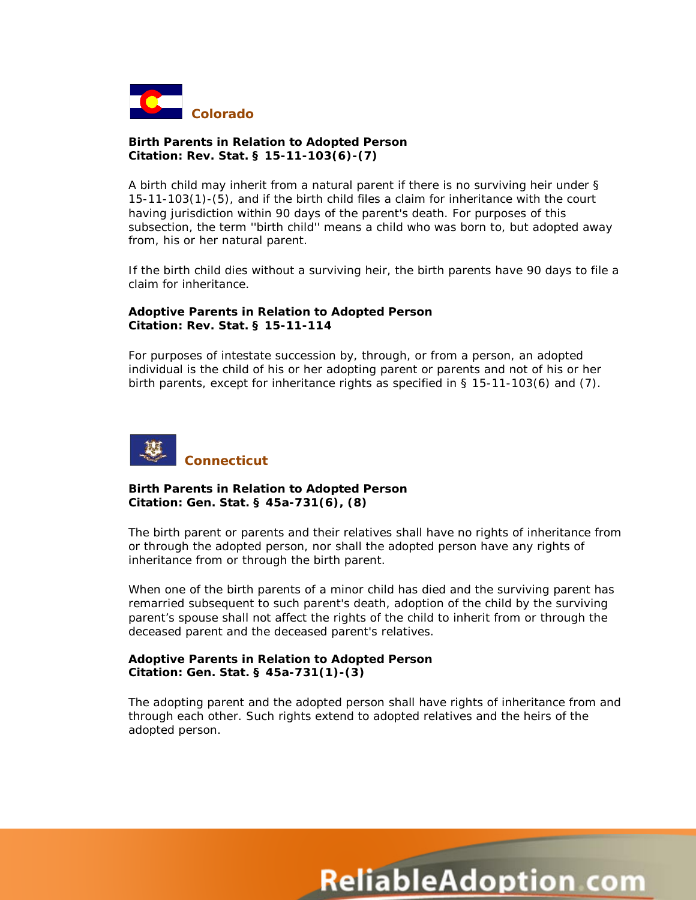## Colorado

**Birth Parents in Relation to Adopted Person**
**Citation: Rev. Stat. § 15-11-103(6)-(7)**

A birth child may inherit from a natural parent if there is no surviving heir under § 15-11-103(1)-(5), and if the birth child files a claim for inheritance with the court having jurisdiction within 90 days of the parent's death. For purposes of this subsection, the term ''birth child'' means a child who was born to, but adopted away from, his or her natural parent.

If the birth child dies without a surviving heir, the birth parents have 90 days to file a claim for inheritance.

**Adoptive Parents in Relation to Adopted Person**
**Citation: Rev. Stat. § 15-11-114**

For purposes of intestate succession by, through, or from a person, an adopted individual is the child of his or her adopting parent or parents and not of his or her birth parents, except for inheritance rights as specified in § 15-11-103(6) and (7).

## Connecticut

**Birth Parents in Relation to Adopted Person**
**Citation: Gen. Stat. § 45a-731(6), (8)**

The birth parent or parents and their relatives shall have no rights of inheritance from or through the adopted person, nor shall the adopted person have any rights of inheritance from or through the birth parent.

When one of the birth parents of a minor child has died and the surviving parent has remarried subsequent to such parent's death, adoption of the child by the surviving parent's spouse shall not affect the rights of the child to inherit from or through the deceased parent and the deceased parent's relatives.

**Adoptive Parents in Relation to Adopted Person**
**Citation: Gen. Stat. § 45a-731(1)-(3)**

The adopting parent and the adopted person shall have rights of inheritance from and through each other. Such rights extend to adopted relatives and the heirs of the adopted person.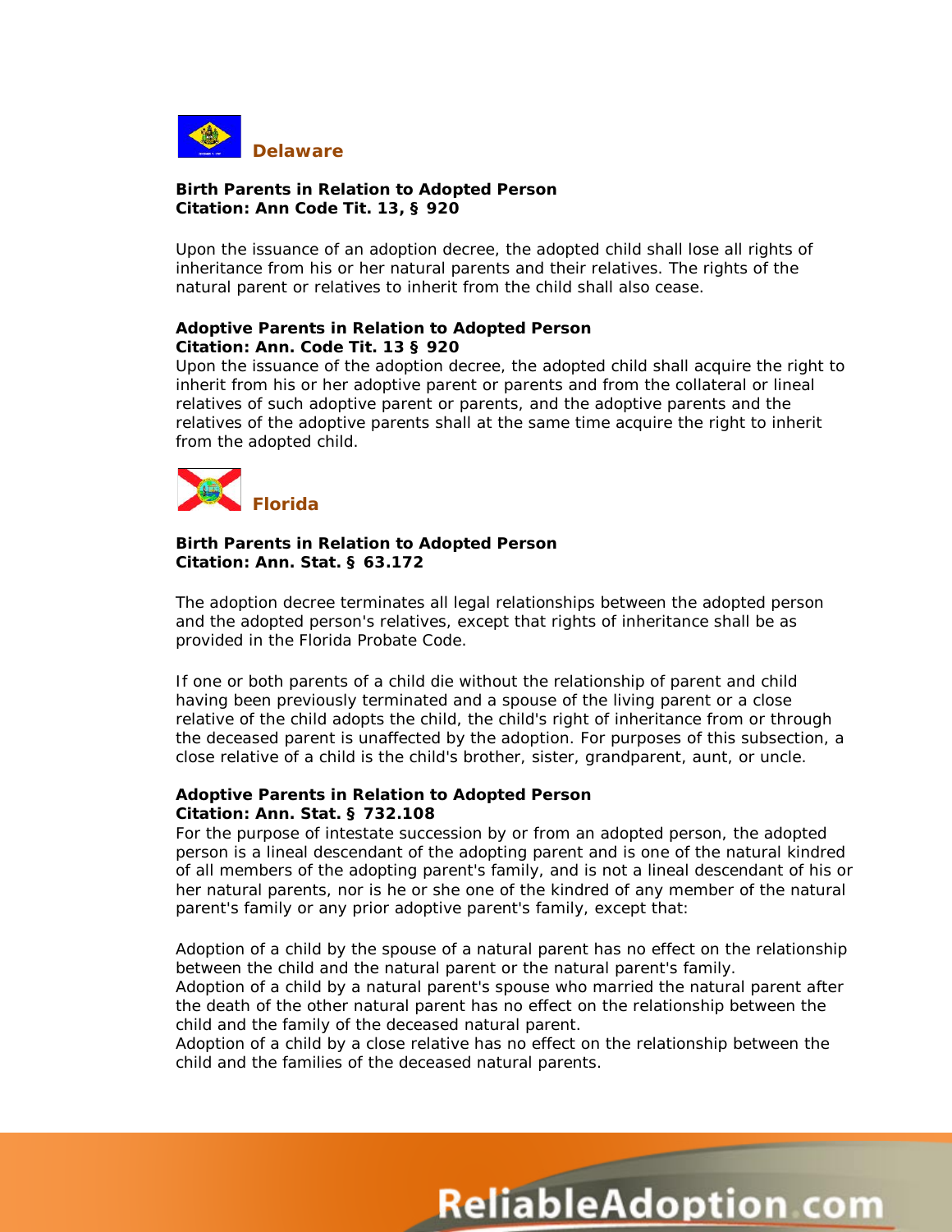## Delaware

**Birth Parents in Relation to Adopted Person**
**Citation: Ann Code Tit. 13, § 920**

Upon the issuance of an adoption decree, the adopted child shall lose all rights of inheritance from his or her natural parents and their relatives. The rights of the natural parent or relatives to inherit from the child shall also cease.

**Adoptive Parents in Relation to Adopted Person**
**Citation: Ann. Code Tit. 13 § 920**
Upon the issuance of the adoption decree, the adopted child shall acquire the right to inherit from his or her adoptive parent or parents and from the collateral or lineal relatives of such adoptive parent or parents, and the adoptive parents and the relatives of the adoptive parents shall at the same time acquire the right to inherit from the adopted child.

## Florida

**Birth Parents in Relation to Adopted Person**
**Citation: Ann. Stat. § 63.172**

The adoption decree terminates all legal relationships between the adopted person and the adopted person's relatives, except that rights of inheritance shall be as provided in the Florida Probate Code.

If one or both parents of a child die without the relationship of parent and child having been previously terminated and a spouse of the living parent or a close relative of the child adopts the child, the child's right of inheritance from or through the deceased parent is unaffected by the adoption. For purposes of this subsection, a close relative of a child is the child's brother, sister, grandparent, aunt, or uncle.

**Adoptive Parents in Relation to Adopted Person**
**Citation: Ann. Stat. § 732.108**
For the purpose of intestate succession by or from an adopted person, the adopted person is a lineal descendant of the adopting parent and is one of the natural kindred of all members of the adopting parent's family, and is not a lineal descendant of his or her natural parents, nor is he or she one of the kindred of any member of the natural parent's family or any prior adoptive parent's family, except that:

Adoption of a child by the spouse of a natural parent has no effect on the relationship between the child and the natural parent or the natural parent's family.
Adoption of a child by a natural parent's spouse who married the natural parent after the death of the other natural parent has no effect on the relationship between the child and the family of the deceased natural parent.
Adoption of a child by a close relative has no effect on the relationship between the child and the families of the deceased natural parents.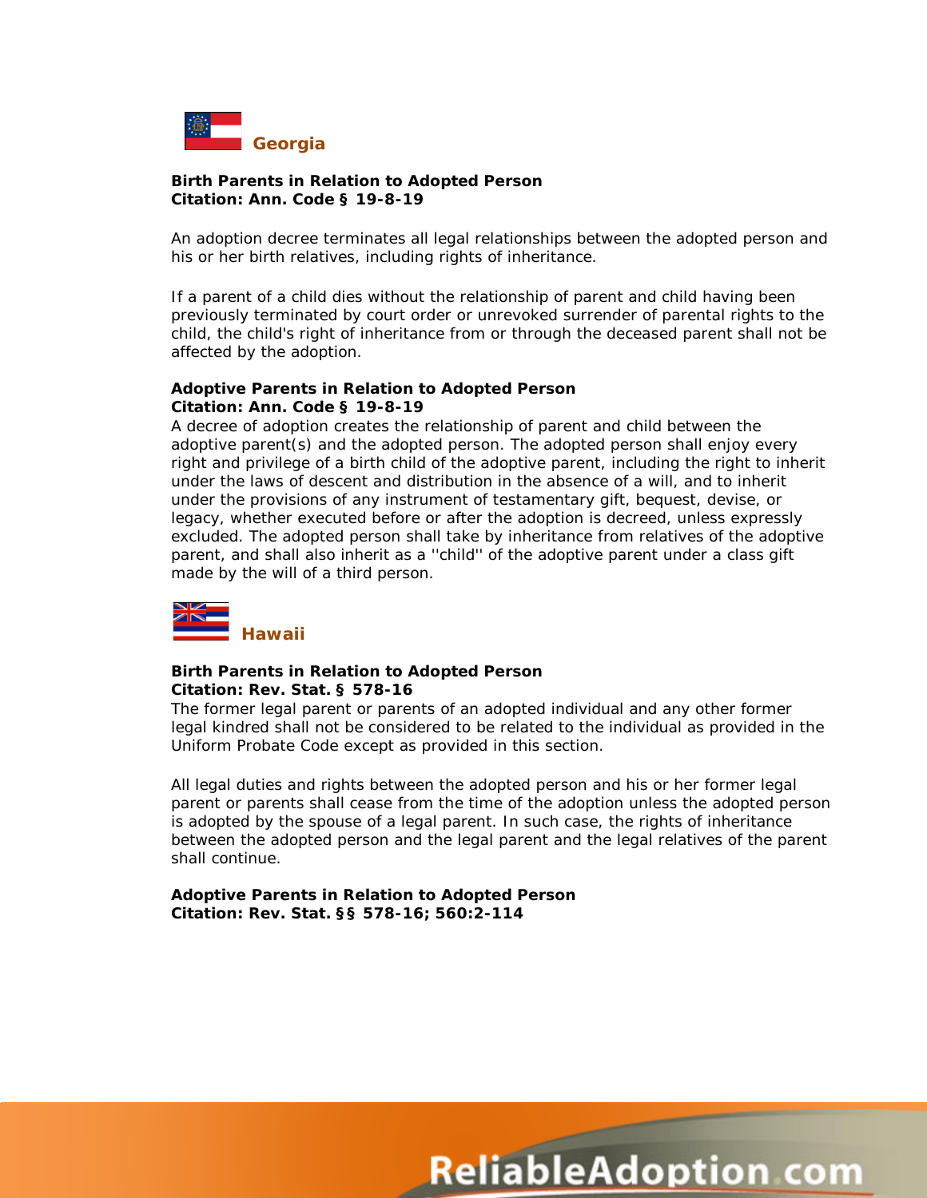## Georgia

**Birth Parents in Relation to Adopted Person**
**Citation: Ann. Code § 19-8-19**

An adoption decree terminates all legal relationships between the adopted person and his or her birth relatives, including rights of inheritance.

If a parent of a child dies without the relationship of parent and child having been previously terminated by court order or unrevoked surrender of parental rights to the child, the child's right of inheritance from or through the deceased parent shall not be affected by the adoption.

**Adoptive Parents in Relation to Adopted Person**
**Citation: Ann. Code § 19-8-19**

A decree of adoption creates the relationship of parent and child between the adoptive parent(s) and the adopted person. The adopted person shall enjoy every right and privilege of a birth child of the adoptive parent, including the right to inherit under the laws of descent and distribution in the absence of a will, and to inherit under the provisions of any instrument of testamentary gift, bequest, devise, or legacy, whether executed before or after the adoption is decreed, unless expressly excluded. The adopted person shall take by inheritance from relatives of the adoptive parent, and shall also inherit as a ''child'' of the adoptive parent under a class gift made by the will of a third person.

## Hawaii

**Birth Parents in Relation to Adopted Person**
**Citation: Rev. Stat. § 578-16**

The former legal parent or parents of an adopted individual and any other former legal kindred shall not be considered to be related to the individual as provided in the Uniform Probate Code except as provided in this section.

All legal duties and rights between the adopted person and his or her former legal parent or parents shall cease from the time of the adoption unless the adopted person is adopted by the spouse of a legal parent. In such case, the rights of inheritance between the adopted person and the legal parent and the legal relatives of the parent shall continue.

**Adoptive Parents in Relation to Adopted Person**
**Citation: Rev. Stat. §§ 578-16; 560:2-114**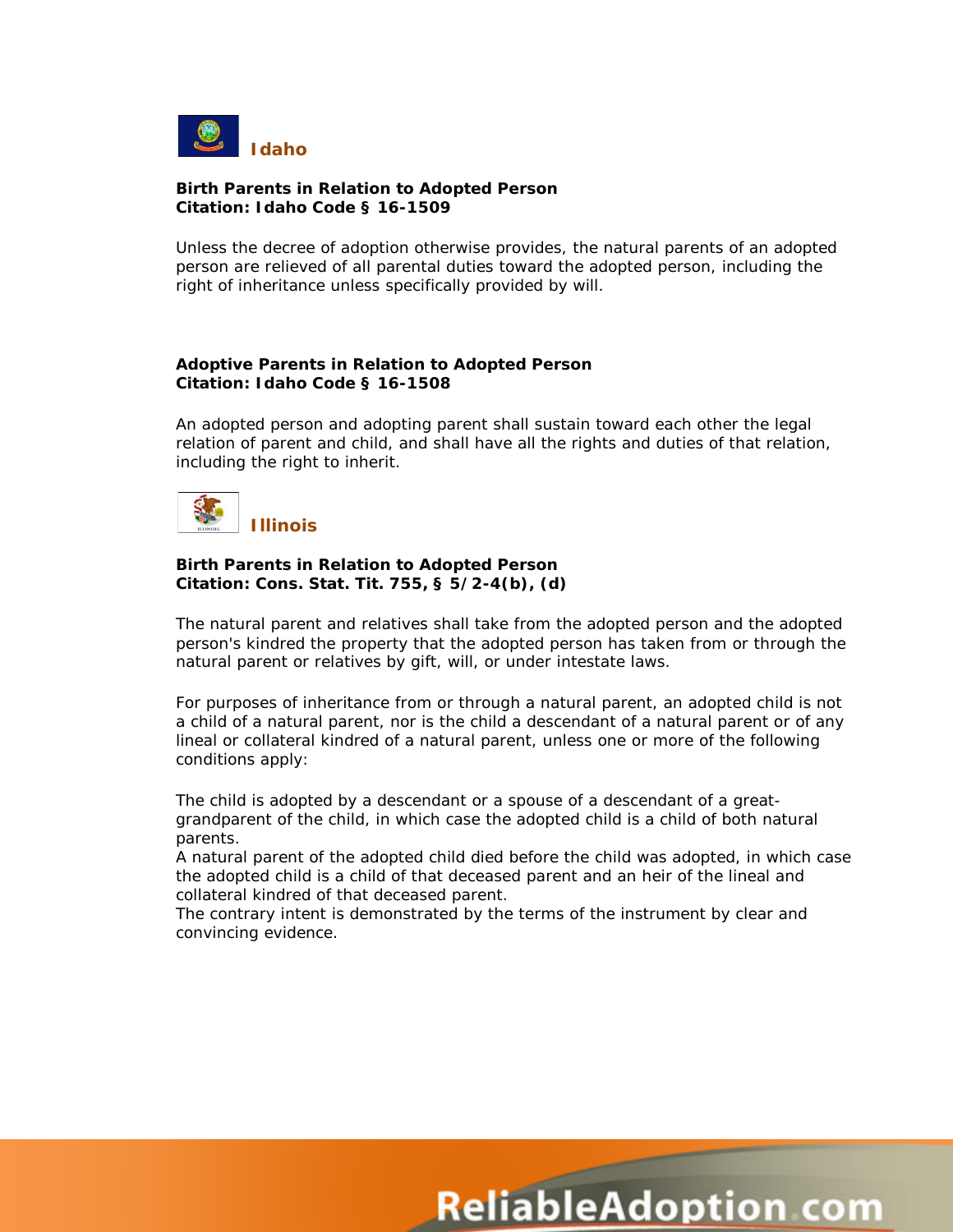## Idaho

**Birth Parents in Relation to Adopted Person**
**Citation: Idaho Code § 16-1509**

Unless the decree of adoption otherwise provides, the natural parents of an adopted person are relieved of all parental duties toward the adopted person, including the right of inheritance unless specifically provided by will.

**Adoptive Parents in Relation to Adopted Person**
**Citation: Idaho Code § 16-1508**

An adopted person and adopting parent shall sustain toward each other the legal relation of parent and child, and shall have all the rights and duties of that relation, including the right to inherit.

## Illinois

**Birth Parents in Relation to Adopted Person**
**Citation: Cons. Stat. Tit. 755, § 5/2-4(b), (d)**

The natural parent and relatives shall take from the adopted person and the adopted person's kindred the property that the adopted person has taken from or through the natural parent or relatives by gift, will, or under intestate laws.

For purposes of inheritance from or through a natural parent, an adopted child is not a child of a natural parent, nor is the child a descendant of a natural parent or of any lineal or collateral kindred of a natural parent, unless one or more of the following conditions apply:

The child is adopted by a descendant or a spouse of a descendant of a great-grandparent of the child, in which case the adopted child is a child of both natural parents.
A natural parent of the adopted child died before the child was adopted, in which case the adopted child is a child of that deceased parent and an heir of the lineal and collateral kindred of that deceased parent.
The contrary intent is demonstrated by the terms of the instrument by clear and convincing evidence.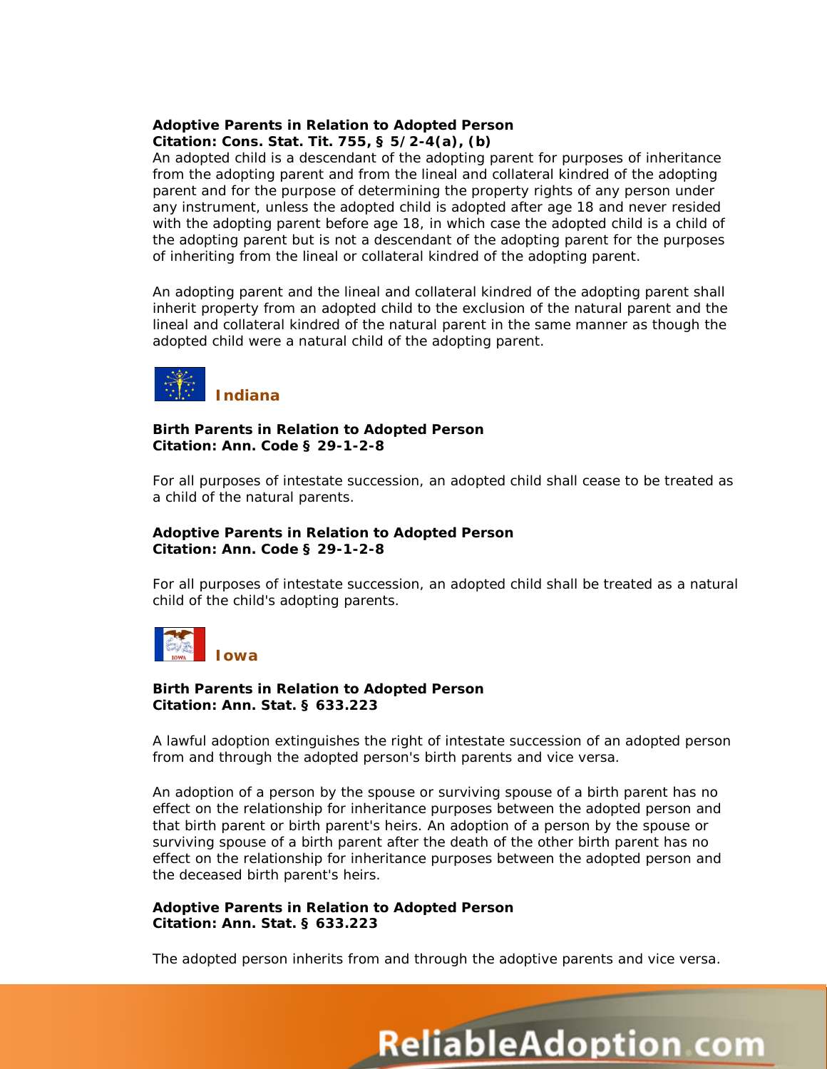**Adoptive Parents in Relation to Adopted Person**
**Citation: Cons. Stat. Tit. 755, § 5/2-4(a), (b)**
An adopted child is a descendant of the adopting parent for purposes of inheritance from the adopting parent and from the lineal and collateral kindred of the adopting parent and for the purpose of determining the property rights of any person under any instrument, unless the adopted child is adopted after age 18 and never resided with the adopting parent before age 18, in which case the adopted child is a child of the adopting parent but is not a descendant of the adopting parent for the purposes of inheriting from the lineal or collateral kindred of the adopting parent.

An adopting parent and the lineal and collateral kindred of the adopting parent shall inherit property from an adopted child to the exclusion of the natural parent and the lineal and collateral kindred of the natural parent in the same manner as though the adopted child were a natural child of the adopting parent.

## Indiana

**Birth Parents in Relation to Adopted Person**
**Citation: Ann. Code § 29-1-2-8**

For all purposes of intestate succession, an adopted child shall cease to be treated as a child of the natural parents.

**Adoptive Parents in Relation to Adopted Person**
**Citation: Ann. Code § 29-1-2-8**

For all purposes of intestate succession, an adopted child shall be treated as a natural child of the child's adopting parents.

## Iowa

**Birth Parents in Relation to Adopted Person**
**Citation: Ann. Stat. § 633.223**

A lawful adoption extinguishes the right of intestate succession of an adopted person from and through the adopted person's birth parents and vice versa.

An adoption of a person by the spouse or surviving spouse of a birth parent has no effect on the relationship for inheritance purposes between the adopted person and that birth parent or birth parent's heirs. An adoption of a person by the spouse or surviving spouse of a birth parent after the death of the other birth parent has no effect on the relationship for inheritance purposes between the adopted person and the deceased birth parent's heirs.

**Adoptive Parents in Relation to Adopted Person**
**Citation: Ann. Stat. § 633.223**

The adopted person inherits from and through the adoptive parents and vice versa.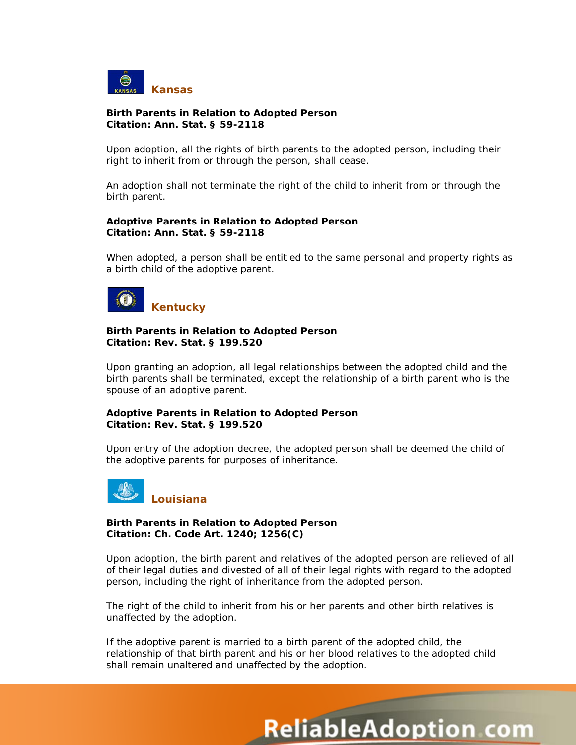## Kansas

**Birth Parents in Relation to Adopted Person**
**Citation: Ann. Stat. § 59-2118**

Upon adoption, all the rights of birth parents to the adopted person, including their right to inherit from or through the person, shall cease.

An adoption shall not terminate the right of the child to inherit from or through the birth parent.

**Adoptive Parents in Relation to Adopted Person**
**Citation: Ann. Stat. § 59-2118**

When adopted, a person shall be entitled to the same personal and property rights as a birth child of the adoptive parent.

## Kentucky

**Birth Parents in Relation to Adopted Person**
**Citation: Rev. Stat. § 199.520**

Upon granting an adoption, all legal relationships between the adopted child and the birth parents shall be terminated, except the relationship of a birth parent who is the spouse of an adoptive parent.

**Adoptive Parents in Relation to Adopted Person**
**Citation: Rev. Stat. § 199.520**

Upon entry of the adoption decree, the adopted person shall be deemed the child of the adoptive parents for purposes of inheritance.

## Louisiana

**Birth Parents in Relation to Adopted Person**
**Citation: Ch. Code Art. 1240; 1256(C)**

Upon adoption, the birth parent and relatives of the adopted person are relieved of all of their legal duties and divested of all of their legal rights with regard to the adopted person, including the right of inheritance from the adopted person.

The right of the child to inherit from his or her parents and other birth relatives is unaffected by the adoption.

If the adoptive parent is married to a birth parent of the adopted child, the relationship of that birth parent and his or her blood relatives to the adopted child shall remain unaltered and unaffected by the adoption.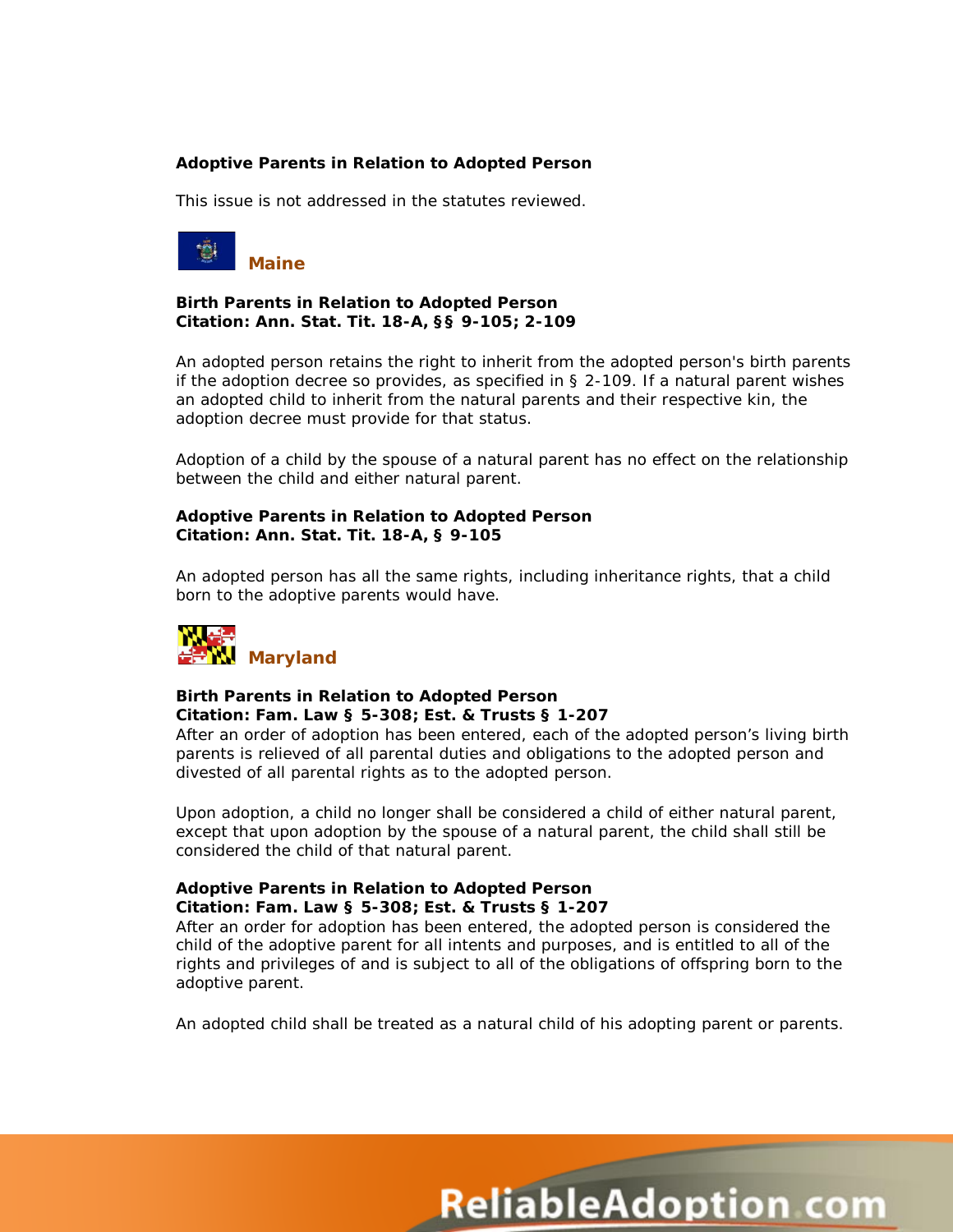**Adoptive Parents in Relation to Adopted Person**

This issue is not addressed in the statutes reviewed.

## Maine

**Birth Parents in Relation to Adopted Person**
**Citation: Ann. Stat. Tit. 18-A, §§ 9-105; 2-109**

An adopted person retains the right to inherit from the adopted person's birth parents if the adoption decree so provides, as specified in § 2-109. If a natural parent wishes an adopted child to inherit from the natural parents and their respective kin, the adoption decree must provide for that status.

Adoption of a child by the spouse of a natural parent has no effect on the relationship between the child and either natural parent.

**Adoptive Parents in Relation to Adopted Person**
**Citation: Ann. Stat. Tit. 18-A, § 9-105**

An adopted person has all the same rights, including inheritance rights, that a child born to the adoptive parents would have.

## Maryland

**Birth Parents in Relation to Adopted Person**
**Citation: Fam. Law § 5-308; Est. & Trusts § 1-207**
After an order of adoption has been entered, each of the adopted person's living birth parents is relieved of all parental duties and obligations to the adopted person and divested of all parental rights as to the adopted person.

Upon adoption, a child no longer shall be considered a child of either natural parent, except that upon adoption by the spouse of a natural parent, the child shall still be considered the child of that natural parent.

**Adoptive Parents in Relation to Adopted Person**
**Citation: Fam. Law § 5-308; Est. & Trusts § 1-207**
After an order for adoption has been entered, the adopted person is considered the child of the adoptive parent for all intents and purposes, and is entitled to all of the rights and privileges of and is subject to all of the obligations of offspring born to the adoptive parent.

An adopted child shall be treated as a natural child of his adopting parent or parents.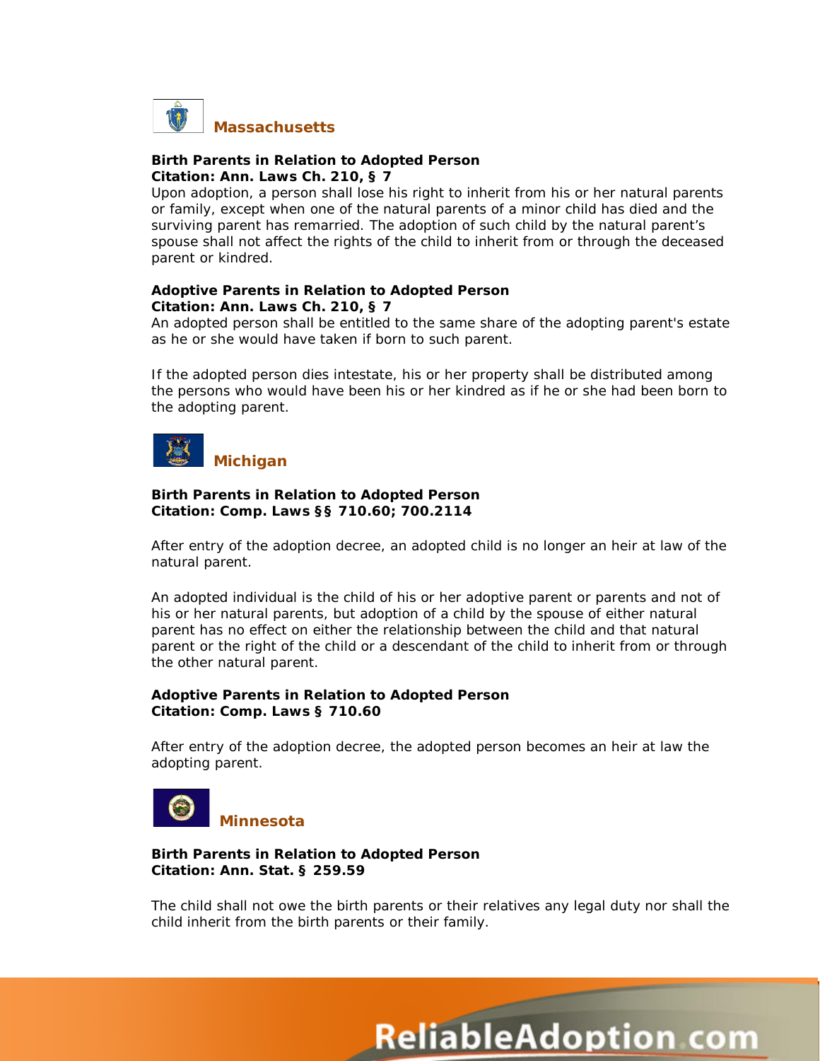## Massachusetts

**Birth Parents in Relation to Adopted Person**
**Citation: Ann. Laws Ch. 210, § 7**
Upon adoption, a person shall lose his right to inherit from his or her natural parents or family, except when one of the natural parents of a minor child has died and the surviving parent has remarried. The adoption of such child by the natural parent's spouse shall not affect the rights of the child to inherit from or through the deceased parent or kindred.

**Adoptive Parents in Relation to Adopted Person**
**Citation: Ann. Laws Ch. 210, § 7**
An adopted person shall be entitled to the same share of the adopting parent's estate as he or she would have taken if born to such parent.

If the adopted person dies intestate, his or her property shall be distributed among the persons who would have been his or her kindred as if he or she had been born to the adopting parent.

## Michigan

**Birth Parents in Relation to Adopted Person**
**Citation: Comp. Laws §§ 710.60; 700.2114**

After entry of the adoption decree, an adopted child is no longer an heir at law of the natural parent.

An adopted individual is the child of his or her adoptive parent or parents and not of his or her natural parents, but adoption of a child by the spouse of either natural parent has no effect on either the relationship between the child and that natural parent or the right of the child or a descendant of the child to inherit from or through the other natural parent.

**Adoptive Parents in Relation to Adopted Person**
**Citation: Comp. Laws § 710.60**

After entry of the adoption decree, the adopted person becomes an heir at law the adopting parent.

## Minnesota

**Birth Parents in Relation to Adopted Person**
**Citation: Ann. Stat. § 259.59**

The child shall not owe the birth parents or their relatives any legal duty nor shall the child inherit from the birth parents or their family.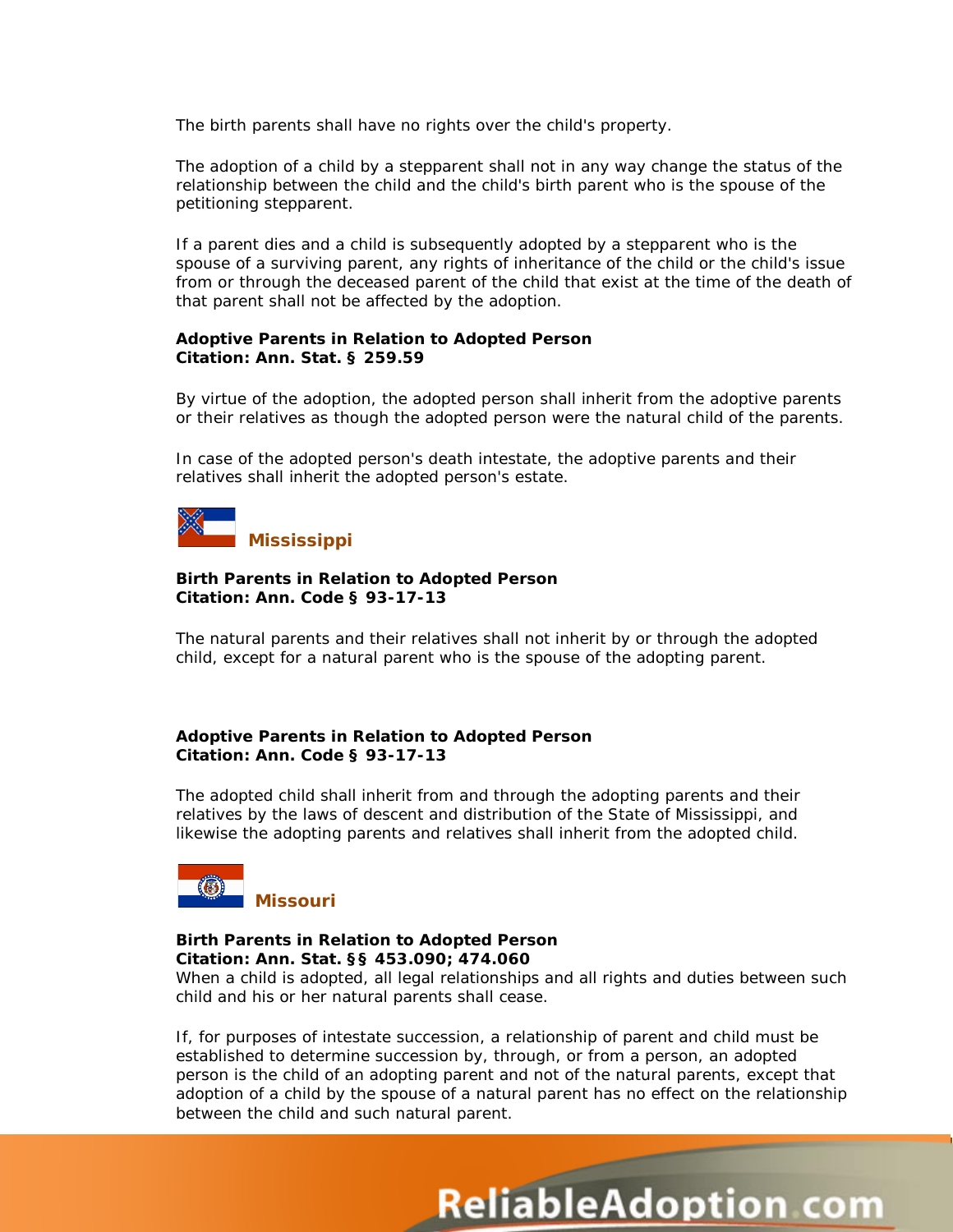The birth parents shall have no rights over the child's property.

The adoption of a child by a stepparent shall not in any way change the status of the relationship between the child and the child's birth parent who is the spouse of the petitioning stepparent.

If a parent dies and a child is subsequently adopted by a stepparent who is the spouse of a surviving parent, any rights of inheritance of the child or the child's issue from or through the deceased parent of the child that exist at the time of the death of that parent shall not be affected by the adoption.

**Adoptive Parents in Relation to Adopted Person**
**Citation: Ann. Stat. § 259.59**

By virtue of the adoption, the adopted person shall inherit from the adoptive parents or their relatives as though the adopted person were the natural child of the parents.

In case of the adopted person's death intestate, the adoptive parents and their relatives shall inherit the adopted person's estate.

## Mississippi

**Birth Parents in Relation to Adopted Person**
**Citation: Ann. Code § 93-17-13**

The natural parents and their relatives shall not inherit by or through the adopted child, except for a natural parent who is the spouse of the adopting parent.

**Adoptive Parents in Relation to Adopted Person**
**Citation: Ann. Code § 93-17-13**

The adopted child shall inherit from and through the adopting parents and their relatives by the laws of descent and distribution of the State of Mississippi, and likewise the adopting parents and relatives shall inherit from the adopted child.

## Missouri

**Birth Parents in Relation to Adopted Person**
**Citation: Ann. Stat. §§ 453.090; 474.060**
When a child is adopted, all legal relationships and all rights and duties between such child and his or her natural parents shall cease.

If, for purposes of intestate succession, a relationship of parent and child must be established to determine succession by, through, or from a person, an adopted person is the child of an adopting parent and not of the natural parents, except that adoption of a child by the spouse of a natural parent has no effect on the relationship between the child and such natural parent.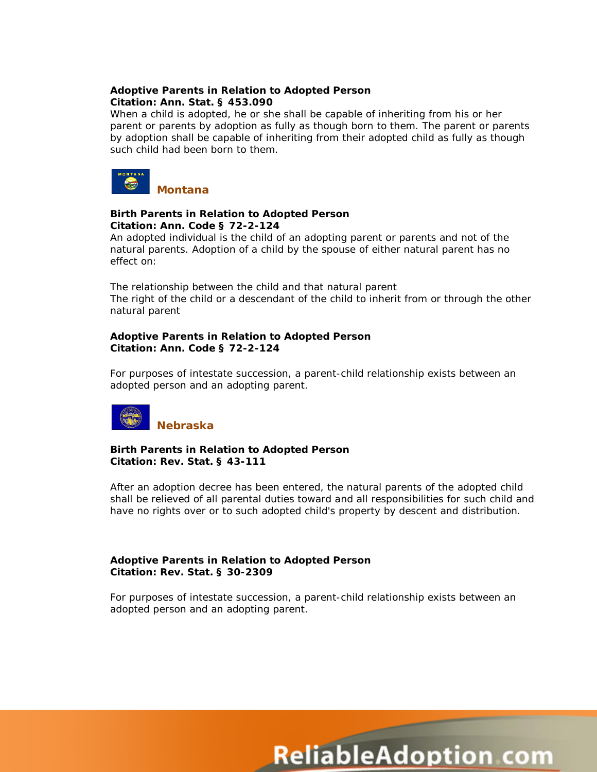**Adoptive Parents in Relation to Adopted Person**
**Citation: Ann. Stat. § 453.090**
When a child is adopted, he or she shall be capable of inheriting from his or her parent or parents by adoption as fully as though born to them. The parent or parents by adoption shall be capable of inheriting from their adopted child as fully as though such child had been born to them.

## Montana

**Birth Parents in Relation to Adopted Person**
**Citation: Ann. Code § 72-2-124**
An adopted individual is the child of an adopting parent or parents and not of the natural parents. Adoption of a child by the spouse of either natural parent has no effect on:

The relationship between the child and that natural parent
The right of the child or a descendant of the child to inherit from or through the other natural parent

**Adoptive Parents in Relation to Adopted Person**
**Citation: Ann. Code § 72-2-124**

For purposes of intestate succession, a parent-child relationship exists between an adopted person and an adopting parent.

## Nebraska

**Birth Parents in Relation to Adopted Person**
**Citation: Rev. Stat. § 43-111**

After an adoption decree has been entered, the natural parents of the adopted child shall be relieved of all parental duties toward and all responsibilities for such child and have no rights over or to such adopted child's property by descent and distribution.

**Adoptive Parents in Relation to Adopted Person**
**Citation: Rev. Stat. § 30-2309**

For purposes of intestate succession, a parent-child relationship exists between an adopted person and an adopting parent.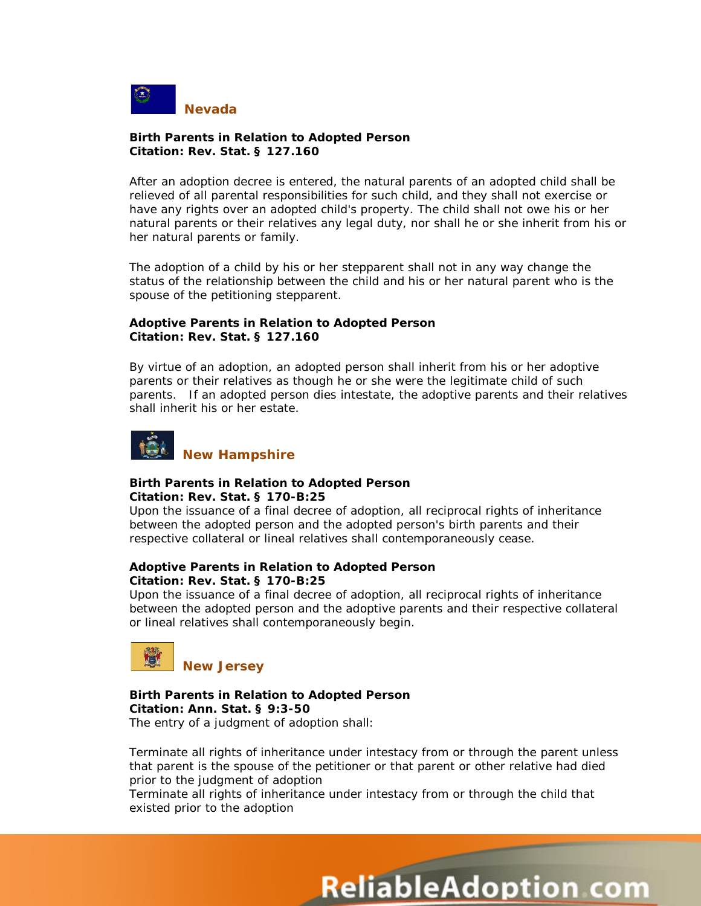## Nevada

**Birth Parents in Relation to Adopted Person**
**Citation: Rev. Stat. § 127.160**

After an adoption decree is entered, the natural parents of an adopted child shall be relieved of all parental responsibilities for such child, and they shall not exercise or have any rights over an adopted child's property. The child shall not owe his or her natural parents or their relatives any legal duty, nor shall he or she inherit from his or her natural parents or family.

The adoption of a child by his or her stepparent shall not in any way change the status of the relationship between the child and his or her natural parent who is the spouse of the petitioning stepparent.

**Adoptive Parents in Relation to Adopted Person**
**Citation: Rev. Stat. § 127.160**

By virtue of an adoption, an adopted person shall inherit from his or her adoptive parents or their relatives as though he or she were the legitimate child of such parents. If an adopted person dies intestate, the adoptive parents and their relatives shall inherit his or her estate.

## New Hampshire

**Birth Parents in Relation to Adopted Person**
**Citation: Rev. Stat. § 170-B:25**
Upon the issuance of a final decree of adoption, all reciprocal rights of inheritance between the adopted person and the adopted person's birth parents and their respective collateral or lineal relatives shall contemporaneously cease.

**Adoptive Parents in Relation to Adopted Person**
**Citation: Rev. Stat. § 170-B:25**
Upon the issuance of a final decree of adoption, all reciprocal rights of inheritance between the adopted person and the adoptive parents and their respective collateral or lineal relatives shall contemporaneously begin.

## New Jersey

**Birth Parents in Relation to Adopted Person**
**Citation: Ann. Stat. § 9:3-50**
The entry of a judgment of adoption shall:

Terminate all rights of inheritance under intestacy from or through the parent unless that parent is the spouse of the petitioner or that parent or other relative had died prior to the judgment of adoption
Terminate all rights of inheritance under intestacy from or through the child that existed prior to the adoption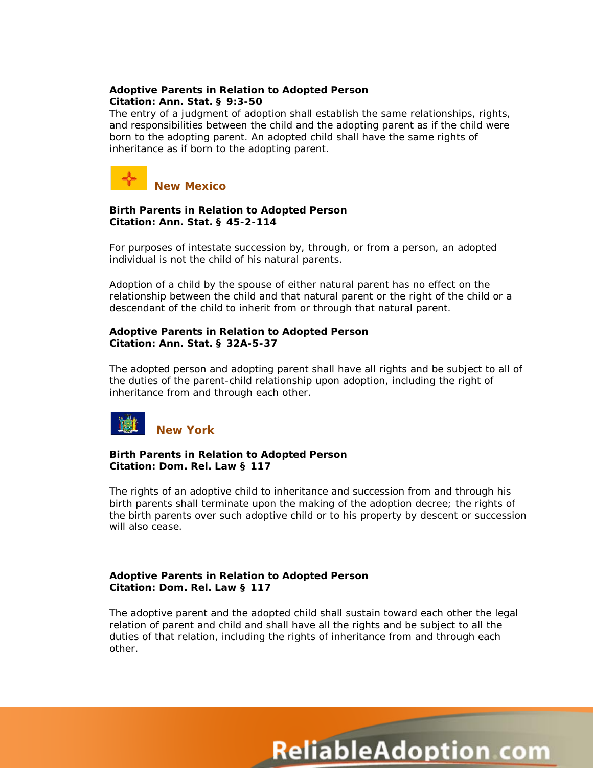**Adoptive Parents in Relation to Adopted Person**
**Citation: Ann. Stat. § 9:3-50**
The entry of a judgment of adoption shall establish the same relationships, rights, and responsibilities between the child and the adopting parent as if the child were born to the adopting parent. An adopted child shall have the same rights of inheritance as if born to the adopting parent.

## New Mexico

**Birth Parents in Relation to Adopted Person**
**Citation: Ann. Stat. § 45-2-114**

For purposes of intestate succession by, through, or from a person, an adopted individual is not the child of his natural parents.

Adoption of a child by the spouse of either natural parent has no effect on the relationship between the child and that natural parent or the right of the child or a descendant of the child to inherit from or through that natural parent.

**Adoptive Parents in Relation to Adopted Person**
**Citation: Ann. Stat. § 32A-5-37**

The adopted person and adopting parent shall have all rights and be subject to all of the duties of the parent-child relationship upon adoption, including the right of inheritance from and through each other.

## New York

**Birth Parents in Relation to Adopted Person**
**Citation: Dom. Rel. Law § 117**

The rights of an adoptive child to inheritance and succession from and through his birth parents shall terminate upon the making of the adoption decree; the rights of the birth parents over such adoptive child or to his property by descent or succession will also cease.

**Adoptive Parents in Relation to Adopted Person**
**Citation: Dom. Rel. Law § 117**

The adoptive parent and the adopted child shall sustain toward each other the legal relation of parent and child and shall have all the rights and be subject to all the duties of that relation, including the rights of inheritance from and through each other.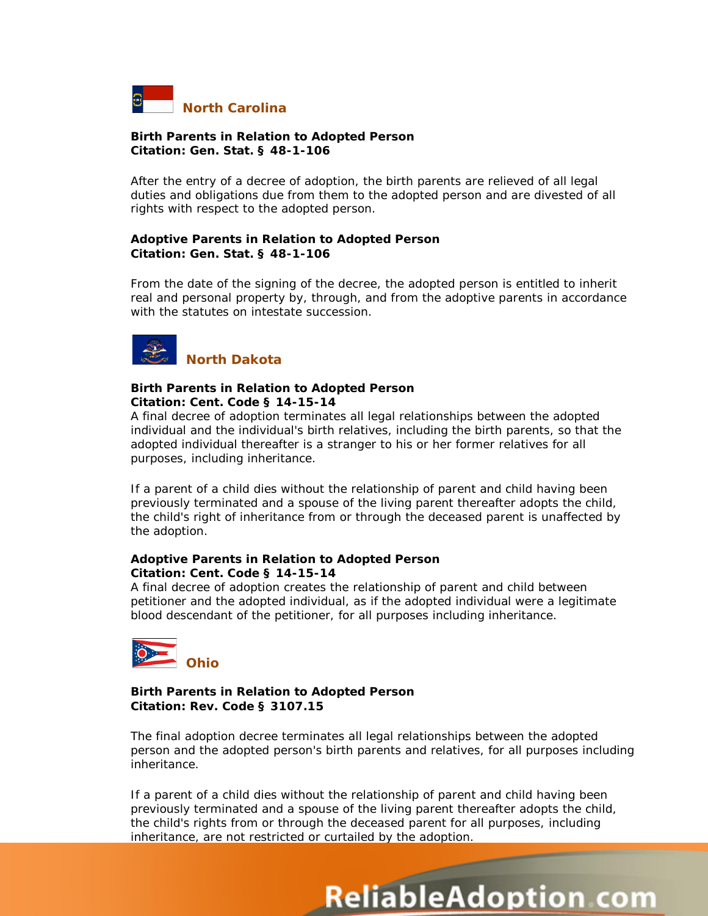## North Carolina

**Birth Parents in Relation to Adopted Person**
**Citation: Gen. Stat. § 48-1-106**

After the entry of a decree of adoption, the birth parents are relieved of all legal duties and obligations due from them to the adopted person and are divested of all rights with respect to the adopted person.

**Adoptive Parents in Relation to Adopted Person**
**Citation: Gen. Stat. § 48-1-106**

From the date of the signing of the decree, the adopted person is entitled to inherit real and personal property by, through, and from the adoptive parents in accordance with the statutes on intestate succession.

## North Dakota

**Birth Parents in Relation to Adopted Person**
**Citation: Cent. Code § 14-15-14**
A final decree of adoption terminates all legal relationships between the adopted individual and the individual's birth relatives, including the birth parents, so that the adopted individual thereafter is a stranger to his or her former relatives for all purposes, including inheritance.

If a parent of a child dies without the relationship of parent and child having been previously terminated and a spouse of the living parent thereafter adopts the child, the child's right of inheritance from or through the deceased parent is unaffected by the adoption.

**Adoptive Parents in Relation to Adopted Person**
**Citation: Cent. Code § 14-15-14**
A final decree of adoption creates the relationship of parent and child between petitioner and the adopted individual, as if the adopted individual were a legitimate blood descendant of the petitioner, for all purposes including inheritance.

## Ohio

**Birth Parents in Relation to Adopted Person**
**Citation: Rev. Code § 3107.15**

The final adoption decree terminates all legal relationships between the adopted person and the adopted person's birth parents and relatives, for all purposes including inheritance.

If a parent of a child dies without the relationship of parent and child having been previously terminated and a spouse of the living parent thereafter adopts the child, the child's rights from or through the deceased parent for all purposes, including inheritance, are not restricted or curtailed by the adoption.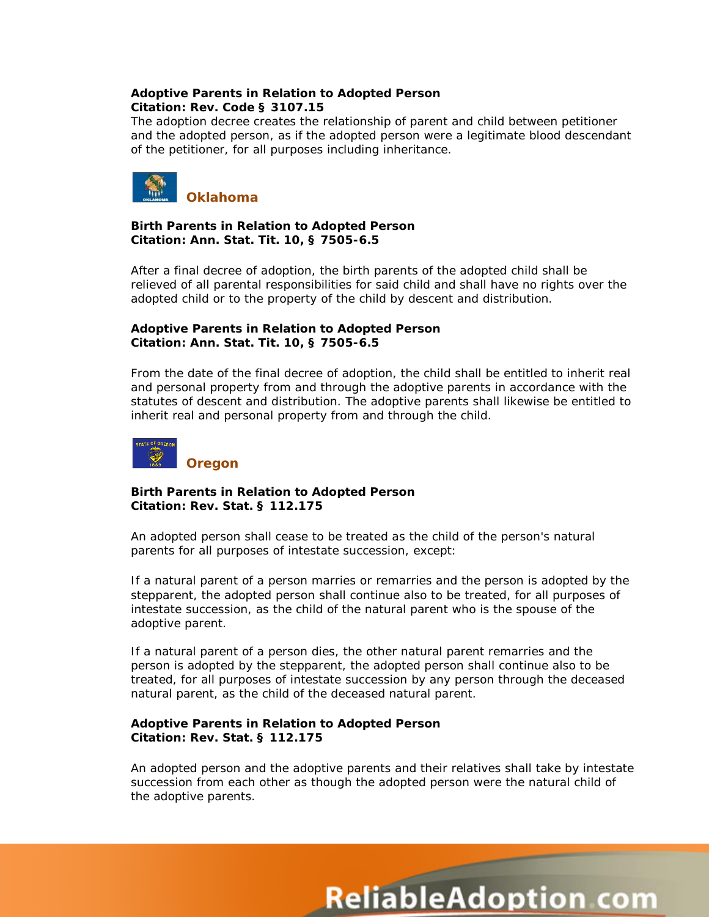**Adoptive Parents in Relation to Adopted Person**
**Citation: Rev. Code § 3107.15**
The adoption decree creates the relationship of parent and child between petitioner and the adopted person, as if the adopted person were a legitimate blood descendant of the petitioner, for all purposes including inheritance.

## Oklahoma

**Birth Parents in Relation to Adopted Person**
**Citation: Ann. Stat. Tit. 10, § 7505-6.5**

After a final decree of adoption, the birth parents of the adopted child shall be relieved of all parental responsibilities for said child and shall have no rights over the adopted child or to the property of the child by descent and distribution.

**Adoptive Parents in Relation to Adopted Person**
**Citation: Ann. Stat. Tit. 10, § 7505-6.5**

From the date of the final decree of adoption, the child shall be entitled to inherit real and personal property from and through the adoptive parents in accordance with the statutes of descent and distribution. The adoptive parents shall likewise be entitled to inherit real and personal property from and through the child.

## Oregon

**Birth Parents in Relation to Adopted Person**
**Citation: Rev. Stat. § 112.175**

An adopted person shall cease to be treated as the child of the person's natural parents for all purposes of intestate succession, except:

If a natural parent of a person marries or remarries and the person is adopted by the stepparent, the adopted person shall continue also to be treated, for all purposes of intestate succession, as the child of the natural parent who is the spouse of the adoptive parent.

If a natural parent of a person dies, the other natural parent remarries and the person is adopted by the stepparent, the adopted person shall continue also to be treated, for all purposes of intestate succession by any person through the deceased natural parent, as the child of the deceased natural parent.

**Adoptive Parents in Relation to Adopted Person**
**Citation: Rev. Stat. § 112.175**

An adopted person and the adoptive parents and their relatives shall take by intestate succession from each other as though the adopted person were the natural child of the adoptive parents.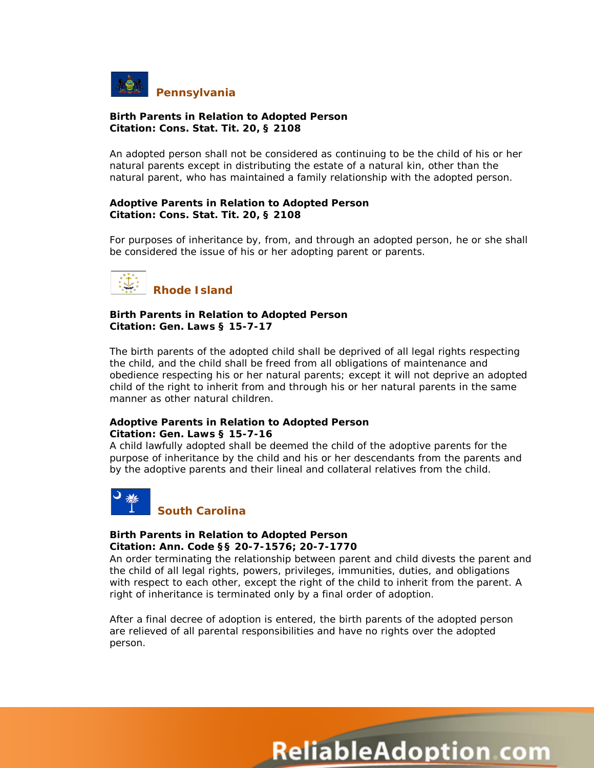## Pennsylvania

**Birth Parents in Relation to Adopted Person**
**Citation: Cons. Stat. Tit. 20, § 2108**

An adopted person shall not be considered as continuing to be the child of his or her natural parents except in distributing the estate of a natural kin, other than the natural parent, who has maintained a family relationship with the adopted person.

**Adoptive Parents in Relation to Adopted Person**
**Citation: Cons. Stat. Tit. 20, § 2108**

For purposes of inheritance by, from, and through an adopted person, he or she shall be considered the issue of his or her adopting parent or parents.

## Rhode Island

**Birth Parents in Relation to Adopted Person**
**Citation: Gen. Laws § 15-7-17**

The birth parents of the adopted child shall be deprived of all legal rights respecting the child, and the child shall be freed from all obligations of maintenance and obedience respecting his or her natural parents; except it will not deprive an adopted child of the right to inherit from and through his or her natural parents in the same manner as other natural children.

**Adoptive Parents in Relation to Adopted Person**
**Citation: Gen. Laws § 15-7-16**
A child lawfully adopted shall be deemed the child of the adoptive parents for the purpose of inheritance by the child and his or her descendants from the parents and by the adoptive parents and their lineal and collateral relatives from the child.

## South Carolina

**Birth Parents in Relation to Adopted Person**
**Citation: Ann. Code §§ 20-7-1576; 20-7-1770**
An order terminating the relationship between parent and child divests the parent and the child of all legal rights, powers, privileges, immunities, duties, and obligations with respect to each other, except the right of the child to inherit from the parent. A right of inheritance is terminated only by a final order of adoption.

After a final decree of adoption is entered, the birth parents of the adopted person are relieved of all parental responsibilities and have no rights over the adopted person.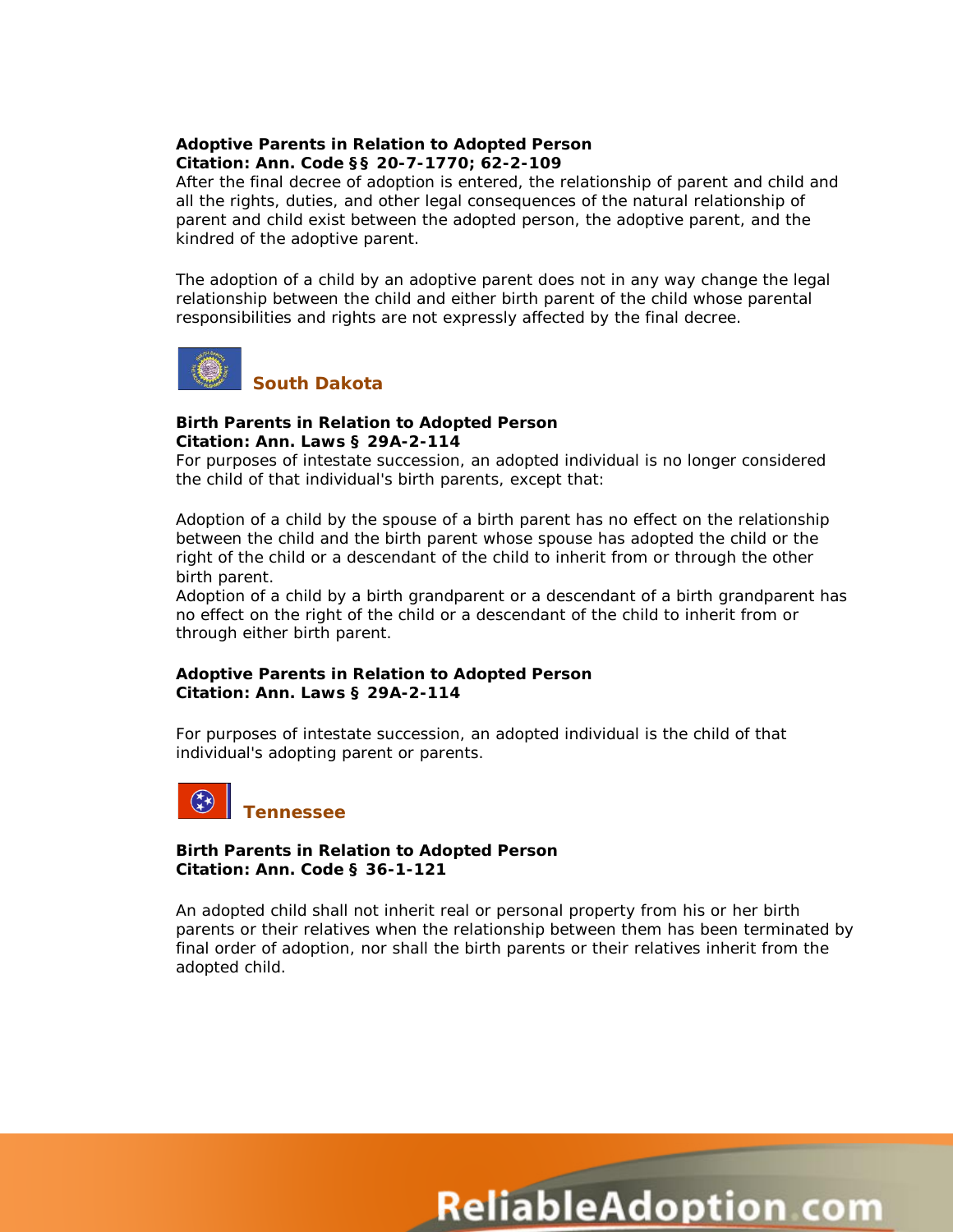**Adoptive Parents in Relation to Adopted Person**
**Citation: Ann. Code §§ 20-7-1770; 62-2-109**
After the final decree of adoption is entered, the relationship of parent and child and all the rights, duties, and other legal consequences of the natural relationship of parent and child exist between the adopted person, the adoptive parent, and the kindred of the adoptive parent.

The adoption of a child by an adoptive parent does not in any way change the legal relationship between the child and either birth parent of the child whose parental responsibilities and rights are not expressly affected by the final decree.

## South Dakota

**Birth Parents in Relation to Adopted Person**
**Citation: Ann. Laws § 29A-2-114**
For purposes of intestate succession, an adopted individual is no longer considered the child of that individual's birth parents, except that:

Adoption of a child by the spouse of a birth parent has no effect on the relationship between the child and the birth parent whose spouse has adopted the child or the right of the child or a descendant of the child to inherit from or through the other birth parent.
Adoption of a child by a birth grandparent or a descendant of a birth grandparent has no effect on the right of the child or a descendant of the child to inherit from or through either birth parent.

**Adoptive Parents in Relation to Adopted Person**
**Citation: Ann. Laws § 29A-2-114**

For purposes of intestate succession, an adopted individual is the child of that individual's adopting parent or parents.

## Tennessee

**Birth Parents in Relation to Adopted Person**
**Citation: Ann. Code § 36-1-121**

An adopted child shall not inherit real or personal property from his or her birth parents or their relatives when the relationship between them has been terminated by final order of adoption, nor shall the birth parents or their relatives inherit from the adopted child.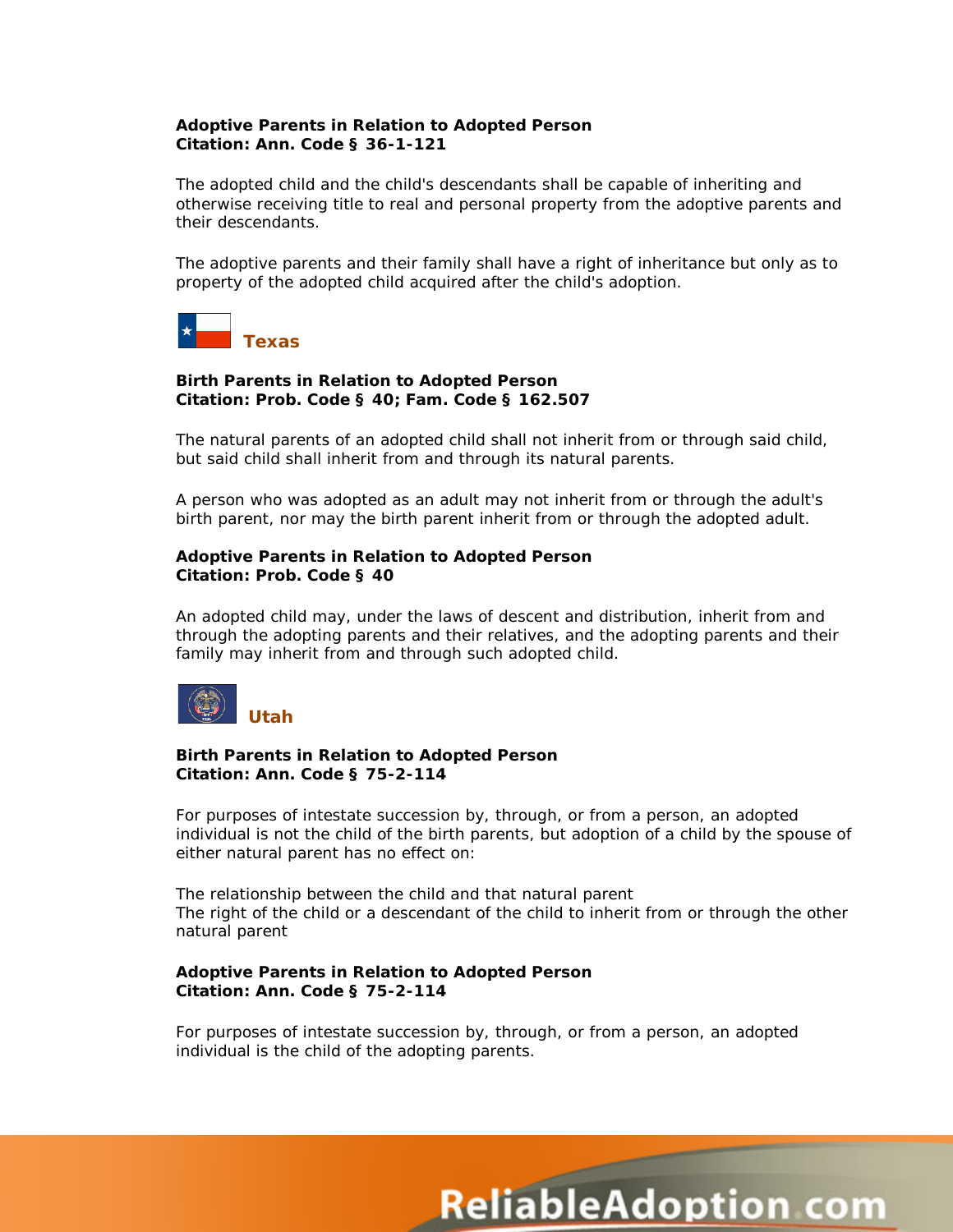**Adoptive Parents in Relation to Adopted Person**
**Citation: Ann. Code § 36-1-121**

The adopted child and the child's descendants shall be capable of inheriting and otherwise receiving title to real and personal property from the adoptive parents and their descendants.

The adoptive parents and their family shall have a right of inheritance but only as to property of the adopted child acquired after the child's adoption.

## Texas

**Birth Parents in Relation to Adopted Person**
**Citation: Prob. Code § 40; Fam. Code § 162.507**

The natural parents of an adopted child shall not inherit from or through said child, but said child shall inherit from and through its natural parents.

A person who was adopted as an adult may not inherit from or through the adult's birth parent, nor may the birth parent inherit from or through the adopted adult.

**Adoptive Parents in Relation to Adopted Person**
**Citation: Prob. Code § 40**

An adopted child may, under the laws of descent and distribution, inherit from and through the adopting parents and their relatives, and the adopting parents and their family may inherit from and through such adopted child.

## Utah

**Birth Parents in Relation to Adopted Person**
**Citation: Ann. Code § 75-2-114**

For purposes of intestate succession by, through, or from a person, an adopted individual is not the child of the birth parents, but adoption of a child by the spouse of either natural parent has no effect on:

The relationship between the child and that natural parent
The right of the child or a descendant of the child to inherit from or through the other natural parent

**Adoptive Parents in Relation to Adopted Person**
**Citation: Ann. Code § 75-2-114**

For purposes of intestate succession by, through, or from a person, an adopted individual is the child of the adopting parents.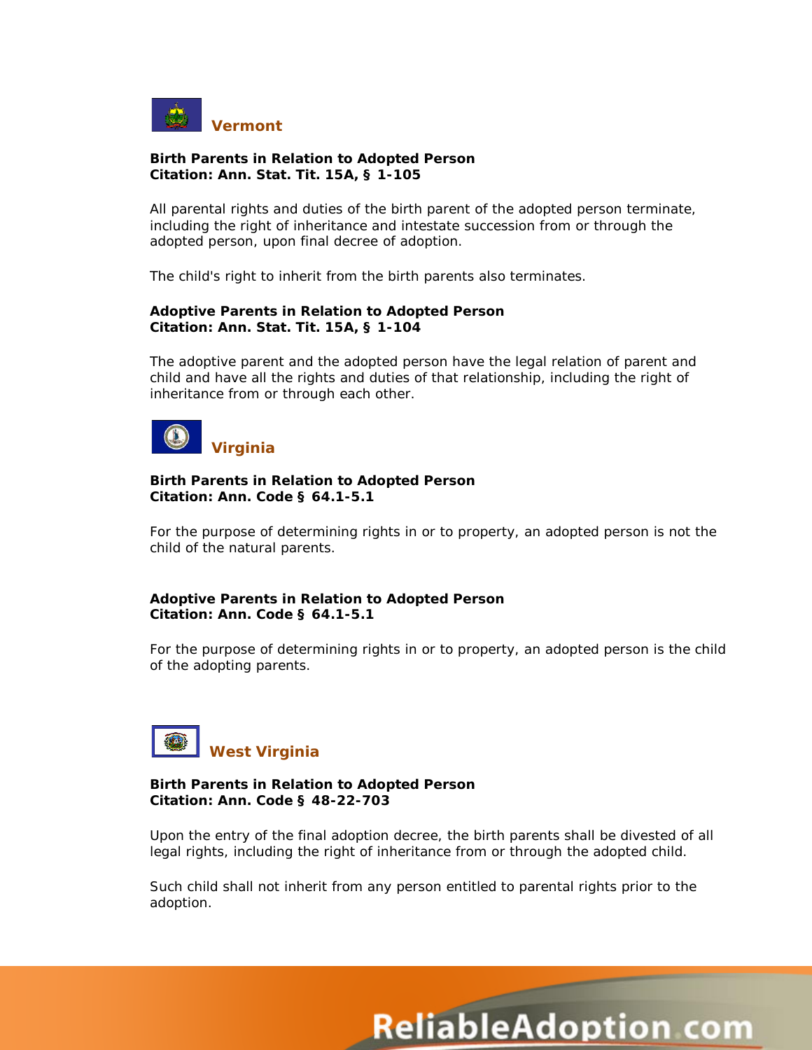## Vermont

**Birth Parents in Relation to Adopted Person**
**Citation: Ann. Stat. Tit. 15A, § 1-105**

All parental rights and duties of the birth parent of the adopted person terminate, including the right of inheritance and intestate succession from or through the adopted person, upon final decree of adoption.

The child's right to inherit from the birth parents also terminates.

**Adoptive Parents in Relation to Adopted Person**
**Citation: Ann. Stat. Tit. 15A, § 1-104**

The adoptive parent and the adopted person have the legal relation of parent and child and have all the rights and duties of that relationship, including the right of inheritance from or through each other.

## Virginia

**Birth Parents in Relation to Adopted Person**
**Citation: Ann. Code § 64.1-5.1**

For the purpose of determining rights in or to property, an adopted person is not the child of the natural parents.

**Adoptive Parents in Relation to Adopted Person**
**Citation: Ann. Code § 64.1-5.1**

For the purpose of determining rights in or to property, an adopted person is the child of the adopting parents.

## West Virginia

**Birth Parents in Relation to Adopted Person**
**Citation: Ann. Code § 48-22-703**

Upon the entry of the final adoption decree, the birth parents shall be divested of all legal rights, including the right of inheritance from or through the adopted child.

Such child shall not inherit from any person entitled to parental rights prior to the adoption.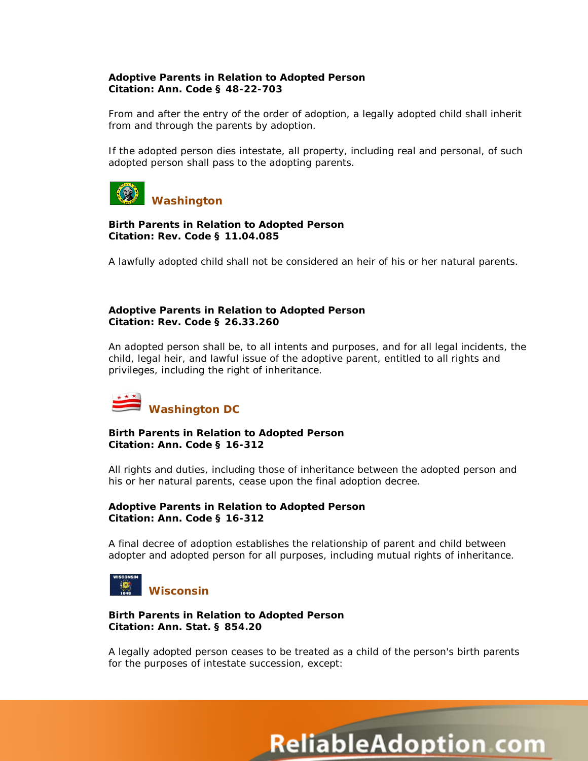**Adoptive Parents in Relation to Adopted Person**
**Citation: Ann. Code § 48-22-703**

From and after the entry of the order of adoption, a legally adopted child shall inherit from and through the parents by adoption.

If the adopted person dies intestate, all property, including real and personal, of such adopted person shall pass to the adopting parents.

## Washington

**Birth Parents in Relation to Adopted Person**
**Citation: Rev. Code § 11.04.085**

A lawfully adopted child shall not be considered an heir of his or her natural parents.

**Adoptive Parents in Relation to Adopted Person**
**Citation: Rev. Code § 26.33.260**

An adopted person shall be, to all intents and purposes, and for all legal incidents, the child, legal heir, and lawful issue of the adoptive parent, entitled to all rights and privileges, including the right of inheritance.

## Washington DC

**Birth Parents in Relation to Adopted Person**
**Citation: Ann. Code § 16-312**

All rights and duties, including those of inheritance between the adopted person and his or her natural parents, cease upon the final adoption decree.

**Adoptive Parents in Relation to Adopted Person**
**Citation: Ann. Code § 16-312**

A final decree of adoption establishes the relationship of parent and child between adopter and adopted person for all purposes, including mutual rights of inheritance.

## Wisconsin

**Birth Parents in Relation to Adopted Person**
**Citation: Ann. Stat. § 854.20**

A legally adopted person ceases to be treated as a child of the person's birth parents for the purposes of intestate succession, except: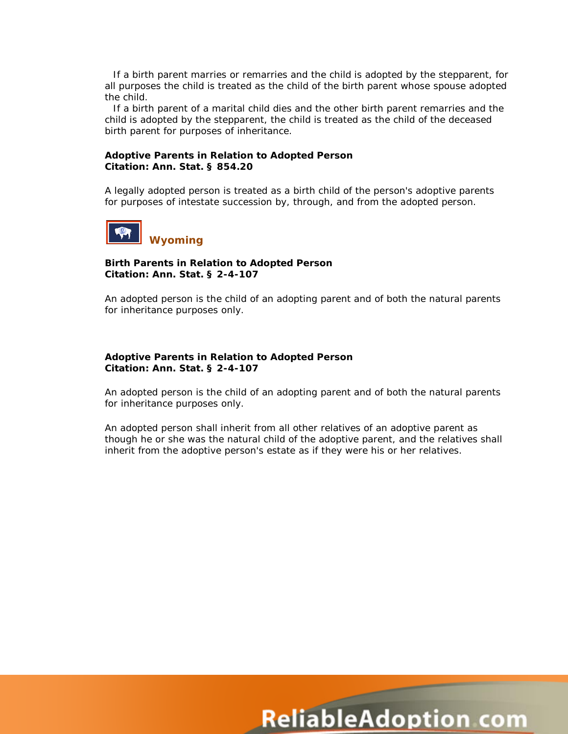If a birth parent marries or remarries and the child is adopted by the stepparent, for all purposes the child is treated as the child of the birth parent whose spouse adopted the child.

If a birth parent of a marital child dies and the other birth parent remarries and the child is adopted by the stepparent, the child is treated as the child of the deceased birth parent for purposes of inheritance.

**Adoptive Parents in Relation to Adopted Person**
**Citation: Ann. Stat. § 854.20**

A legally adopted person is treated as a birth child of the person's adoptive parents for purposes of intestate succession by, through, and from the adopted person.

## Wyoming

**Birth Parents in Relation to Adopted Person**
**Citation: Ann. Stat. § 2-4-107**

An adopted person is the child of an adopting parent and of both the natural parents for inheritance purposes only.

**Adoptive Parents in Relation to Adopted Person**
**Citation: Ann. Stat. § 2-4-107**

An adopted person is the child of an adopting parent and of both the natural parents for inheritance purposes only.

An adopted person shall inherit from all other relatives of an adoptive parent as though he or she was the natural child of the adoptive parent, and the relatives shall inherit from the adoptive person's estate as if they were his or her relatives.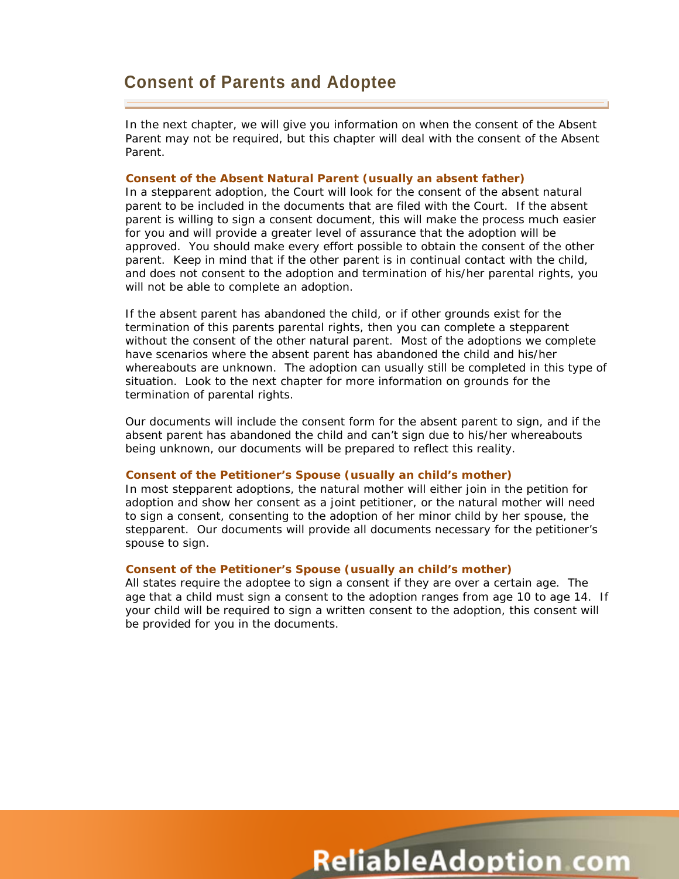## Consent of Parents and Adoptee

In the next chapter, we will give you information on when the consent of the Absent Parent may not be required, but this chapter will deal with the consent of the Absent Parent.

**Consent of the Absent Natural Parent (usually an absent father)**

In a stepparent adoption, the Court will look for the consent of the absent natural parent to be included in the documents that are filed with the Court. If the absent parent is willing to sign a consent document, this will make the process much easier for you and will provide a greater level of assurance that the adoption will be approved. You should make every effort possible to obtain the consent of the other parent. Keep in mind that if the other parent is in continual contact with the child, and does not consent to the adoption and termination of his/her parental rights, you will not be able to complete an adoption.

If the absent parent has abandoned the child, or if other grounds exist for the termination of this parents parental rights, then you can complete a stepparent without the consent of the other natural parent. Most of the adoptions we complete have scenarios where the absent parent has abandoned the child and his/her whereabouts are unknown. The adoption can usually still be completed in this type of situation. Look to the next chapter for more information on grounds for the termination of parental rights.

Our documents will include the consent form for the absent parent to sign, and if the absent parent has abandoned the child and can't sign due to his/her whereabouts being unknown, our documents will be prepared to reflect this reality.

**Consent of the Petitioner's Spouse (usually an child's mother)**

In most stepparent adoptions, the natural mother will either join in the petition for adoption and show her consent as a joint petitioner, or the natural mother will need to sign a consent, consenting to the adoption of her minor child by her spouse, the stepparent. Our documents will provide all documents necessary for the petitioner's spouse to sign.

**Consent of the Petitioner's Spouse (usually an child's mother)**

All states require the adoptee to sign a consent if they are over a certain age. The age that a child must sign a consent to the adoption ranges from age 10 to age 14. If your child will be required to sign a written consent to the adoption, this consent will be provided for you in the documents.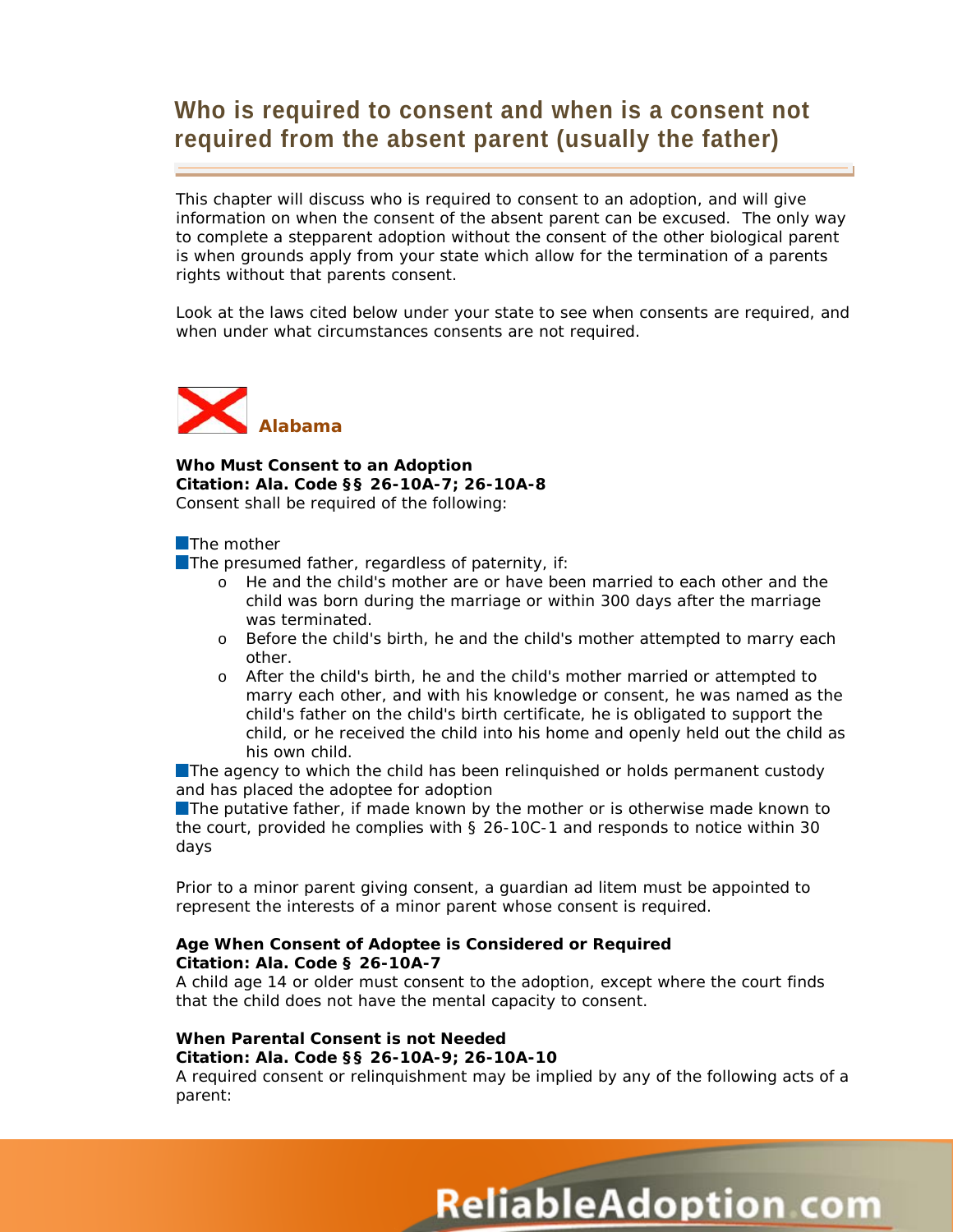# Who is required to consent and when is a consent not required from the absent parent (usually the father)

This chapter will discuss who is required to consent to an adoption, and will give information on when the consent of the absent parent can be excused. The only way to complete a stepparent adoption without the consent of the other biological parent is when grounds apply from your state which allow for the termination of a parents rights without that parents consent.

Look at the laws cited below under your state to see when consents are required, and when under what circumstances consents are not required.

## Alabama

**Who Must Consent to an Adoption**
**Citation: Ala. Code §§ 26-10A-7; 26-10A-8**
Consent shall be required of the following:

- The mother
- The presumed father, regardless of paternity, if:
  - He and the child's mother are or have been married to each other and the child was born during the marriage or within 300 days after the marriage was terminated.
  - Before the child's birth, he and the child's mother attempted to marry each other.
  - After the child's birth, he and the child's mother married or attempted to marry each other, and with his knowledge or consent, he was named as the child's father on the child's birth certificate, he is obligated to support the child, or he received the child into his home and openly held out the child as his own child.
- The agency to which the child has been relinquished or holds permanent custody and has placed the adoptee for adoption
- The putative father, if made known by the mother or is otherwise made known to the court, provided he complies with § 26-10C-1 and responds to notice within 30 days

Prior to a minor parent giving consent, a guardian ad litem must be appointed to represent the interests of a minor parent whose consent is required.

**Age When Consent of Adoptee is Considered or Required**
**Citation: Ala. Code § 26-10A-7**
A child age 14 or older must consent to the adoption, except where the court finds that the child does not have the mental capacity to consent.

**When Parental Consent is not Needed**
**Citation: Ala. Code §§ 26-10A-9; 26-10A-10**
A required consent or relinquishment may be implied by any of the following acts of a parent: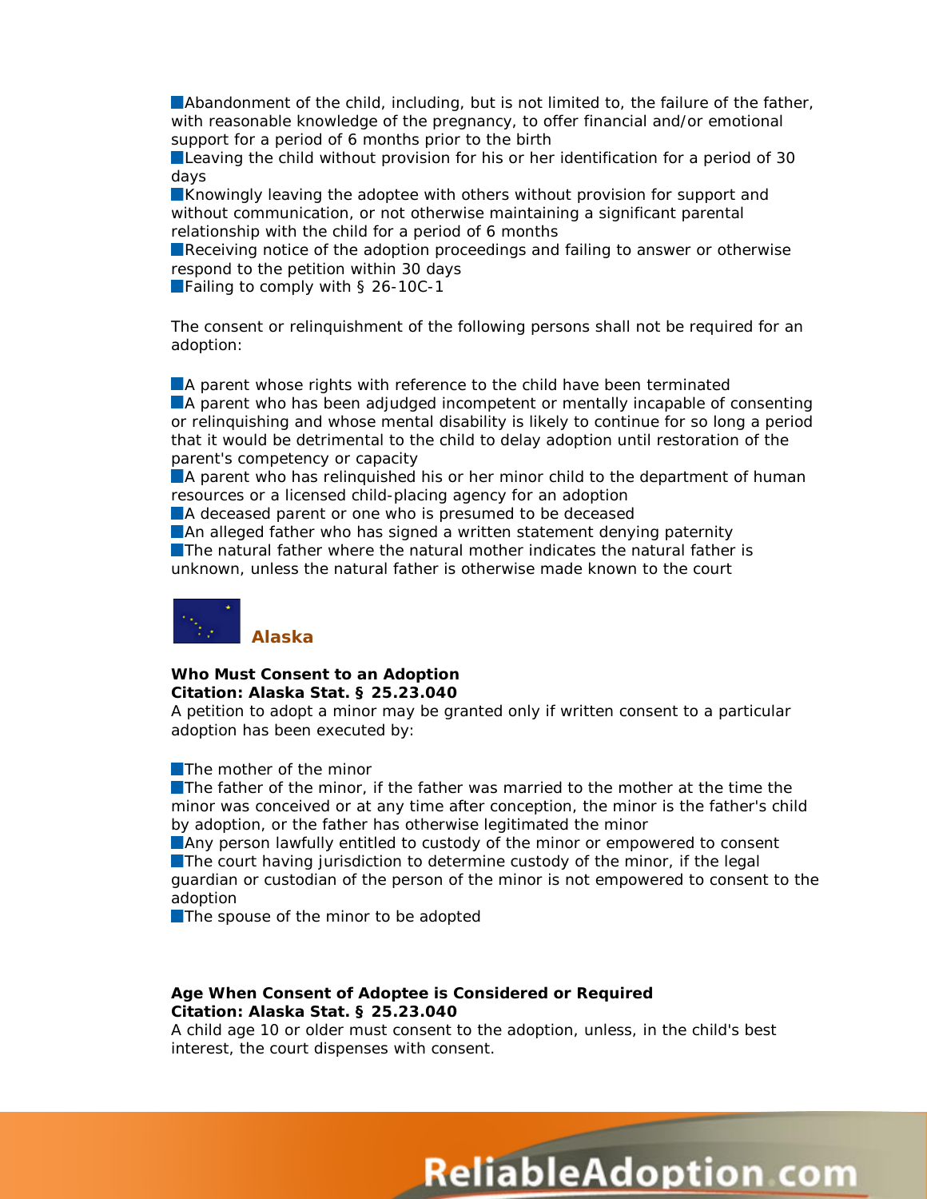- Abandonment of the child, including, but is not limited to, the failure of the father, with reasonable knowledge of the pregnancy, to offer financial and/or emotional support for a period of 6 months prior to the birth
- Leaving the child without provision for his or her identification for a period of 30 days
- Knowingly leaving the adoptee with others without provision for support and without communication, or not otherwise maintaining a significant parental relationship with the child for a period of 6 months
- Receiving notice of the adoption proceedings and failing to answer or otherwise respond to the petition within 30 days
- Failing to comply with § 26-10C-1

The consent or relinquishment of the following persons shall not be required for an adoption:

- A parent whose rights with reference to the child have been terminated
- A parent who has been adjudged incompetent or mentally incapable of consenting or relinquishing and whose mental disability is likely to continue for so long a period that it would be detrimental to the child to delay adoption until restoration of the parent's competency or capacity
- A parent who has relinquished his or her minor child to the department of human resources or a licensed child-placing agency for an adoption
- A deceased parent or one who is presumed to be deceased
- An alleged father who has signed a written statement denying paternity
- The natural father where the natural mother indicates the natural father is unknown, unless the natural father is otherwise made known to the court

## Alaska

**Who Must Consent to an Adoption**
**Citation: Alaska Stat. § 25.23.040**
A petition to adopt a minor may be granted only if written consent to a particular adoption has been executed by:

- The mother of the minor
- The father of the minor, if the father was married to the mother at the time the minor was conceived or at any time after conception, the minor is the father's child by adoption, or the father has otherwise legitimated the minor
- Any person lawfully entitled to custody of the minor or empowered to consent
- The court having jurisdiction to determine custody of the minor, if the legal guardian or custodian of the person of the minor is not empowered to consent to the adoption
- The spouse of the minor to be adopted

**Age When Consent of Adoptee is Considered or Required**
**Citation: Alaska Stat. § 25.23.040**
A child age 10 or older must consent to the adoption, unless, in the child's best interest, the court dispenses with consent.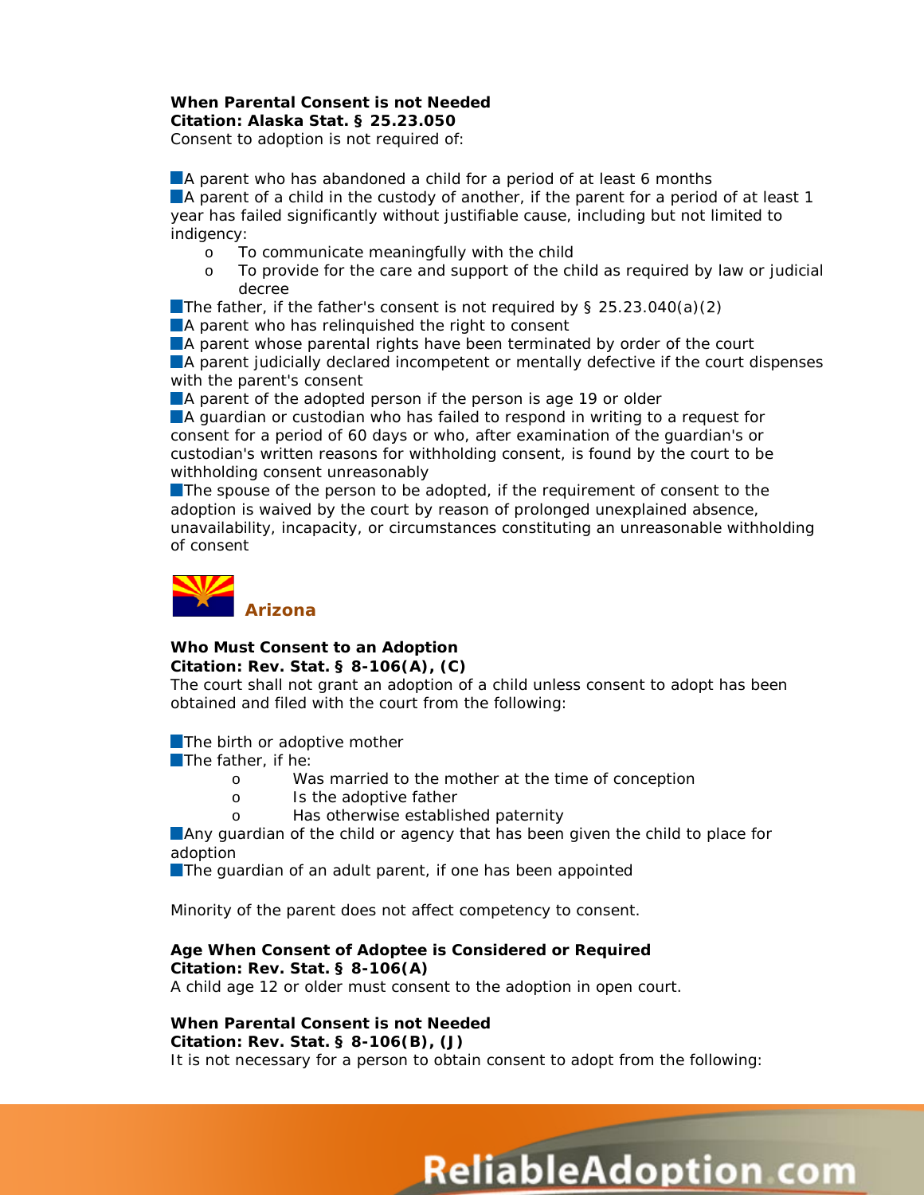**When Parental Consent is not Needed**
**Citation: Alaska Stat. § 25.23.050**
Consent to adoption is not required of:

- A parent who has abandoned a child for a period of at least 6 months
- A parent of a child in the custody of another, if the parent for a period of at least 1 year has failed significantly without justifiable cause, including but not limited to indigency:
  - To communicate meaningfully with the child
  - To provide for the care and support of the child as required by law or judicial decree
- The father, if the father's consent is not required by § 25.23.040(a)(2)
- A parent who has relinquished the right to consent
- A parent whose parental rights have been terminated by order of the court
- A parent judicially declared incompetent or mentally defective if the court dispenses with the parent's consent
- A parent of the adopted person if the person is age 19 or older
- A guardian or custodian who has failed to respond in writing to a request for consent for a period of 60 days or who, after examination of the guardian's or custodian's written reasons for withholding consent, is found by the court to be withholding consent unreasonably
- The spouse of the person to be adopted, if the requirement of consent to the adoption is waived by the court by reason of prolonged unexplained absence, unavailability, incapacity, or circumstances constituting an unreasonable withholding of consent

## Arizona

**Who Must Consent to an Adoption**
**Citation: Rev. Stat. § 8-106(A), (C)**
The court shall not grant an adoption of a child unless consent to adopt has been obtained and filed with the court from the following:

- The birth or adoptive mother
- The father, if he:
  - Was married to the mother at the time of conception
  - Is the adoptive father
  - Has otherwise established paternity
- Any guardian of the child or agency that has been given the child to place for adoption
- The guardian of an adult parent, if one has been appointed

Minority of the parent does not affect competency to consent.

**Age When Consent of Adoptee is Considered or Required**
**Citation: Rev. Stat. § 8-106(A)**
A child age 12 or older must consent to the adoption in open court.

**When Parental Consent is not Needed**
**Citation: Rev. Stat. § 8-106(B), (J)**
It is not necessary for a person to obtain consent to adopt from the following: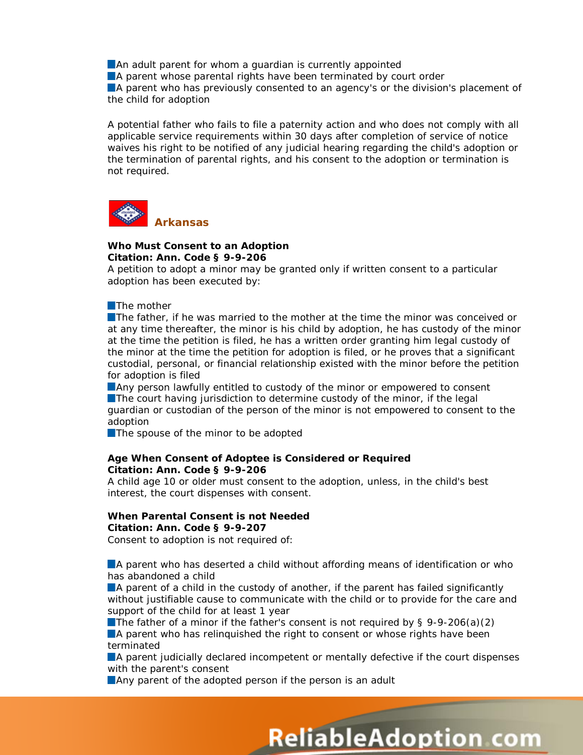- An adult parent for whom a guardian is currently appointed
- A parent whose parental rights have been terminated by court order
- A parent who has previously consented to an agency's or the division's placement of the child for adoption

A potential father who fails to file a paternity action and who does not comply with all applicable service requirements within 30 days after completion of service of notice waives his right to be notified of any judicial hearing regarding the child's adoption or the termination of parental rights, and his consent to the adoption or termination is not required.

## Arkansas

**Who Must Consent to an Adoption**
**Citation: Ann. Code § 9-9-206**
A petition to adopt a minor may be granted only if written consent to a particular adoption has been executed by:

- The mother
- The father, if he was married to the mother at the time the minor was conceived or at any time thereafter, the minor is his child by adoption, he has custody of the minor at the time the petition is filed, he has a written order granting him legal custody of the minor at the time the petition for adoption is filed, or he proves that a significant custodial, personal, or financial relationship existed with the minor before the petition for adoption is filed
- Any person lawfully entitled to custody of the minor or empowered to consent
- The court having jurisdiction to determine custody of the minor, if the legal guardian or custodian of the person of the minor is not empowered to consent to the adoption
- The spouse of the minor to be adopted

**Age When Consent of Adoptee is Considered or Required**
**Citation: Ann. Code § 9-9-206**
A child age 10 or older must consent to the adoption, unless, in the child's best interest, the court dispenses with consent.

**When Parental Consent is not Needed**
**Citation: Ann. Code § 9-9-207**
Consent to adoption is not required of:

- A parent who has deserted a child without affording means of identification or who has abandoned a child
- A parent of a child in the custody of another, if the parent has failed significantly without justifiable cause to communicate with the child or to provide for the care and support of the child for at least 1 year
- The father of a minor if the father's consent is not required by § 9-9-206(a)(2)
- A parent who has relinquished the right to consent or whose rights have been terminated
- A parent judicially declared incompetent or mentally defective if the court dispenses with the parent's consent
- Any parent of the adopted person if the person is an adult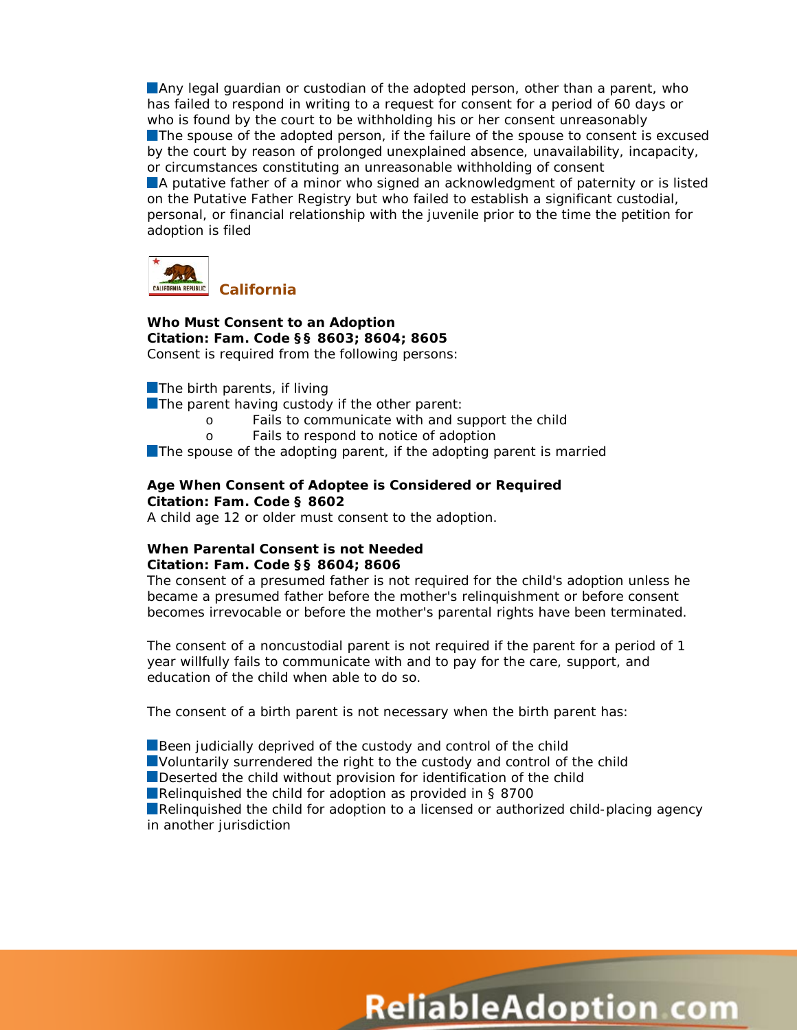- Any legal guardian or custodian of the adopted person, other than a parent, who has failed to respond in writing to a request for consent for a period of 60 days or who is found by the court to be withholding his or her consent unreasonably
- The spouse of the adopted person, if the failure of the spouse to consent is excused by the court by reason of prolonged unexplained absence, unavailability, incapacity, or circumstances constituting an unreasonable withholding of consent
- A putative father of a minor who signed an acknowledgment of paternity or is listed on the Putative Father Registry but who failed to establish a significant custodial, personal, or financial relationship with the juvenile prior to the time the petition for adoption is filed

## California

**Who Must Consent to an Adoption**
**Citation: Fam. Code §§ 8603; 8604; 8605**
Consent is required from the following persons:

- The birth parents, if living
- The parent having custody if the other parent:
    - Fails to communicate with and support the child
    - Fails to respond to notice of adoption
- The spouse of the adopting parent, if the adopting parent is married

**Age When Consent of Adoptee is Considered or Required**
**Citation: Fam. Code § 8602**
A child age 12 or older must consent to the adoption.

**When Parental Consent is not Needed**
**Citation: Fam. Code §§ 8604; 8606**
The consent of a presumed father is not required for the child's adoption unless he became a presumed father before the mother's relinquishment or before consent becomes irrevocable or before the mother's parental rights have been terminated.

The consent of a noncustodial parent is not required if the parent for a period of 1 year willfully fails to communicate with and to pay for the care, support, and education of the child when able to do so.

The consent of a birth parent is not necessary when the birth parent has:

- Been judicially deprived of the custody and control of the child
- Voluntarily surrendered the right to the custody and control of the child
- Deserted the child without provision for identification of the child
- Relinquished the child for adoption as provided in § 8700
- Relinquished the child for adoption to a licensed or authorized child-placing agency in another jurisdiction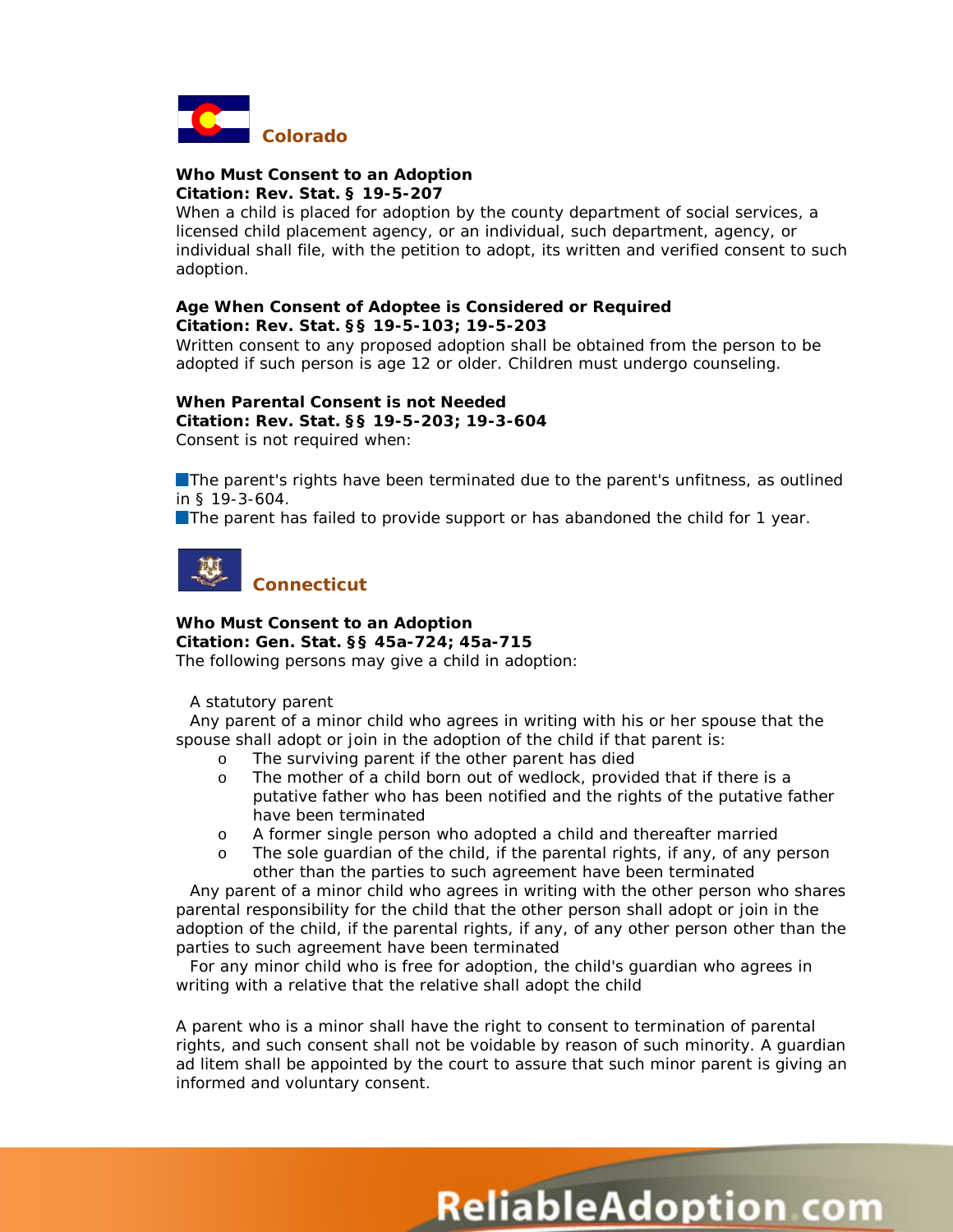## Colorado

**Who Must Consent to an Adoption**
**Citation: Rev. Stat. § 19-5-207**
When a child is placed for adoption by the county department of social services, a licensed child placement agency, or an individual, such department, agency, or individual shall file, with the petition to adopt, its written and verified consent to such adoption.

**Age When Consent of Adoptee is Considered or Required**
**Citation: Rev. Stat. §§ 19-5-103; 19-5-203**
Written consent to any proposed adoption shall be obtained from the person to be adopted if such person is age 12 or older. Children must undergo counseling.

**When Parental Consent is not Needed**
**Citation: Rev. Stat. §§ 19-5-203; 19-3-604**
Consent is not required when:

- The parent's rights have been terminated due to the parent's unfitness, as outlined in § 19-3-604.
- The parent has failed to provide support or has abandoned the child for 1 year.

## Connecticut

**Who Must Consent to an Adoption**
**Citation: Gen. Stat. §§ 45a-724; 45a-715**
The following persons may give a child in adoption:

- A statutory parent
- Any parent of a minor child who agrees in writing with his or her spouse that the spouse shall adopt or join in the adoption of the child if that parent is:
  - The surviving parent if the other parent has died
  - The mother of a child born out of wedlock, provided that if there is a putative father who has been notified and the rights of the putative father have been terminated
  - A former single person who adopted a child and thereafter married
  - The sole guardian of the child, if the parental rights, if any, of any person other than the parties to such agreement have been terminated
- Any parent of a minor child who agrees in writing with the other person who shares parental responsibility for the child that the other person shall adopt or join in the adoption of the child, if the parental rights, if any, of any other person other than the parties to such agreement have been terminated
- For any minor child who is free for adoption, the child's guardian who agrees in writing with a relative that the relative shall adopt the child

A parent who is a minor shall have the right to consent to termination of parental rights, and such consent shall not be voidable by reason of such minority. A guardian ad litem shall be appointed by the court to assure that such minor parent is giving an informed and voluntary consent.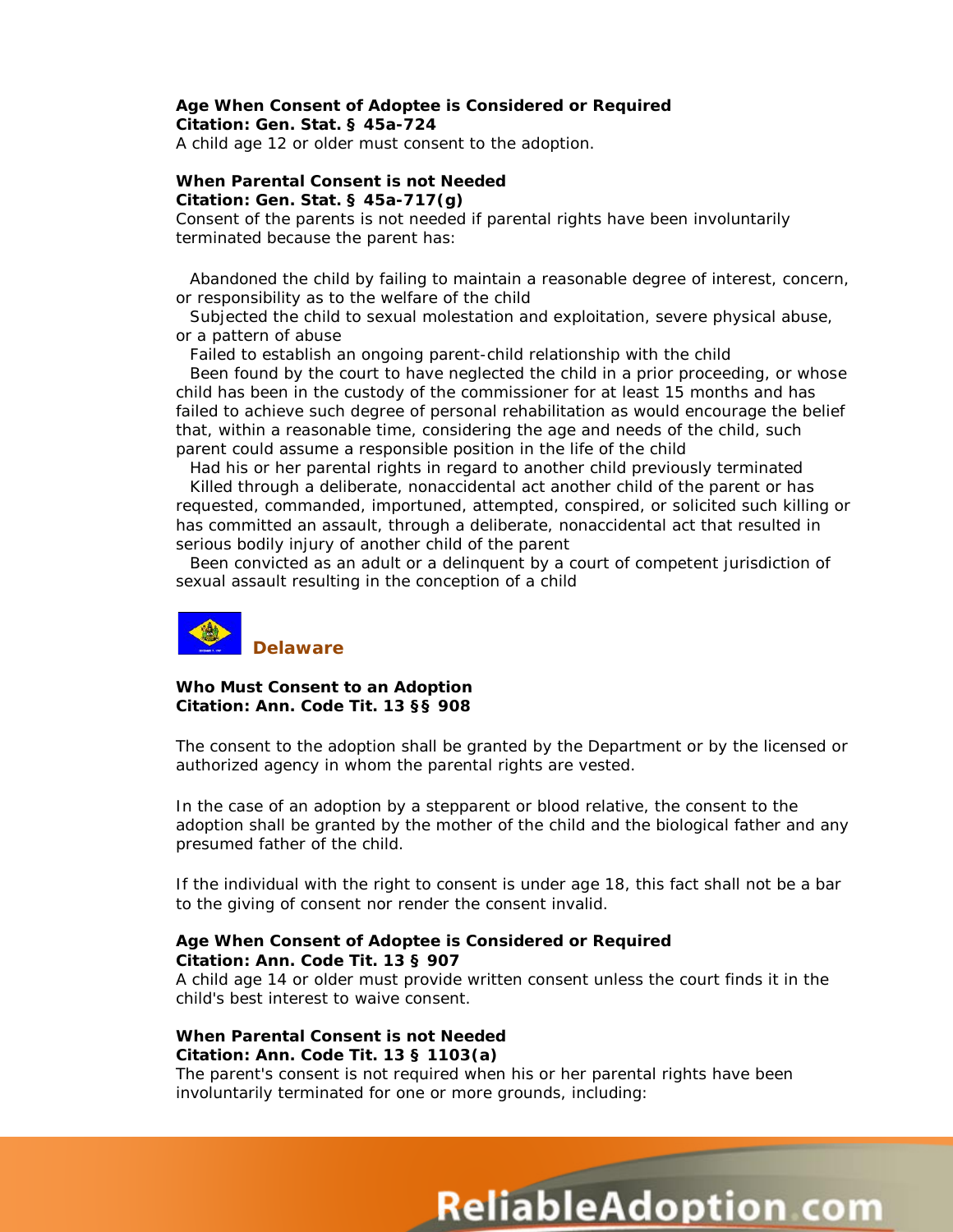**Age When Consent of Adoptee is Considered or Required**
**Citation: Gen. Stat. § 45a-724**
A child age 12 or older must consent to the adoption.

**When Parental Consent is not Needed**
**Citation: Gen. Stat. § 45a-717(g)**
Consent of the parents is not needed if parental rights have been involuntarily terminated because the parent has:

- Abandoned the child by failing to maintain a reasonable degree of interest, concern, or responsibility as to the welfare of the child
- Subjected the child to sexual molestation and exploitation, severe physical abuse, or a pattern of abuse
- Failed to establish an ongoing parent-child relationship with the child
- Been found by the court to have neglected the child in a prior proceeding, or whose child has been in the custody of the commissioner for at least 15 months and has failed to achieve such degree of personal rehabilitation as would encourage the belief that, within a reasonable time, considering the age and needs of the child, such parent could assume a responsible position in the life of the child
- Had his or her parental rights in regard to another child previously terminated
- Killed through a deliberate, nonaccidental act another child of the parent or has requested, commanded, importuned, attempted, conspired, or solicited such killing or has committed an assault, through a deliberate, nonaccidental act that resulted in serious bodily injury of another child of the parent
- Been convicted as an adult or a delinquent by a court of competent jurisdiction of sexual assault resulting in the conception of a child

## Delaware

**Who Must Consent to an Adoption**
**Citation: Ann. Code Tit. 13 §§ 908**

The consent to the adoption shall be granted by the Department or by the licensed or authorized agency in whom the parental rights are vested.

In the case of an adoption by a stepparent or blood relative, the consent to the adoption shall be granted by the mother of the child and the biological father and any presumed father of the child.

If the individual with the right to consent is under age 18, this fact shall not be a bar to the giving of consent nor render the consent invalid.

**Age When Consent of Adoptee is Considered or Required**
**Citation: Ann. Code Tit. 13 § 907**
A child age 14 or older must provide written consent unless the court finds it in the child's best interest to waive consent.

**When Parental Consent is not Needed**
**Citation: Ann. Code Tit. 13 § 1103(a)**
The parent's consent is not required when his or her parental rights have been involuntarily terminated for one or more grounds, including: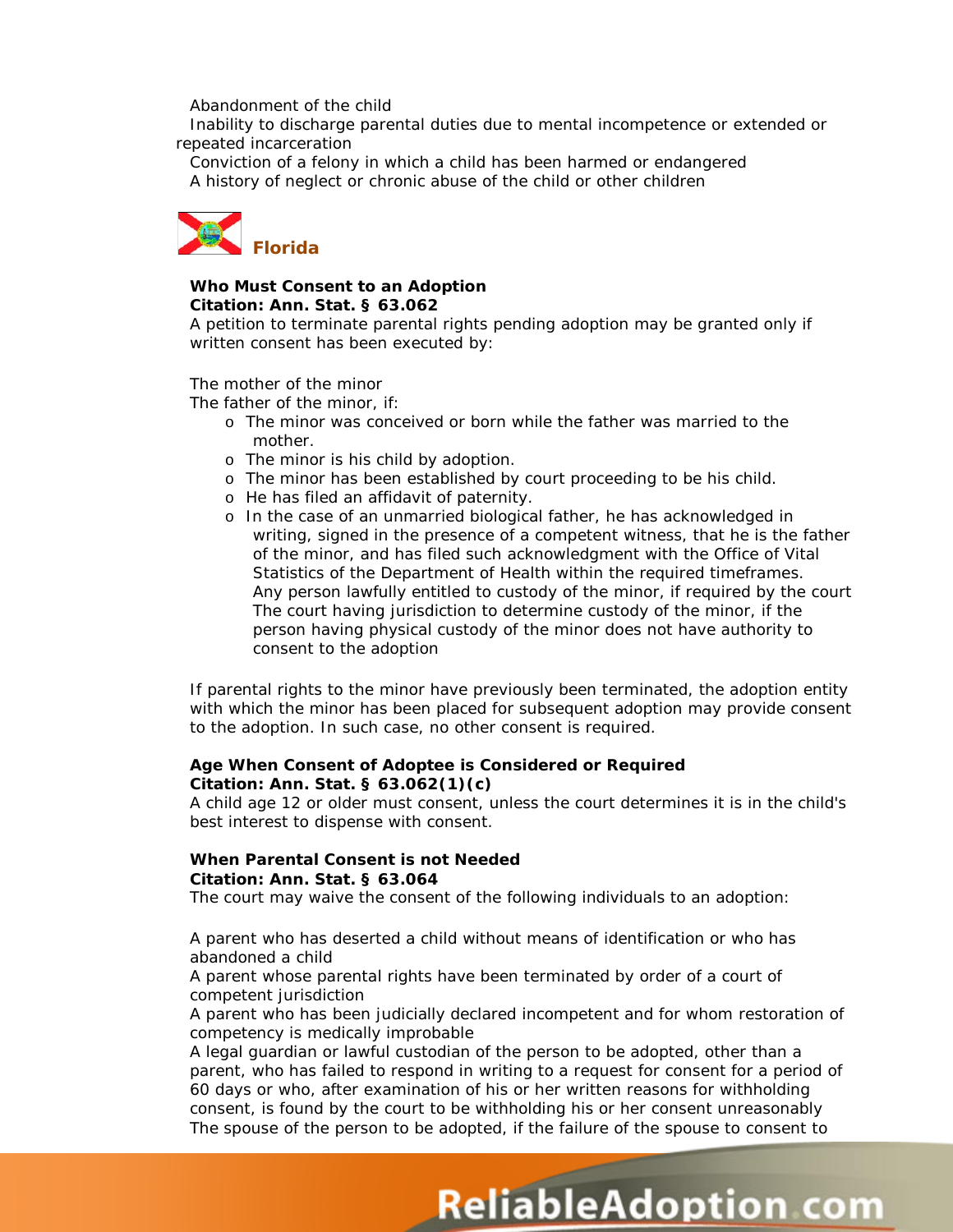Abandonment of the child
Inability to discharge parental duties due to mental incompetence or extended or repeated incarceration
Conviction of a felony in which a child has been harmed or endangered
A history of neglect or chronic abuse of the child or other children

## Florida

**Who Must Consent to an Adoption**
**Citation: Ann. Stat. § 63.062**
A petition to terminate parental rights pending adoption may be granted only if written consent has been executed by:

The mother of the minor
The father of the minor, if:

- The minor was conceived or born while the father was married to the mother.
- The minor is his child by adoption.
- The minor has been established by court proceeding to be his child.
- He has filed an affidavit of paternity.
- In the case of an unmarried biological father, he has acknowledged in writing, signed in the presence of a competent witness, that he is the father of the minor, and has filed such acknowledgment with the Office of Vital Statistics of the Department of Health within the required timeframes.

Any person lawfully entitled to custody of the minor, if required by the court
The court having jurisdiction to determine custody of the minor, if the person having physical custody of the minor does not have authority to consent to the adoption

If parental rights to the minor have previously been terminated, the adoption entity with which the minor has been placed for subsequent adoption may provide consent to the adoption. In such case, no other consent is required.

**Age When Consent of Adoptee is Considered or Required**
**Citation: Ann. Stat. § 63.062(1)(c)**
A child age 12 or older must consent, unless the court determines it is in the child's best interest to dispense with consent.

**When Parental Consent is not Needed**
**Citation: Ann. Stat. § 63.064**
The court may waive the consent of the following individuals to an adoption:

A parent who has deserted a child without means of identification or who has abandoned a child
A parent whose parental rights have been terminated by order of a court of competent jurisdiction
A parent who has been judicially declared incompetent and for whom restoration of competency is medically improbable
A legal guardian or lawful custodian of the person to be adopted, other than a parent, who has failed to respond in writing to a request for consent for a period of 60 days or who, after examination of his or her written reasons for withholding consent, is found by the court to be withholding his or her consent unreasonably
The spouse of the person to be adopted, if the failure of the spouse to consent to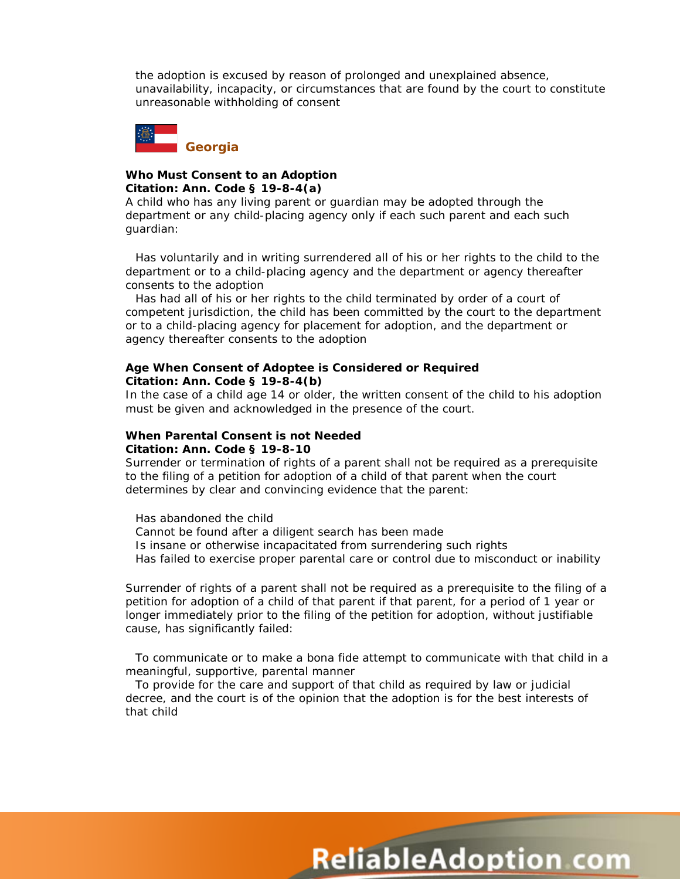the adoption is excused by reason of prolonged and unexplained absence, unavailability, incapacity, or circumstances that are found by the court to constitute unreasonable withholding of consent

## Georgia

**Who Must Consent to an Adoption**
**Citation: Ann. Code § 19-8-4(a)**
A child who has any living parent or guardian may be adopted through the department or any child-placing agency only if each such parent and each such guardian:

- Has voluntarily and in writing surrendered all of his or her rights to the child to the department or to a child-placing agency and the department or agency thereafter consents to the adoption
- Has had all of his or her rights to the child terminated by order of a court of competent jurisdiction, the child has been committed by the court to the department or to a child-placing agency for placement for adoption, and the department or agency thereafter consents to the adoption

**Age When Consent of Adoptee is Considered or Required**
**Citation: Ann. Code § 19-8-4(b)**
In the case of a child age 14 or older, the written consent of the child to his adoption must be given and acknowledged in the presence of the court.

**When Parental Consent is not Needed**
**Citation: Ann. Code § 19-8-10**
Surrender or termination of rights of a parent shall not be required as a prerequisite to the filing of a petition for adoption of a child of that parent when the court determines by clear and convincing evidence that the parent:

- Has abandoned the child
- Cannot be found after a diligent search has been made
- Is insane or otherwise incapacitated from surrendering such rights
- Has failed to exercise proper parental care or control due to misconduct or inability

Surrender of rights of a parent shall not be required as a prerequisite to the filing of a petition for adoption of a child of that parent if that parent, for a period of 1 year or longer immediately prior to the filing of the petition for adoption, without justifiable cause, has significantly failed:

- To communicate or to make a bona fide attempt to communicate with that child in a meaningful, supportive, parental manner
- To provide for the care and support of that child as required by law or judicial decree, and the court is of the opinion that the adoption is for the best interests of that child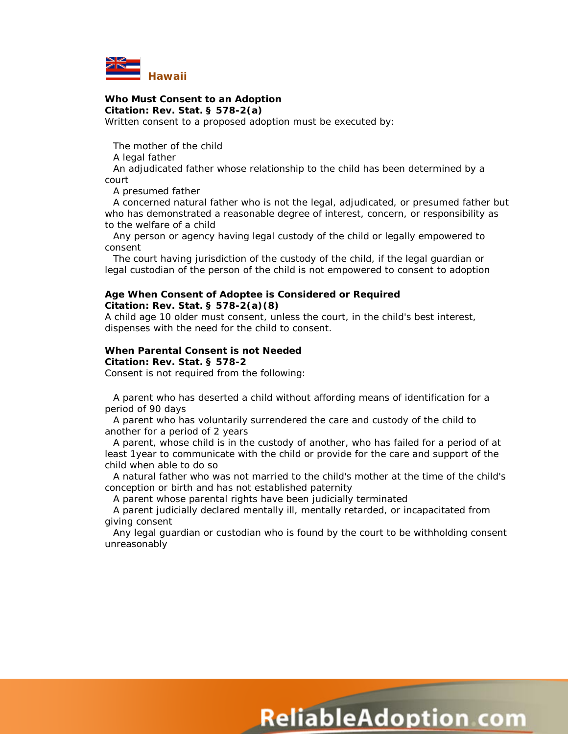## Hawaii

**Who Must Consent to an Adoption**
**Citation: Rev. Stat. § 578-2(a)**
Written consent to a proposed adoption must be executed by:

- The mother of the child
- A legal father
- An adjudicated father whose relationship to the child has been determined by a court
- A presumed father
- A concerned natural father who is not the legal, adjudicated, or presumed father but who has demonstrated a reasonable degree of interest, concern, or responsibility as to the welfare of a child
- Any person or agency having legal custody of the child or legally empowered to consent
- The court having jurisdiction of the custody of the child, if the legal guardian or legal custodian of the person of the child is not empowered to consent to adoption

**Age When Consent of Adoptee is Considered or Required**
**Citation: Rev. Stat. § 578-2(a)(8)**
A child age 10 older must consent, unless the court, in the child's best interest, dispenses with the need for the child to consent.

**When Parental Consent is not Needed**
**Citation: Rev. Stat. § 578-2**
Consent is not required from the following:

- A parent who has deserted a child without affording means of identification for a period of 90 days
- A parent who has voluntarily surrendered the care and custody of the child to another for a period of 2 years
- A parent, whose child is in the custody of another, who has failed for a period of at least 1year to communicate with the child or provide for the care and support of the child when able to do so
- A natural father who was not married to the child's mother at the time of the child's conception or birth and has not established paternity
- A parent whose parental rights have been judicially terminated
- A parent judicially declared mentally ill, mentally retarded, or incapacitated from giving consent
- Any legal guardian or custodian who is found by the court to be withholding consent unreasonably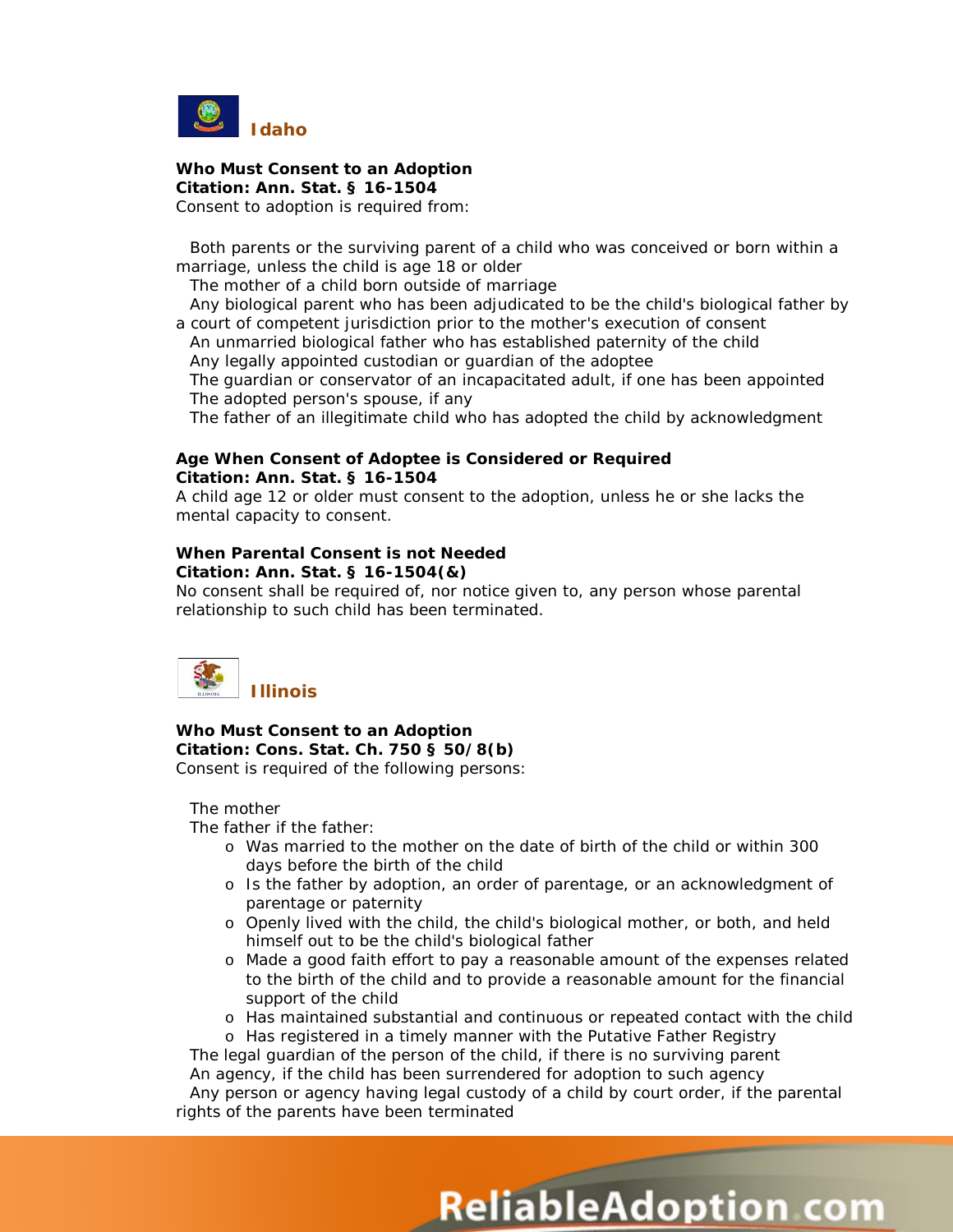## Idaho

**Who Must Consent to an Adoption**
**Citation: Ann. Stat. § 16-1504**
Consent to adoption is required from:

- Both parents or the surviving parent of a child who was conceived or born within a marriage, unless the child is age 18 or older
- The mother of a child born outside of marriage
- Any biological parent who has been adjudicated to be the child's biological father by a court of competent jurisdiction prior to the mother's execution of consent
- An unmarried biological father who has established paternity of the child
- Any legally appointed custodian or guardian of the adoptee
- The guardian or conservator of an incapacitated adult, if one has been appointed
- The adopted person's spouse, if any
- The father of an illegitimate child who has adopted the child by acknowledgment

**Age When Consent of Adoptee is Considered or Required**
**Citation: Ann. Stat. § 16-1504**
A child age 12 or older must consent to the adoption, unless he or she lacks the mental capacity to consent.

**When Parental Consent is not Needed**
**Citation: Ann. Stat. § 16-1504(&)**
No consent shall be required of, nor notice given to, any person whose parental relationship to such child has been terminated.

## Illinois

**Who Must Consent to an Adoption**
**Citation: Cons. Stat. Ch. 750 § 50/8(b)**
Consent is required of the following persons:

- The mother
- The father if the father:
  - Was married to the mother on the date of birth of the child or within 300 days before the birth of the child
  - Is the father by adoption, an order of parentage, or an acknowledgment of parentage or paternity
  - Openly lived with the child, the child's biological mother, or both, and held himself out to be the child's biological father
  - Made a good faith effort to pay a reasonable amount of the expenses related to the birth of the child and to provide a reasonable amount for the financial support of the child
  - Has maintained substantial and continuous or repeated contact with the child
  - Has registered in a timely manner with the Putative Father Registry
- The legal guardian of the person of the child, if there is no surviving parent
- An agency, if the child has been surrendered for adoption to such agency
- Any person or agency having legal custody of a child by court order, if the parental rights of the parents have been terminated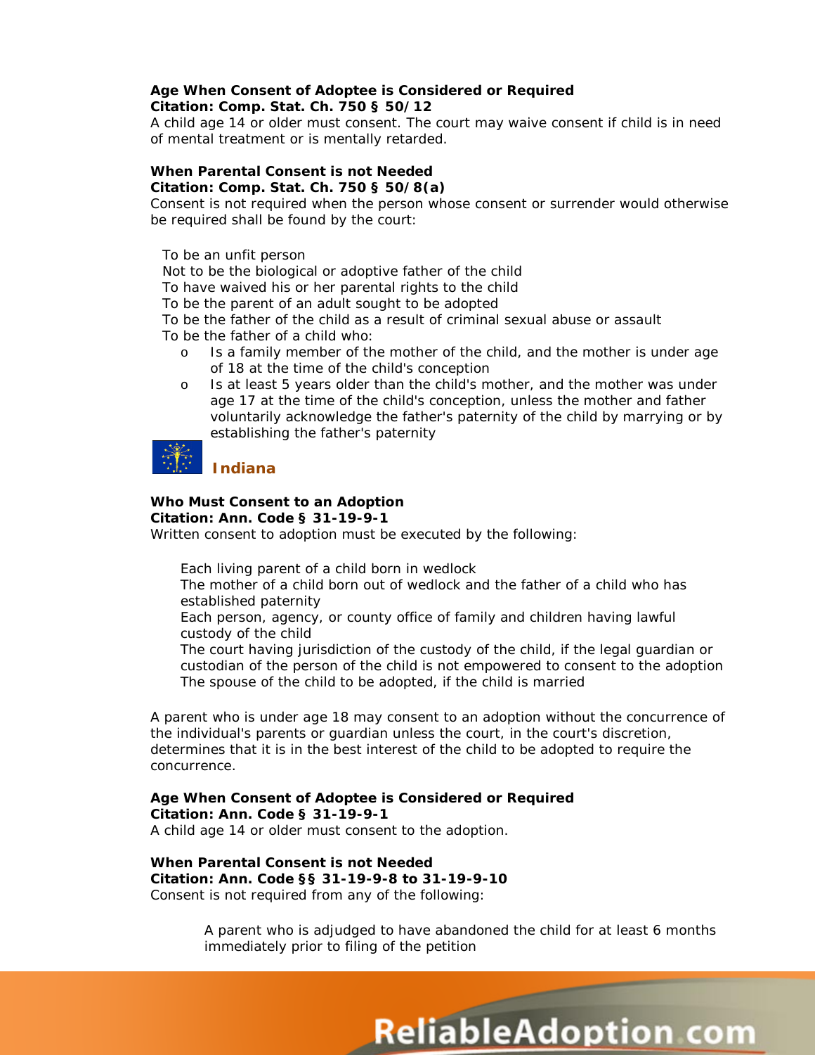**Age When Consent of Adoptee is Considered or Required**
**Citation: Comp. Stat. Ch. 750 § 50/12**
A child age 14 or older must consent. The court may waive consent if child is in need of mental treatment or is mentally retarded.

**When Parental Consent is not Needed**
**Citation: Comp. Stat. Ch. 750 § 50/8(a)**
Consent is not required when the person whose consent or surrender would otherwise be required shall be found by the court:

- To be an unfit person
- Not to be the biological or adoptive father of the child
- To have waived his or her parental rights to the child
- To be the parent of an adult sought to be adopted
- To be the father of the child as a result of criminal sexual abuse or assault
- To be the father of a child who:
  - Is a family member of the mother of the child, and the mother is under age of 18 at the time of the child's conception
  - Is at least 5 years older than the child's mother, and the mother was under age 17 at the time of the child's conception, unless the mother and father voluntarily acknowledge the father's paternity of the child by marrying or by establishing the father's paternity

## Indiana

**Who Must Consent to an Adoption**
**Citation: Ann. Code § 31-19-9-1**
Written consent to adoption must be executed by the following:

- Each living parent of a child born in wedlock
- The mother of a child born out of wedlock and the father of a child who has established paternity
- Each person, agency, or county office of family and children having lawful custody of the child
- The court having jurisdiction of the custody of the child, if the legal guardian or custodian of the person of the child is not empowered to consent to the adoption
- The spouse of the child to be adopted, if the child is married

A parent who is under age 18 may consent to an adoption without the concurrence of the individual's parents or guardian unless the court, in the court's discretion, determines that it is in the best interest of the child to be adopted to require the concurrence.

**Age When Consent of Adoptee is Considered or Required**
**Citation: Ann. Code § 31-19-9-1**
A child age 14 or older must consent to the adoption.

**When Parental Consent is not Needed**
**Citation: Ann. Code §§ 31-19-9-8 to 31-19-9-10**
Consent is not required from any of the following:

- A parent who is adjudged to have abandoned the child for at least 6 months immediately prior to filing of the petition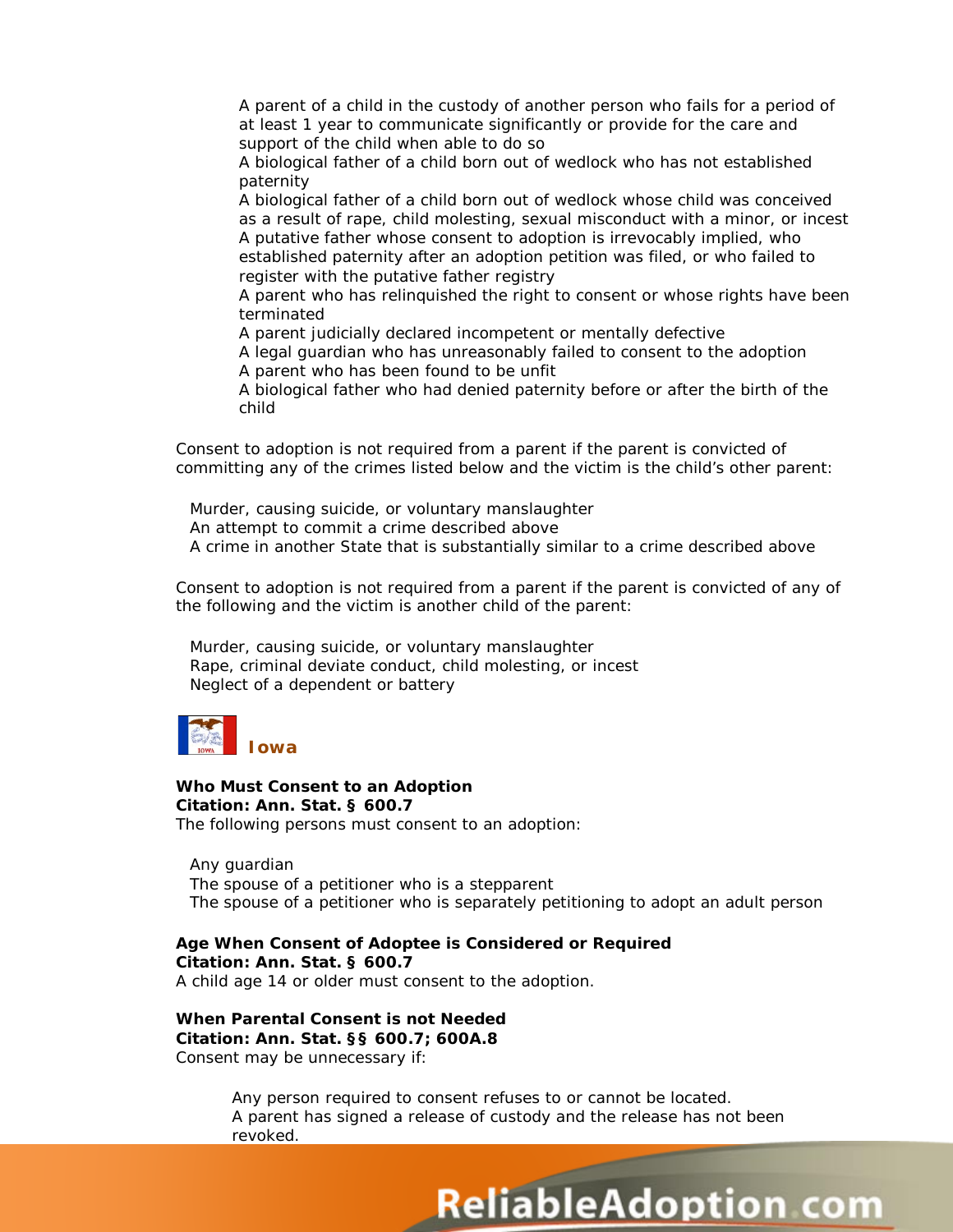- A parent of a child in the custody of another person who fails for a period of at least 1 year to communicate significantly or provide for the care and support of the child when able to do so
- A biological father of a child born out of wedlock who has not established paternity
- A biological father of a child born out of wedlock whose child was conceived as a result of rape, child molesting, sexual misconduct with a minor, or incest
- A putative father whose consent to adoption is irrevocably implied, who established paternity after an adoption petition was filed, or who failed to register with the putative father registry
- A parent who has relinquished the right to consent or whose rights have been terminated
- A parent judicially declared incompetent or mentally defective
- A legal guardian who has unreasonably failed to consent to the adoption
- A parent who has been found to be unfit
- A biological father who had denied paternity before or after the birth of the child

Consent to adoption is not required from a parent if the parent is convicted of committing any of the crimes listed below and the victim is the child's other parent:

- Murder, causing suicide, or voluntary manslaughter
- An attempt to commit a crime described above
- A crime in another State that is substantially similar to a crime described above

Consent to adoption is not required from a parent if the parent is convicted of any of the following and the victim is another child of the parent:

- Murder, causing suicide, or voluntary manslaughter
- Rape, criminal deviate conduct, child molesting, or incest
- Neglect of a dependent or battery

## Iowa

**Who Must Consent to an Adoption**
**Citation: Ann. Stat. § 600.7**
The following persons must consent to an adoption:

- Any guardian
- The spouse of a petitioner who is a stepparent
- The spouse of a petitioner who is separately petitioning to adopt an adult person

**Age When Consent of Adoptee is Considered or Required**
**Citation: Ann. Stat. § 600.7**
A child age 14 or older must consent to the adoption.

**When Parental Consent is not Needed**
**Citation: Ann. Stat. §§ 600.7; 600A.8**
Consent may be unnecessary if:

- Any person required to consent refuses to or cannot be located.
- A parent has signed a release of custody and the release has not been revoked.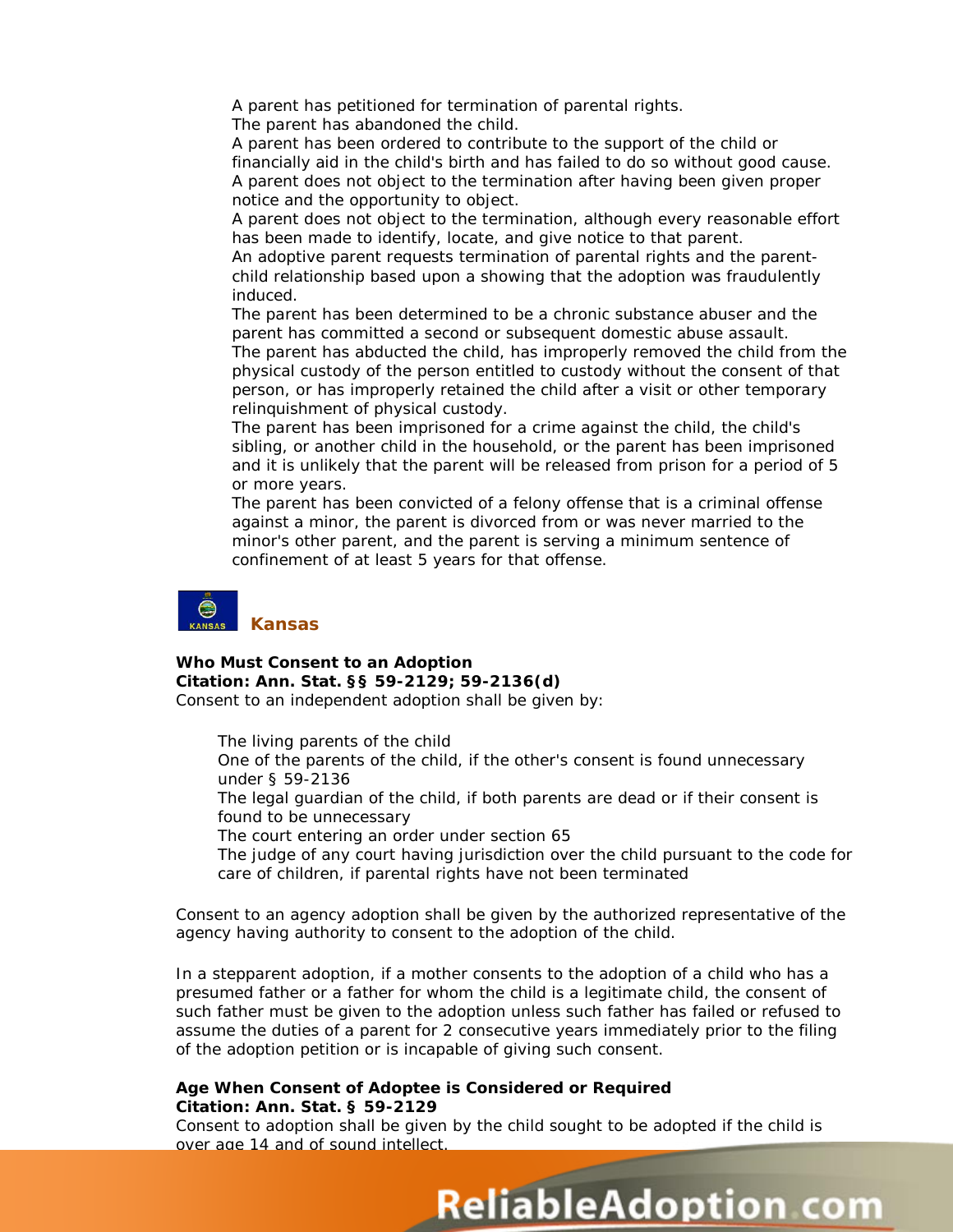- A parent has petitioned for termination of parental rights.
- The parent has abandoned the child.
- A parent has been ordered to contribute to the support of the child or financially aid in the child's birth and has failed to do so without good cause.
- A parent does not object to the termination after having been given proper notice and the opportunity to object.
- A parent does not object to the termination, although every reasonable effort has been made to identify, locate, and give notice to that parent.
- An adoptive parent requests termination of parental rights and the parent-child relationship based upon a showing that the adoption was fraudulently induced.
- The parent has been determined to be a chronic substance abuser and the parent has committed a second or subsequent domestic abuse assault.
- The parent has abducted the child, has improperly removed the child from the physical custody of the person entitled to custody without the consent of that person, or has improperly retained the child after a visit or other temporary relinquishment of physical custody.
- The parent has been imprisoned for a crime against the child, the child's sibling, or another child in the household, or the parent has been imprisoned and it is unlikely that the parent will be released from prison for a period of 5 or more years.
- The parent has been convicted of a felony offense that is a criminal offense against a minor, the parent is divorced from or was never married to the minor's other parent, and the parent is serving a minimum sentence of confinement of at least 5 years for that offense.

## Kansas

**Who Must Consent to an Adoption**
**Citation: Ann. Stat. §§ 59-2129; 59-2136(d)**
Consent to an independent adoption shall be given by:

- The living parents of the child
- One of the parents of the child, if the other's consent is found unnecessary under § 59-2136
- The legal guardian of the child, if both parents are dead or if their consent is found to be unnecessary
- The court entering an order under section 65
- The judge of any court having jurisdiction over the child pursuant to the code for care of children, if parental rights have not been terminated

Consent to an agency adoption shall be given by the authorized representative of the agency having authority to consent to the adoption of the child.

In a stepparent adoption, if a mother consents to the adoption of a child who has a presumed father or a father for whom the child is a legitimate child, the consent of such father must be given to the adoption unless such father has failed or refused to assume the duties of a parent for 2 consecutive years immediately prior to the filing of the adoption petition or is incapable of giving such consent.

**Age When Consent of Adoptee is Considered or Required**
**Citation: Ann. Stat. § 59-2129**
Consent to adoption shall be given by the child sought to be adopted if the child is over age 14 and of sound intellect.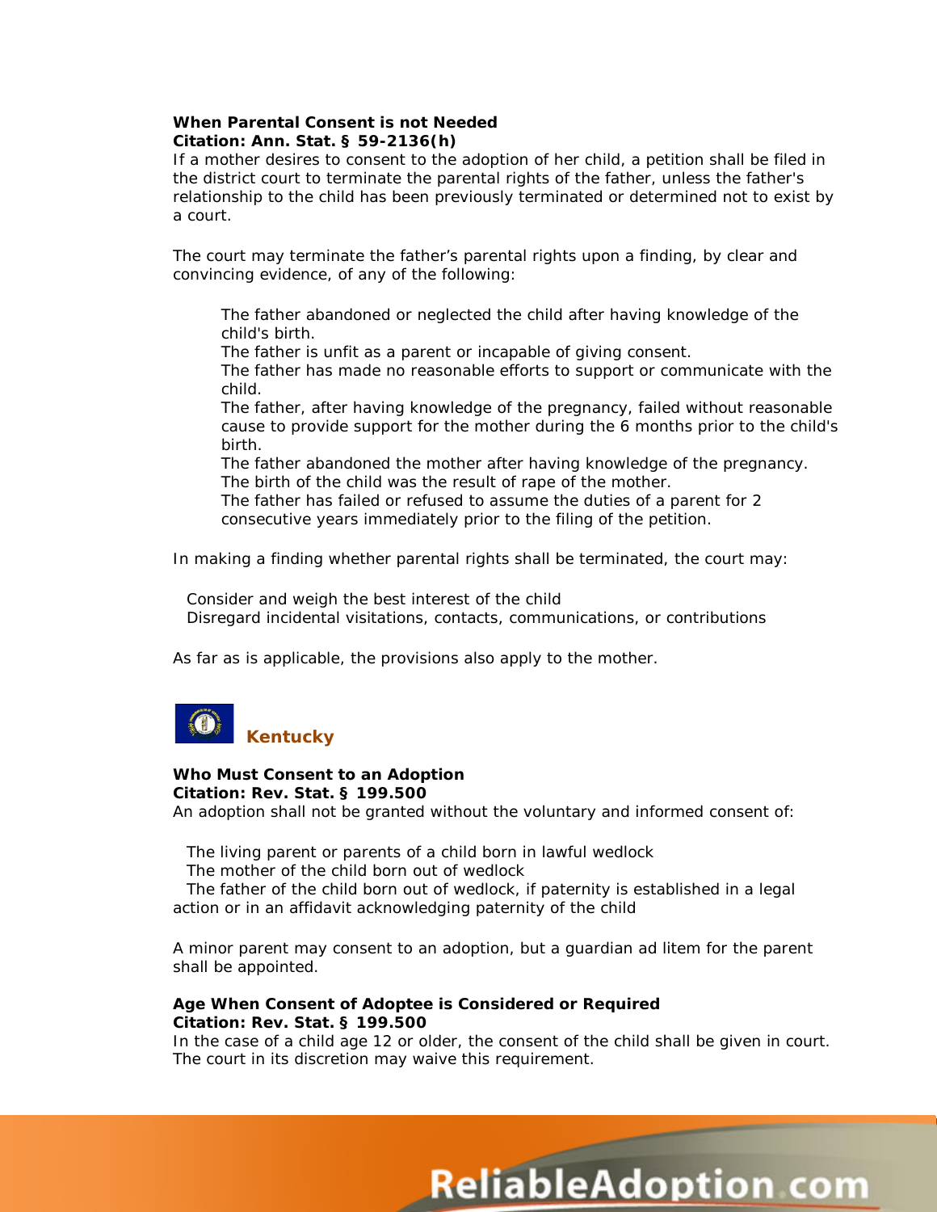**When Parental Consent is not Needed**
**Citation: Ann. Stat. § 59-2136(h)**
If a mother desires to consent to the adoption of her child, a petition shall be filed in the district court to terminate the parental rights of the father, unless the father's relationship to the child has been previously terminated or determined not to exist by a court.

The court may terminate the father's parental rights upon a finding, by clear and convincing evidence, of any of the following:

- The father abandoned or neglected the child after having knowledge of the child's birth.
- The father is unfit as a parent or incapable of giving consent.
- The father has made no reasonable efforts to support or communicate with the child.
- The father, after having knowledge of the pregnancy, failed without reasonable cause to provide support for the mother during the 6 months prior to the child's birth.
- The father abandoned the mother after having knowledge of the pregnancy.
- The birth of the child was the result of rape of the mother.
- The father has failed or refused to assume the duties of a parent for 2 consecutive years immediately prior to the filing of the petition.

In making a finding whether parental rights shall be terminated, the court may:

- Consider and weigh the best interest of the child
- Disregard incidental visitations, contacts, communications, or contributions

As far as is applicable, the provisions also apply to the mother.

## Kentucky

**Who Must Consent to an Adoption**
**Citation: Rev. Stat. § 199.500**
An adoption shall not be granted without the voluntary and informed consent of:

- The living parent or parents of a child born in lawful wedlock
- The mother of the child born out of wedlock
- The father of the child born out of wedlock, if paternity is established in a legal action or in an affidavit acknowledging paternity of the child

A minor parent may consent to an adoption, but a guardian ad litem for the parent shall be appointed.

**Age When Consent of Adoptee is Considered or Required**
**Citation: Rev. Stat. § 199.500**
In the case of a child age 12 or older, the consent of the child shall be given in court. The court in its discretion may waive this requirement.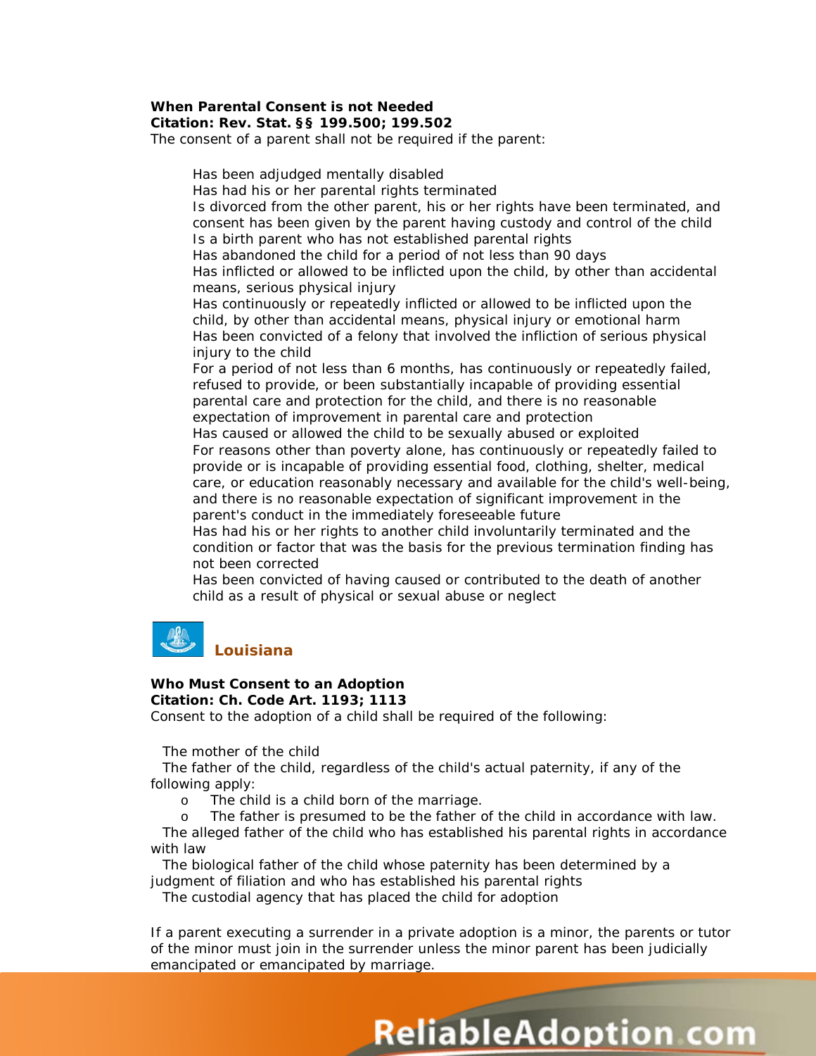**When Parental Consent is not Needed**
**Citation: Rev. Stat. §§ 199.500; 199.502**
The consent of a parent shall not be required if the parent:

- Has been adjudged mentally disabled
- Has had his or her parental rights terminated
- Is divorced from the other parent, his or her rights have been terminated, and consent has been given by the parent having custody and control of the child
- Is a birth parent who has not established parental rights
- Has abandoned the child for a period of not less than 90 days
- Has inflicted or allowed to be inflicted upon the child, by other than accidental means, serious physical injury
- Has continuously or repeatedly inflicted or allowed to be inflicted upon the child, by other than accidental means, physical injury or emotional harm
- Has been convicted of a felony that involved the infliction of serious physical injury to the child
- For a period of not less than 6 months, has continuously or repeatedly failed, refused to provide, or been substantially incapable of providing essential parental care and protection for the child, and there is no reasonable expectation of improvement in parental care and protection
- Has caused or allowed the child to be sexually abused or exploited
- For reasons other than poverty alone, has continuously or repeatedly failed to provide or is incapable of providing essential food, clothing, shelter, medical care, or education reasonably necessary and available for the child's well-being, and there is no reasonable expectation of significant improvement in the parent's conduct in the immediately foreseeable future
- Has had his or her rights to another child involuntarily terminated and the condition or factor that was the basis for the previous termination finding has not been corrected
- Has been convicted of having caused or contributed to the death of another child as a result of physical or sexual abuse or neglect

## Louisiana

**Who Must Consent to an Adoption**
**Citation: Ch. Code Art. 1193; 1113**
Consent to the adoption of a child shall be required of the following:

- The mother of the child
- The father of the child, regardless of the child's actual paternity, if any of the following apply:
  - The child is a child born of the marriage.
  - The father is presumed to be the father of the child in accordance with law.
- The alleged father of the child who has established his parental rights in accordance with law
- The biological father of the child whose paternity has been determined by a judgment of filiation and who has established his parental rights
- The custodial agency that has placed the child for adoption

If a parent executing a surrender in a private adoption is a minor, the parents or tutor of the minor must join in the surrender unless the minor parent has been judicially emancipated or emancipated by marriage.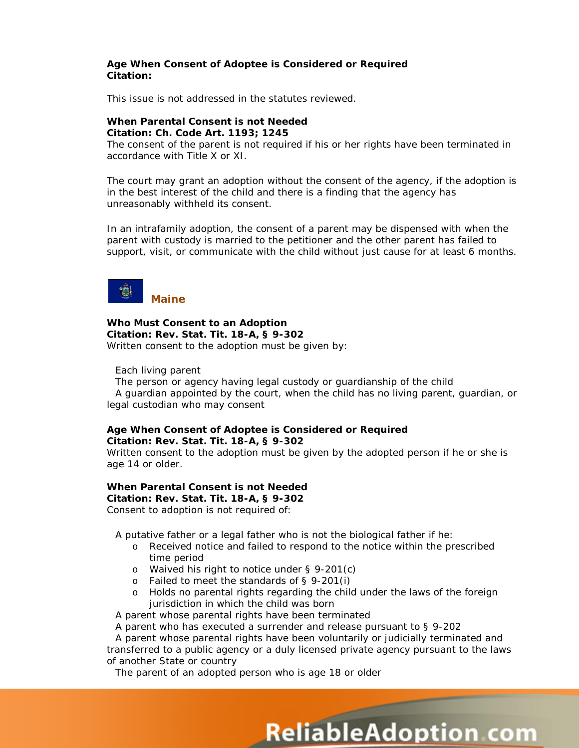**Age When Consent of Adoptee is Considered or Required**
**Citation:**

This issue is not addressed in the statutes reviewed.

**When Parental Consent is not Needed**
**Citation: Ch. Code Art. 1193; 1245**
The consent of the parent is not required if his or her rights have been terminated in accordance with Title X or XI.

The court may grant an adoption without the consent of the agency, if the adoption is in the best interest of the child and there is a finding that the agency has unreasonably withheld its consent.

In an intrafamily adoption, the consent of a parent may be dispensed with when the parent with custody is married to the petitioner and the other parent has failed to support, visit, or communicate with the child without just cause for at least 6 months.

## Maine

**Who Must Consent to an Adoption**
**Citation: Rev. Stat. Tit. 18-A, § 9-302**
Written consent to the adoption must be given by:

- Each living parent
- The person or agency having legal custody or guardianship of the child
- A guardian appointed by the court, when the child has no living parent, guardian, or legal custodian who may consent

**Age When Consent of Adoptee is Considered or Required**
**Citation: Rev. Stat. Tit. 18-A, § 9-302**
Written consent to the adoption must be given by the adopted person if he or she is age 14 or older.

**When Parental Consent is not Needed**
**Citation: Rev. Stat. Tit. 18-A, § 9-302**
Consent to adoption is not required of:

- A putative father or a legal father who is not the biological father if he:
  - Received notice and failed to respond to the notice within the prescribed time period
  - Waived his right to notice under § 9-201(c)
  - Failed to meet the standards of § 9-201(i)
  - Holds no parental rights regarding the child under the laws of the foreign jurisdiction in which the child was born
- A parent whose parental rights have been terminated
- A parent who has executed a surrender and release pursuant to § 9-202
- A parent whose parental rights have been voluntarily or judicially terminated and transferred to a public agency or a duly licensed private agency pursuant to the laws of another State or country
- The parent of an adopted person who is age 18 or older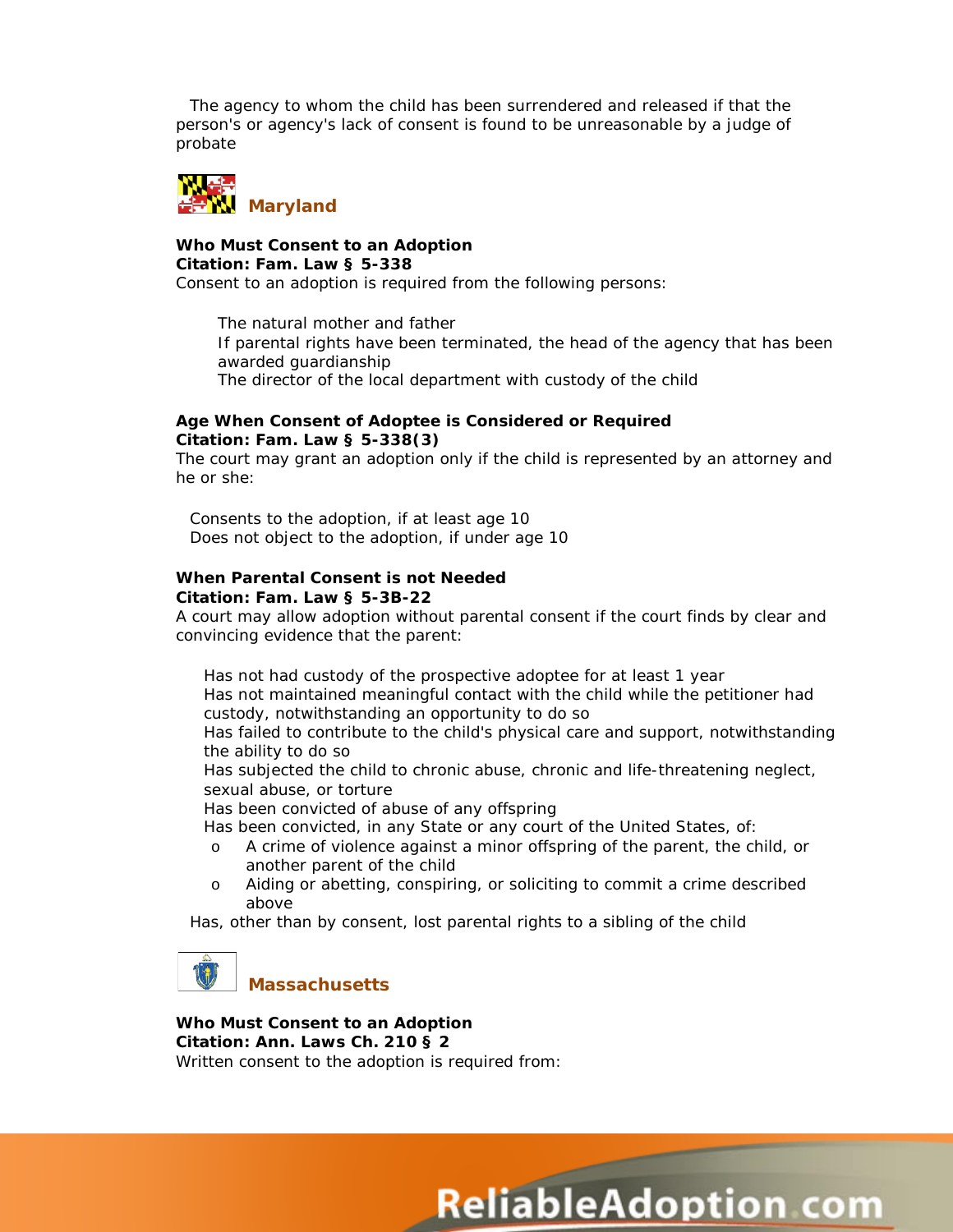The agency to whom the child has been surrendered and released if that the person's or agency's lack of consent is found to be unreasonable by a judge of probate

## Maryland

**Who Must Consent to an Adoption**
**Citation: Fam. Law § 5-338**
Consent to an adoption is required from the following persons:

- The natural mother and father
- If parental rights have been terminated, the head of the agency that has been awarded guardianship
- The director of the local department with custody of the child

**Age When Consent of Adoptee is Considered or Required**
**Citation: Fam. Law § 5-338(3)**
The court may grant an adoption only if the child is represented by an attorney and he or she:

- Consents to the adoption, if at least age 10
- Does not object to the adoption, if under age 10

**When Parental Consent is not Needed**
**Citation: Fam. Law § 5-3B-22**
A court may allow adoption without parental consent if the court finds by clear and convincing evidence that the parent:

- Has not had custody of the prospective adoptee for at least 1 year
- Has not maintained meaningful contact with the child while the petitioner had custody, notwithstanding an opportunity to do so
- Has failed to contribute to the child's physical care and support, notwithstanding the ability to do so
- Has subjected the child to chronic abuse, chronic and life-threatening neglect, sexual abuse, or torture
- Has been convicted of abuse of any offspring
- Has been convicted, in any State or any court of the United States, of:
  - A crime of violence against a minor offspring of the parent, the child, or another parent of the child
  - Aiding or abetting, conspiring, or soliciting to commit a crime described above
- Has, other than by consent, lost parental rights to a sibling of the child

## Massachusetts

**Who Must Consent to an Adoption**
**Citation: Ann. Laws Ch. 210 § 2**
Written consent to the adoption is required from: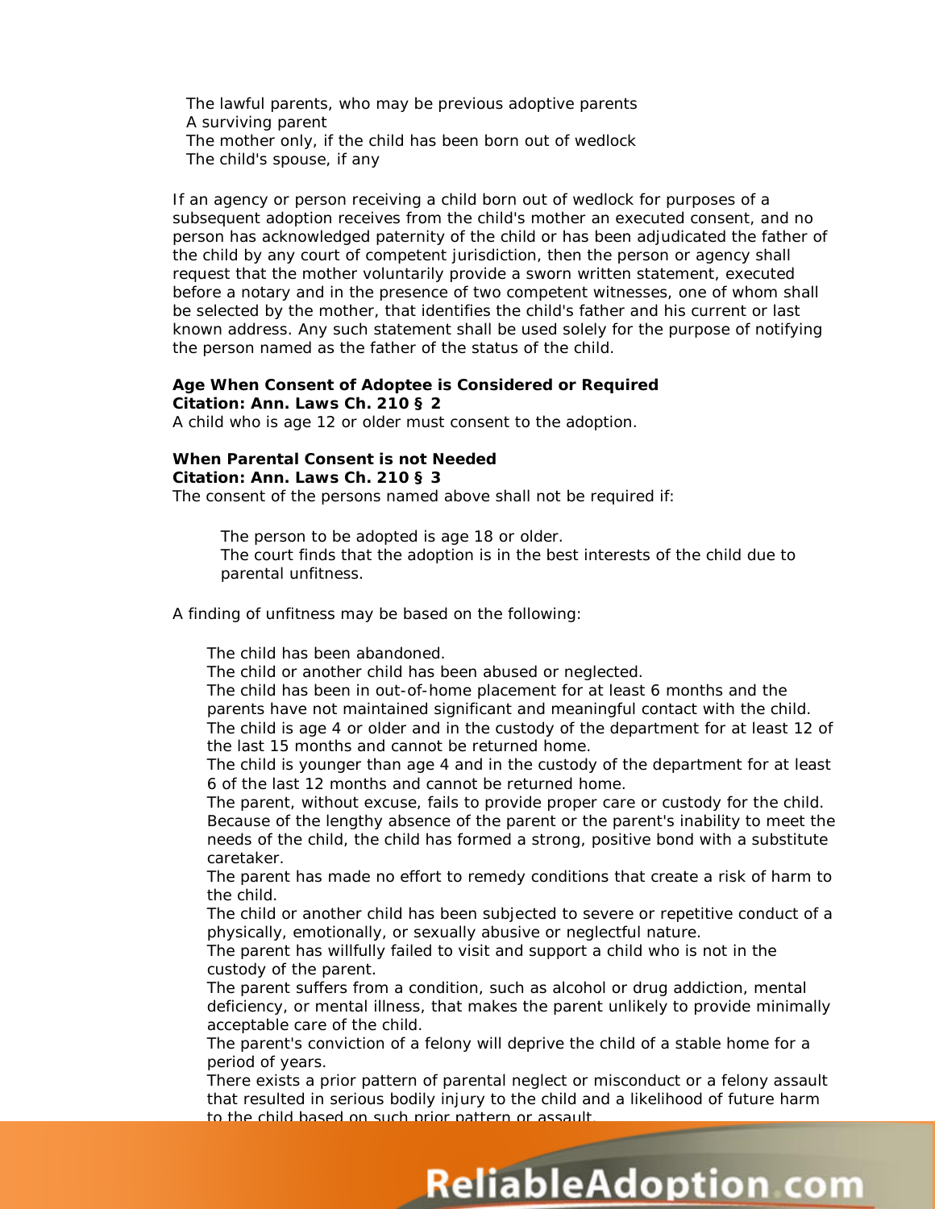- The lawful parents, who may be previous adoptive parents
- A surviving parent
- The mother only, if the child has been born out of wedlock
- The child's spouse, if any

If an agency or person receiving a child born out of wedlock for purposes of a subsequent adoption receives from the child's mother an executed consent, and no person has acknowledged paternity of the child or has been adjudicated the father of the child by any court of competent jurisdiction, then the person or agency shall request that the mother voluntarily provide a sworn written statement, executed before a notary and in the presence of two competent witnesses, one of whom shall be selected by the mother, that identifies the child's father and his current or last known address. Any such statement shall be used solely for the purpose of notifying the person named as the father of the status of the child.

**Age When Consent of Adoptee is Considered or Required**
**Citation: Ann. Laws Ch. 210 § 2**
A child who is age 12 or older must consent to the adoption.

**When Parental Consent is not Needed**
**Citation: Ann. Laws Ch. 210 § 3**
The consent of the persons named above shall not be required if:

- The person to be adopted is age 18 or older.
- The court finds that the adoption is in the best interests of the child due to parental unfitness.

A finding of unfitness may be based on the following:

- The child has been abandoned.
- The child or another child has been abused or neglected.
- The child has been in out-of-home placement for at least 6 months and the parents have not maintained significant and meaningful contact with the child.
- The child is age 4 or older and in the custody of the department for at least 12 of the last 15 months and cannot be returned home.
- The child is younger than age 4 and in the custody of the department for at least 6 of the last 12 months and cannot be returned home.
- The parent, without excuse, fails to provide proper care or custody for the child.
- Because of the lengthy absence of the parent or the parent's inability to meet the needs of the child, the child has formed a strong, positive bond with a substitute caretaker.
- The parent has made no effort to remedy conditions that create a risk of harm to the child.
- The child or another child has been subjected to severe or repetitive conduct of a physically, emotionally, or sexually abusive or neglectful nature.
- The parent has willfully failed to visit and support a child who is not in the custody of the parent.
- The parent suffers from a condition, such as alcohol or drug addiction, mental deficiency, or mental illness, that makes the parent unlikely to provide minimally acceptable care of the child.
- The parent's conviction of a felony will deprive the child of a stable home for a period of years.
- There exists a prior pattern of parental neglect or misconduct or a felony assault that resulted in serious bodily injury to the child and a likelihood of future harm to the child based on such prior pattern or assault.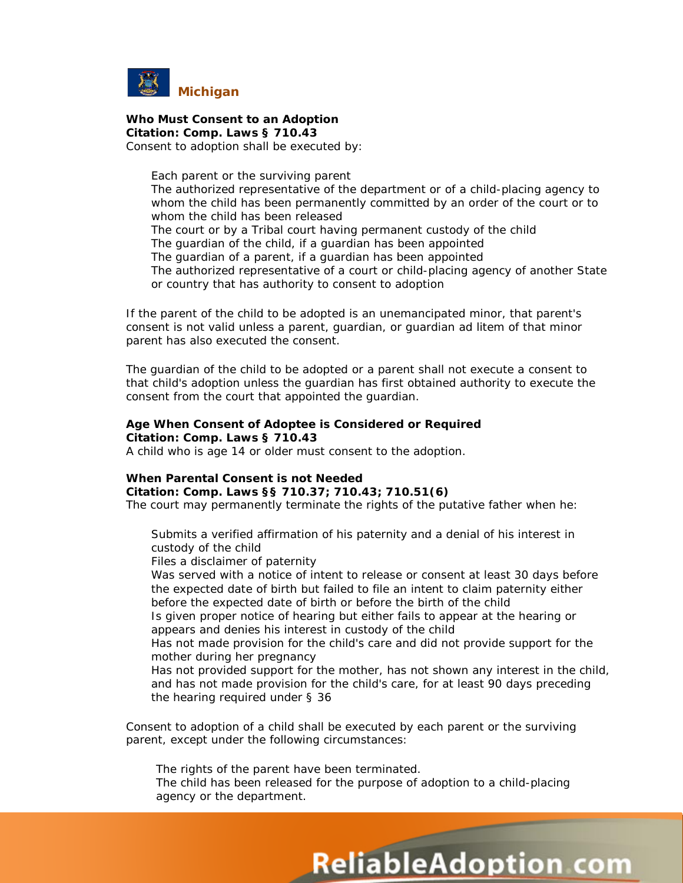## Michigan

**Who Must Consent to an Adoption**
**Citation: Comp. Laws § 710.43**
Consent to adoption shall be executed by:

- Each parent or the surviving parent
- The authorized representative of the department or of a child-placing agency to whom the child has been permanently committed by an order of the court or to whom the child has been released
- The court or by a Tribal court having permanent custody of the child
- The guardian of the child, if a guardian has been appointed
- The guardian of a parent, if a guardian has been appointed
- The authorized representative of a court or child-placing agency of another State or country that has authority to consent to adoption

If the parent of the child to be adopted is an unemancipated minor, that parent's consent is not valid unless a parent, guardian, or guardian ad litem of that minor parent has also executed the consent.

The guardian of the child to be adopted or a parent shall not execute a consent to that child's adoption unless the guardian has first obtained authority to execute the consent from the court that appointed the guardian.

**Age When Consent of Adoptee is Considered or Required**
**Citation: Comp. Laws § 710.43**
A child who is age 14 or older must consent to the adoption.

**When Parental Consent is not Needed**
**Citation: Comp. Laws §§ 710.37; 710.43; 710.51(6)**
The court may permanently terminate the rights of the putative father when he:

- Submits a verified affirmation of his paternity and a denial of his interest in custody of the child
- Files a disclaimer of paternity
- Was served with a notice of intent to release or consent at least 30 days before the expected date of birth but failed to file an intent to claim paternity either before the expected date of birth or before the birth of the child
- Is given proper notice of hearing but either fails to appear at the hearing or appears and denies his interest in custody of the child
- Has not made provision for the child's care and did not provide support for the mother during her pregnancy
- Has not provided support for the mother, has not shown any interest in the child, and has not made provision for the child's care, for at least 90 days preceding the hearing required under § 36

Consent to adoption of a child shall be executed by each parent or the surviving parent, except under the following circumstances:

- The rights of the parent have been terminated.
- The child has been released for the purpose of adoption to a child-placing agency or the department.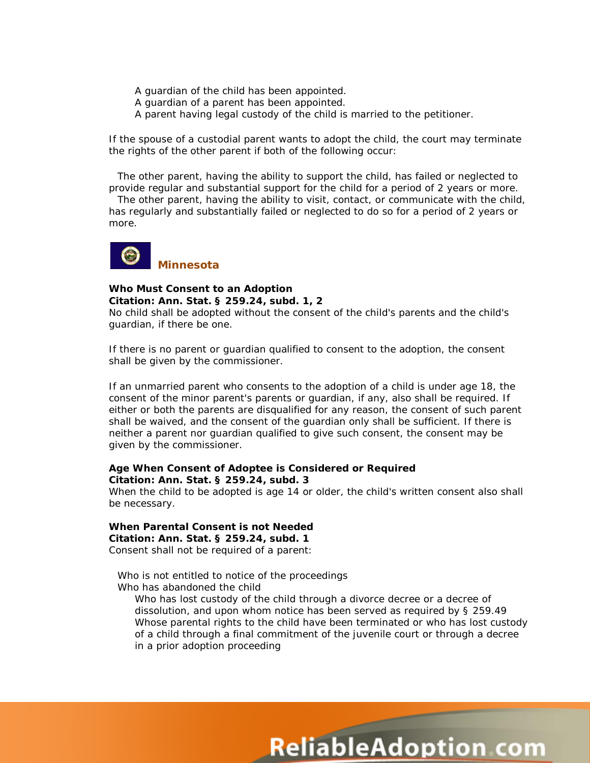- A guardian of the child has been appointed.
- A guardian of a parent has been appointed.
- A parent having legal custody of the child is married to the petitioner.

If the spouse of a custodial parent wants to adopt the child, the court may terminate the rights of the other parent if both of the following occur:

- The other parent, having the ability to support the child, has failed or neglected to provide regular and substantial support for the child for a period of 2 years or more.
- The other parent, having the ability to visit, contact, or communicate with the child, has regularly and substantially failed or neglected to do so for a period of 2 years or more.

## Minnesota

**Who Must Consent to an Adoption**
**Citation: Ann. Stat. § 259.24, subd. 1, 2**
No child shall be adopted without the consent of the child's parents and the child's guardian, if there be one.

If there is no parent or guardian qualified to consent to the adoption, the consent shall be given by the commissioner.

If an unmarried parent who consents to the adoption of a child is under age 18, the consent of the minor parent's parents or guardian, if any, also shall be required. If either or both the parents are disqualified for any reason, the consent of such parent shall be waived, and the consent of the guardian only shall be sufficient. If there is neither a parent nor guardian qualified to give such consent, the consent may be given by the commissioner.

**Age When Consent of Adoptee is Considered or Required**
**Citation: Ann. Stat. § 259.24, subd. 3**
When the child to be adopted is age 14 or older, the child's written consent also shall be necessary.

**When Parental Consent is not Needed**
**Citation: Ann. Stat. § 259.24, subd. 1**
Consent shall not be required of a parent:

- Who is not entitled to notice of the proceedings
- Who has abandoned the child
  - Who has lost custody of the child through a divorce decree or a decree of dissolution, and upon whom notice has been served as required by § 259.49
  - Whose parental rights to the child have been terminated or who has lost custody of a child through a final commitment of the juvenile court or through a decree in a prior adoption proceeding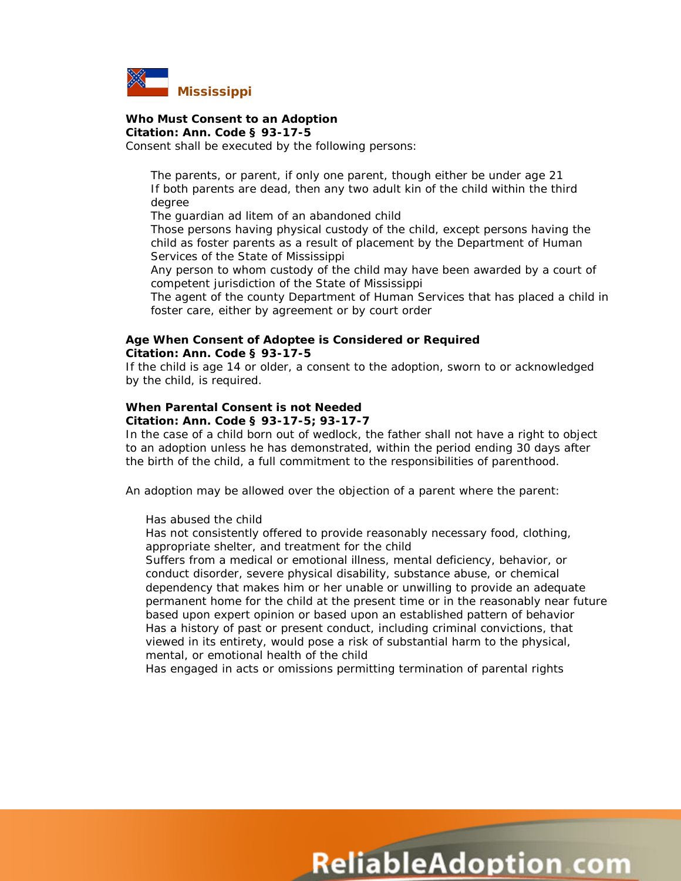## Mississippi

**Who Must Consent to an Adoption**
**Citation: Ann. Code § 93-17-5**
Consent shall be executed by the following persons:

- The parents, or parent, if only one parent, though either be under age 21
- If both parents are dead, then any two adult kin of the child within the third degree
- The guardian ad litem of an abandoned child
- Those persons having physical custody of the child, except persons having the child as foster parents as a result of placement by the Department of Human Services of the State of Mississippi
- Any person to whom custody of the child may have been awarded by a court of competent jurisdiction of the State of Mississippi
- The agent of the county Department of Human Services that has placed a child in foster care, either by agreement or by court order

**Age When Consent of Adoptee is Considered or Required**
**Citation: Ann. Code § 93-17-5**
If the child is age 14 or older, a consent to the adoption, sworn to or acknowledged by the child, is required.

**When Parental Consent is not Needed**
**Citation: Ann. Code § 93-17-5; 93-17-7**
In the case of a child born out of wedlock, the father shall not have a right to object to an adoption unless he has demonstrated, within the period ending 30 days after the birth of the child, a full commitment to the responsibilities of parenthood.

An adoption may be allowed over the objection of a parent where the parent:

- Has abused the child
- Has not consistently offered to provide reasonably necessary food, clothing, appropriate shelter, and treatment for the child
- Suffers from a medical or emotional illness, mental deficiency, behavior, or conduct disorder, severe physical disability, substance abuse, or chemical dependency that makes him or her unable or unwilling to provide an adequate permanent home for the child at the present time or in the reasonably near future based upon expert opinion or based upon an established pattern of behavior
- Has a history of past or present conduct, including criminal convictions, that viewed in its entirety, would pose a risk of substantial harm to the physical, mental, or emotional health of the child
- Has engaged in acts or omissions permitting termination of parental rights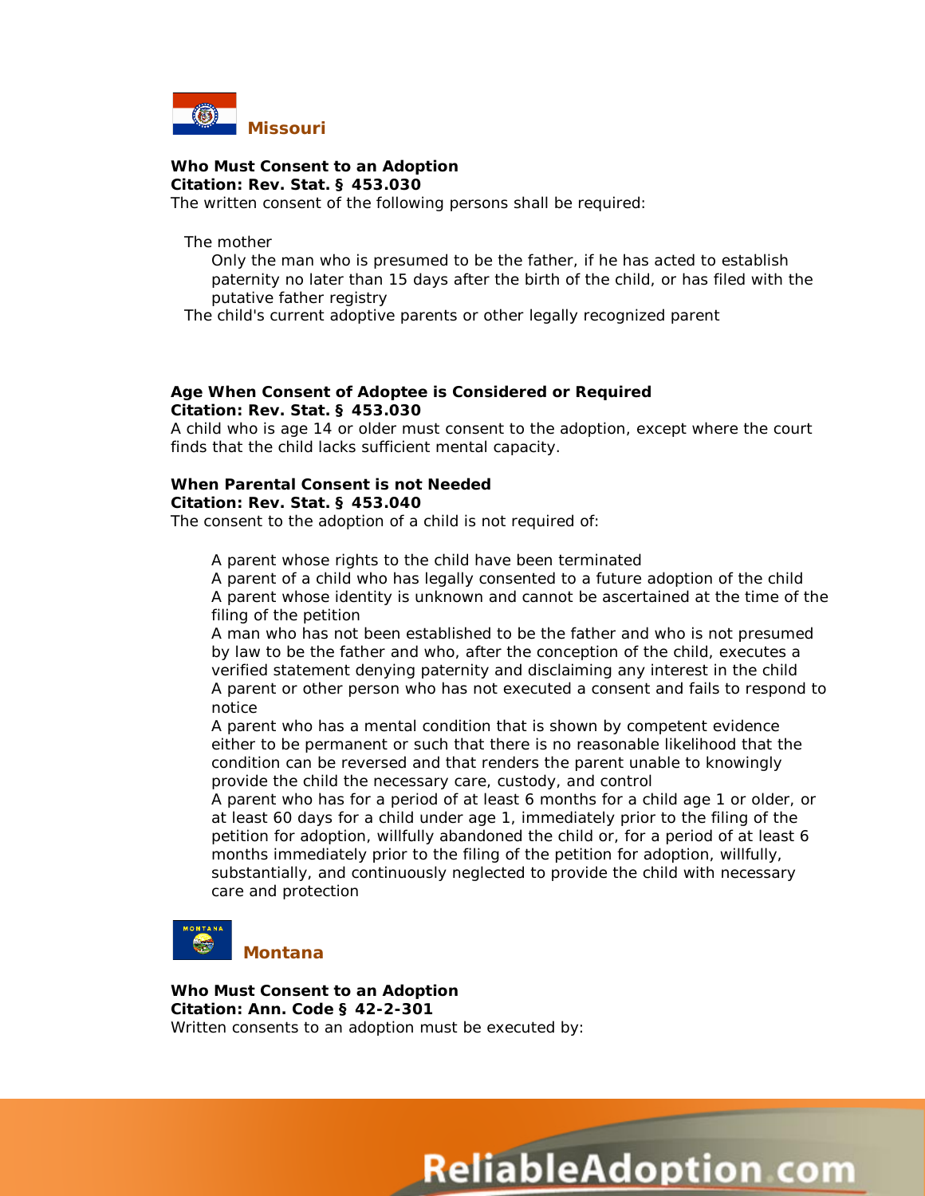## Missouri

**Who Must Consent to an Adoption**
**Citation: Rev. Stat. § 453.030**
The written consent of the following persons shall be required:

- The mother
  - Only the man who is presumed to be the father, if he has acted to establish paternity no later than 15 days after the birth of the child, or has filed with the putative father registry
- The child's current adoptive parents or other legally recognized parent

**Age When Consent of Adoptee is Considered or Required**
**Citation: Rev. Stat. § 453.030**
A child who is age 14 or older must consent to the adoption, except where the court finds that the child lacks sufficient mental capacity.

**When Parental Consent is not Needed**
**Citation: Rev. Stat. § 453.040**
The consent to the adoption of a child is not required of:

- A parent whose rights to the child have been terminated
- A parent of a child who has legally consented to a future adoption of the child
- A parent whose identity is unknown and cannot be ascertained at the time of the filing of the petition
- A man who has not been established to be the father and who is not presumed by law to be the father and who, after the conception of the child, executes a verified statement denying paternity and disclaiming any interest in the child
- A parent or other person who has not executed a consent and fails to respond to notice
- A parent who has a mental condition that is shown by competent evidence either to be permanent or such that there is no reasonable likelihood that the condition can be reversed and that renders the parent unable to knowingly provide the child the necessary care, custody, and control
- A parent who has for a period of at least 6 months for a child age 1 or older, or at least 60 days for a child under age 1, immediately prior to the filing of the petition for adoption, willfully abandoned the child or, for a period of at least 6 months immediately prior to the filing of the petition for adoption, willfully, substantially, and continuously neglected to provide the child with necessary care and protection

## Montana

**Who Must Consent to an Adoption**
**Citation: Ann. Code § 42-2-301**
Written consents to an adoption must be executed by: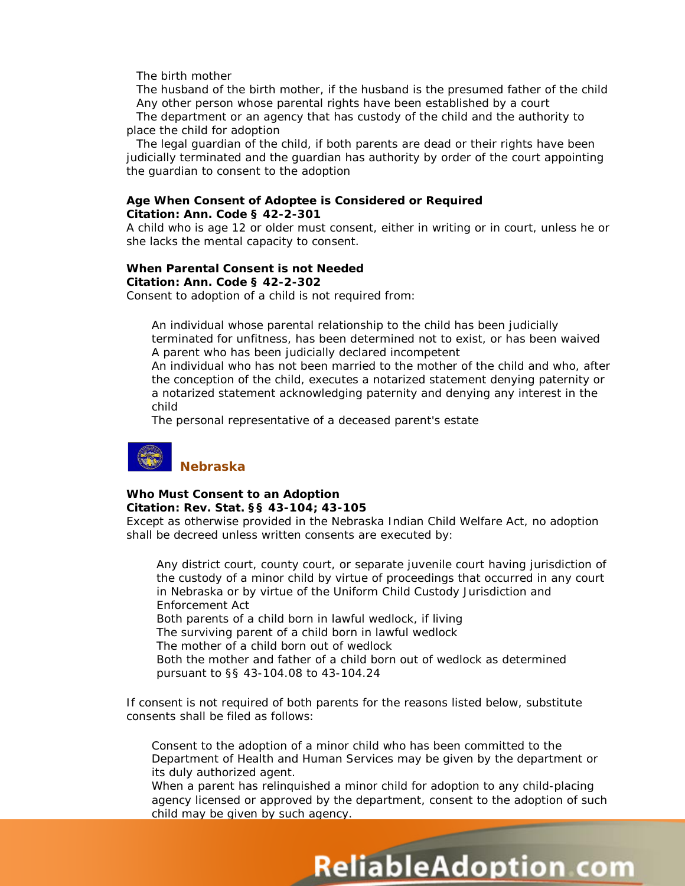- The birth mother
- The husband of the birth mother, if the husband is the presumed father of the child
- Any other person whose parental rights have been established by a court
- The department or an agency that has custody of the child and the authority to place the child for adoption
- The legal guardian of the child, if both parents are dead or their rights have been judicially terminated and the guardian has authority by order of the court appointing the guardian to consent to the adoption

**Age When Consent of Adoptee is Considered or Required**
**Citation: Ann. Code § 42-2-301**
A child who is age 12 or older must consent, either in writing or in court, unless he or she lacks the mental capacity to consent.

**When Parental Consent is not Needed**
**Citation: Ann. Code § 42-2-302**
Consent to adoption of a child is not required from:

- An individual whose parental relationship to the child has been judicially terminated for unfitness, has been determined not to exist, or has been waived
- A parent who has been judicially declared incompetent
- An individual who has not been married to the mother of the child and who, after the conception of the child, executes a notarized statement denying paternity or a notarized statement acknowledging paternity and denying any interest in the child
- The personal representative of a deceased parent's estate

## Nebraska

**Who Must Consent to an Adoption**
**Citation: Rev. Stat. §§ 43-104; 43-105**
Except as otherwise provided in the Nebraska Indian Child Welfare Act, no adoption shall be decreed unless written consents are executed by:

- Any district court, county court, or separate juvenile court having jurisdiction of the custody of a minor child by virtue of proceedings that occurred in any court in Nebraska or by virtue of the Uniform Child Custody Jurisdiction and Enforcement Act
- Both parents of a child born in lawful wedlock, if living
- The surviving parent of a child born in lawful wedlock
- The mother of a child born out of wedlock
- Both the mother and father of a child born out of wedlock as determined pursuant to §§ 43-104.08 to 43-104.24

If consent is not required of both parents for the reasons listed below, substitute consents shall be filed as follows:

- Consent to the adoption of a minor child who has been committed to the Department of Health and Human Services may be given by the department or its duly authorized agent.
- When a parent has relinquished a minor child for adoption to any child-placing agency licensed or approved by the department, consent to the adoption of such child may be given by such agency.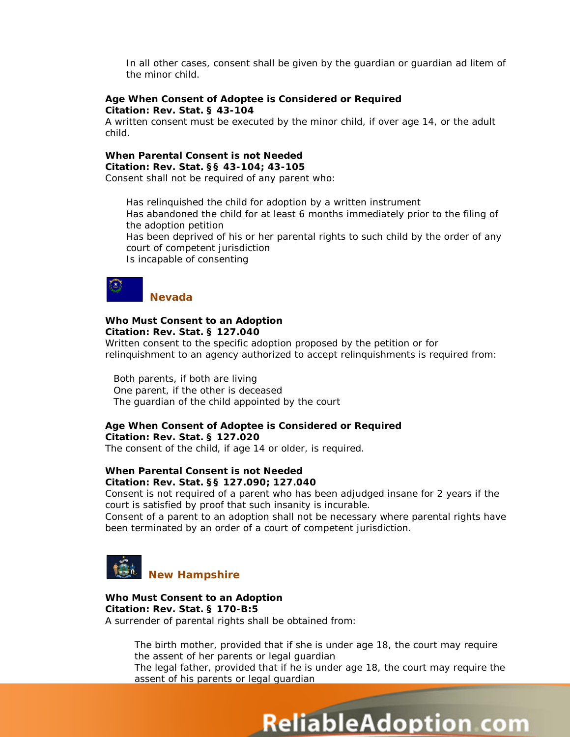In all other cases, consent shall be given by the guardian or guardian ad litem of the minor child.

**Age When Consent of Adoptee is Considered or Required**
**Citation: Rev. Stat. § 43-104**
A written consent must be executed by the minor child, if over age 14, or the adult child.

**When Parental Consent is not Needed**
**Citation: Rev. Stat. §§ 43-104; 43-105**
Consent shall not be required of any parent who:

- Has relinquished the child for adoption by a written instrument
- Has abandoned the child for at least 6 months immediately prior to the filing of the adoption petition
- Has been deprived of his or her parental rights to such child by the order of any court of competent jurisdiction
- Is incapable of consenting

## Nevada

**Who Must Consent to an Adoption**
**Citation: Rev. Stat. § 127.040**
Written consent to the specific adoption proposed by the petition or for relinquishment to an agency authorized to accept relinquishments is required from:

- Both parents, if both are living
- One parent, if the other is deceased
- The guardian of the child appointed by the court

**Age When Consent of Adoptee is Considered or Required**
**Citation: Rev. Stat. § 127.020**
The consent of the child, if age 14 or older, is required.

**When Parental Consent is not Needed**
**Citation: Rev. Stat. §§ 127.090; 127.040**
Consent is not required of a parent who has been adjudged insane for 2 years if the court is satisfied by proof that such insanity is incurable.
Consent of a parent to an adoption shall not be necessary where parental rights have been terminated by an order of a court of competent jurisdiction.

## New Hampshire

**Who Must Consent to an Adoption**
**Citation: Rev. Stat. § 170-B:5**
A surrender of parental rights shall be obtained from:

- The birth mother, provided that if she is under age 18, the court may require the assent of her parents or legal guardian
- The legal father, provided that if he is under age 18, the court may require the assent of his parents or legal guardian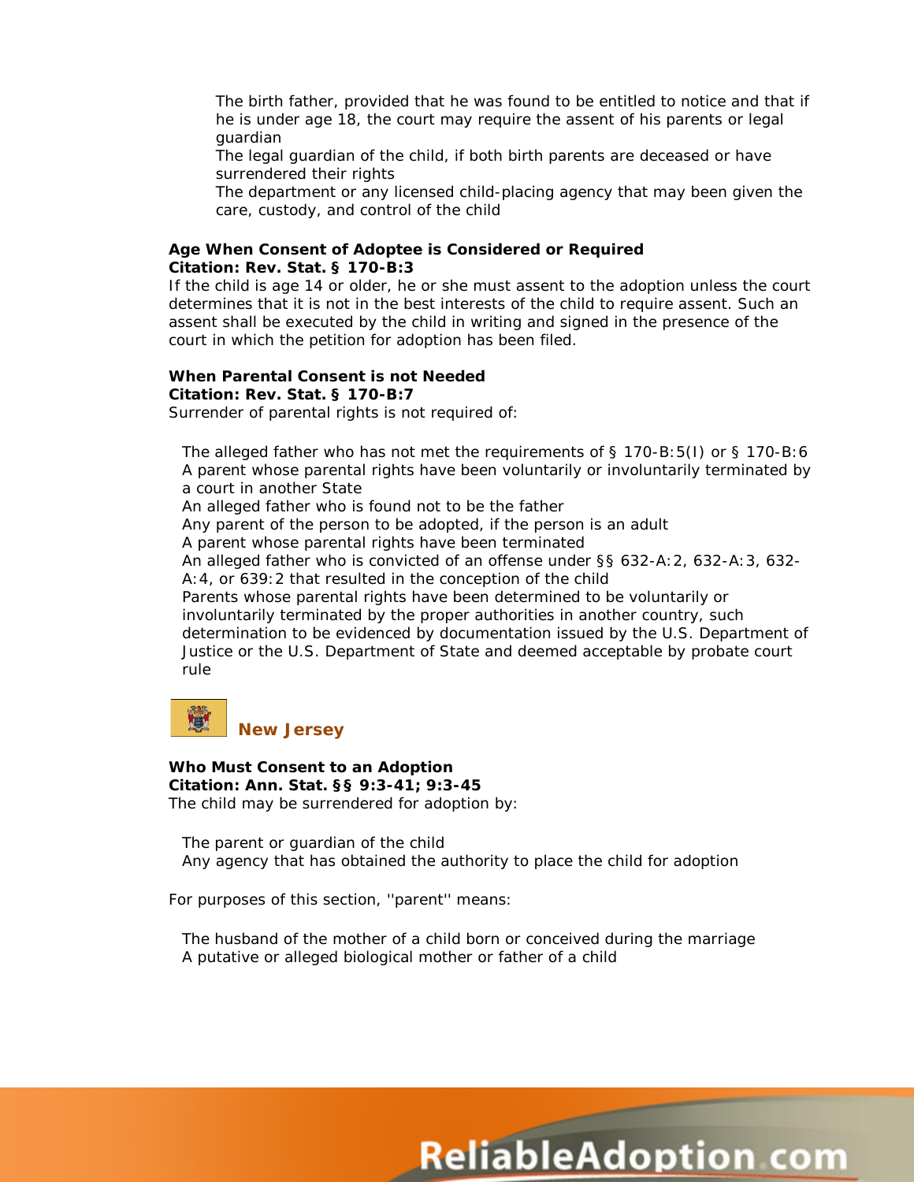- The birth father, provided that he was found to be entitled to notice and that if he is under age 18, the court may require the assent of his parents or legal guardian
- The legal guardian of the child, if both birth parents are deceased or have surrendered their rights
- The department or any licensed child-placing agency that may been given the care, custody, and control of the child

**Age When Consent of Adoptee is Considered or Required**
**Citation: Rev. Stat. § 170-B:3**
If the child is age 14 or older, he or she must assent to the adoption unless the court determines that it is not in the best interests of the child to require assent. Such an assent shall be executed by the child in writing and signed in the presence of the court in which the petition for adoption has been filed.

**When Parental Consent is not Needed**
**Citation: Rev. Stat. § 170-B:7**
Surrender of parental rights is not required of:

- The alleged father who has not met the requirements of § 170-B:5(I) or § 170-B:6
- A parent whose parental rights have been voluntarily or involuntarily terminated by a court in another State
- An alleged father who is found not to be the father
- Any parent of the person to be adopted, if the person is an adult
- A parent whose parental rights have been terminated
- An alleged father who is convicted of an offense under §§ 632-A:2, 632-A:3, 632-A:4, or 639:2 that resulted in the conception of the child
- Parents whose parental rights have been determined to be voluntarily or involuntarily terminated by the proper authorities in another country, such determination to be evidenced by documentation issued by the U.S. Department of Justice or the U.S. Department of State and deemed acceptable by probate court rule

## New Jersey

**Who Must Consent to an Adoption**
**Citation: Ann. Stat. §§ 9:3-41; 9:3-45**
The child may be surrendered for adoption by:

- The parent or guardian of the child
- Any agency that has obtained the authority to place the child for adoption

For purposes of this section, ''parent'' means:

- The husband of the mother of a child born or conceived during the marriage
- A putative or alleged biological mother or father of a child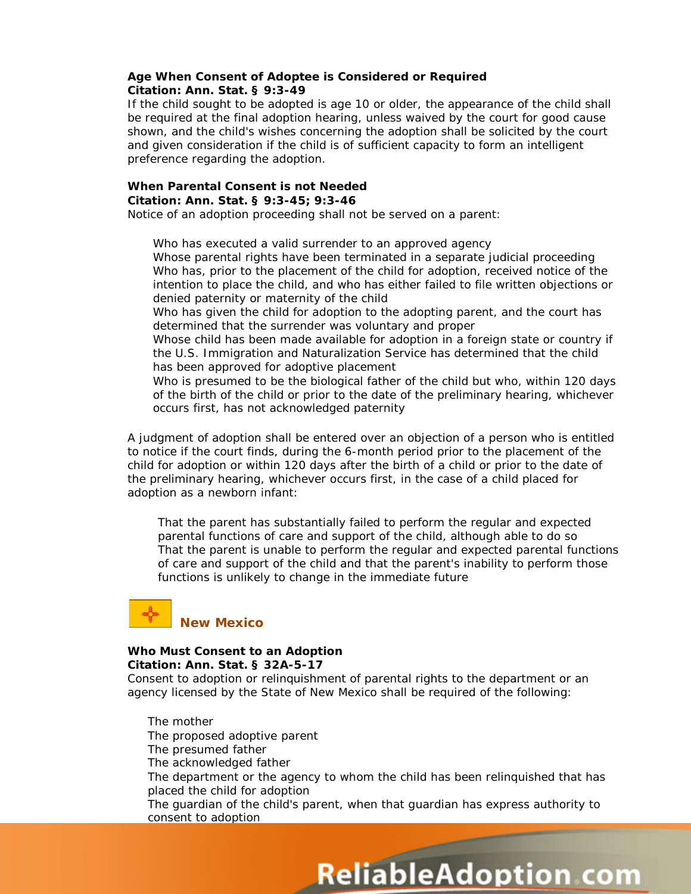**Age When Consent of Adoptee is Considered or Required**
**Citation: Ann. Stat. § 9:3-49**
If the child sought to be adopted is age 10 or older, the appearance of the child shall be required at the final adoption hearing, unless waived by the court for good cause shown, and the child's wishes concerning the adoption shall be solicited by the court and given consideration if the child is of sufficient capacity to form an intelligent preference regarding the adoption.

**When Parental Consent is not Needed**
**Citation: Ann. Stat. § 9:3-45; 9:3-46**
Notice of an adoption proceeding shall not be served on a parent:

- Who has executed a valid surrender to an approved agency
- Whose parental rights have been terminated in a separate judicial proceeding
- Who has, prior to the placement of the child for adoption, received notice of the intention to place the child, and who has either failed to file written objections or denied paternity or maternity of the child
- Who has given the child for adoption to the adopting parent, and the court has determined that the surrender was voluntary and proper
- Whose child has been made available for adoption in a foreign state or country if the U.S. Immigration and Naturalization Service has determined that the child has been approved for adoptive placement
- Who is presumed to be the biological father of the child but who, within 120 days of the birth of the child or prior to the date of the preliminary hearing, whichever occurs first, has not acknowledged paternity

A judgment of adoption shall be entered over an objection of a person who is entitled to notice if the court finds, during the 6-month period prior to the placement of the child for adoption or within 120 days after the birth of a child or prior to the date of the preliminary hearing, whichever occurs first, in the case of a child placed for adoption as a newborn infant:

- That the parent has substantially failed to perform the regular and expected parental functions of care and support of the child, although able to do so
- That the parent is unable to perform the regular and expected parental functions of care and support of the child and that the parent's inability to perform those functions is unlikely to change in the immediate future

## New Mexico

**Who Must Consent to an Adoption**
**Citation: Ann. Stat. § 32A-5-17**
Consent to adoption or relinquishment of parental rights to the department or an agency licensed by the State of New Mexico shall be required of the following:

- The mother
- The proposed adoptive parent
- The presumed father
- The acknowledged father
- The department or the agency to whom the child has been relinquished that has placed the child for adoption
- The guardian of the child's parent, when that guardian has express authority to consent to adoption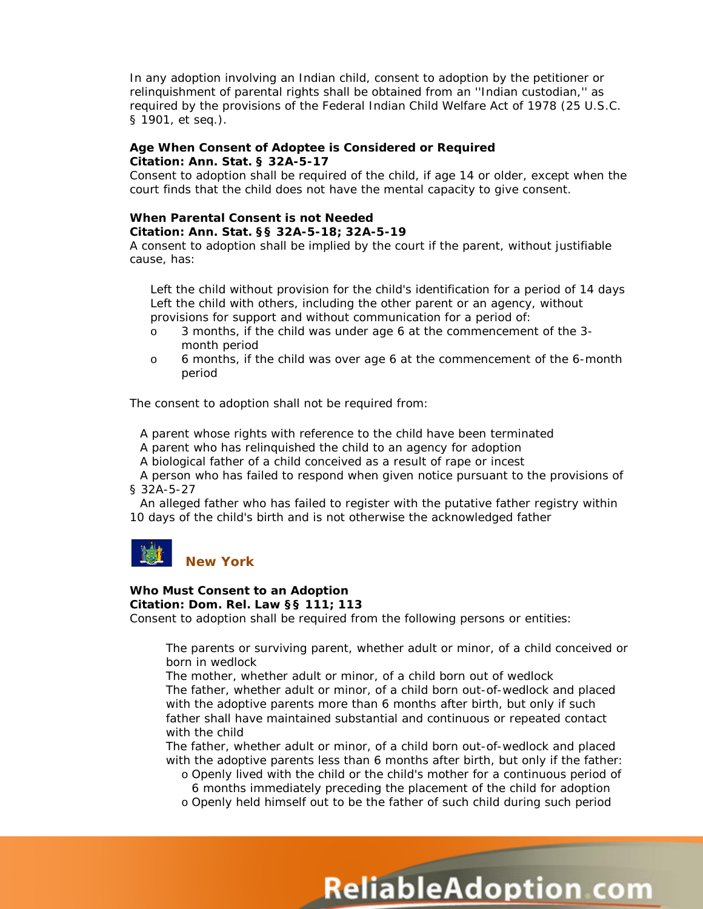In any adoption involving an Indian child, consent to adoption by the petitioner or relinquishment of parental rights shall be obtained from an ''Indian custodian,'' as required by the provisions of the Federal Indian Child Welfare Act of 1978 (25 U.S.C. § 1901, et seq.).

**Age When Consent of Adoptee is Considered or Required**
**Citation: Ann. Stat. § 32A-5-17**
Consent to adoption shall be required of the child, if age 14 or older, except when the court finds that the child does not have the mental capacity to give consent.

**When Parental Consent is not Needed**
**Citation: Ann. Stat. §§ 32A-5-18; 32A-5-19**
A consent to adoption shall be implied by the court if the parent, without justifiable cause, has:

- Left the child without provision for the child's identification for a period of 14 days
- Left the child with others, including the other parent or an agency, without provisions for support and without communication for a period of:
  - 3 months, if the child was under age 6 at the commencement of the 3-month period
  - 6 months, if the child was over age 6 at the commencement of the 6-month period

The consent to adoption shall not be required from:

- A parent whose rights with reference to the child have been terminated
- A parent who has relinquished the child to an agency for adoption
- A biological father of a child conceived as a result of rape or incest
- A person who has failed to respond when given notice pursuant to the provisions of § 32A-5-27
- An alleged father who has failed to register with the putative father registry within 10 days of the child's birth and is not otherwise the acknowledged father

## New York

**Who Must Consent to an Adoption**
**Citation: Dom. Rel. Law §§ 111; 113**
Consent to adoption shall be required from the following persons or entities:

- The parents or surviving parent, whether adult or minor, of a child conceived or born in wedlock
- The mother, whether adult or minor, of a child born out of wedlock
- The father, whether adult or minor, of a child born out-of-wedlock and placed with the adoptive parents more than 6 months after birth, but only if such father shall have maintained substantial and continuous or repeated contact with the child
- The father, whether adult or minor, of a child born out-of-wedlock and placed with the adoptive parents less than 6 months after birth, but only if the father:
  - Openly lived with the child or the child's mother for a continuous period of 6 months immediately preceding the placement of the child for adoption
  - Openly held himself out to be the father of such child during such period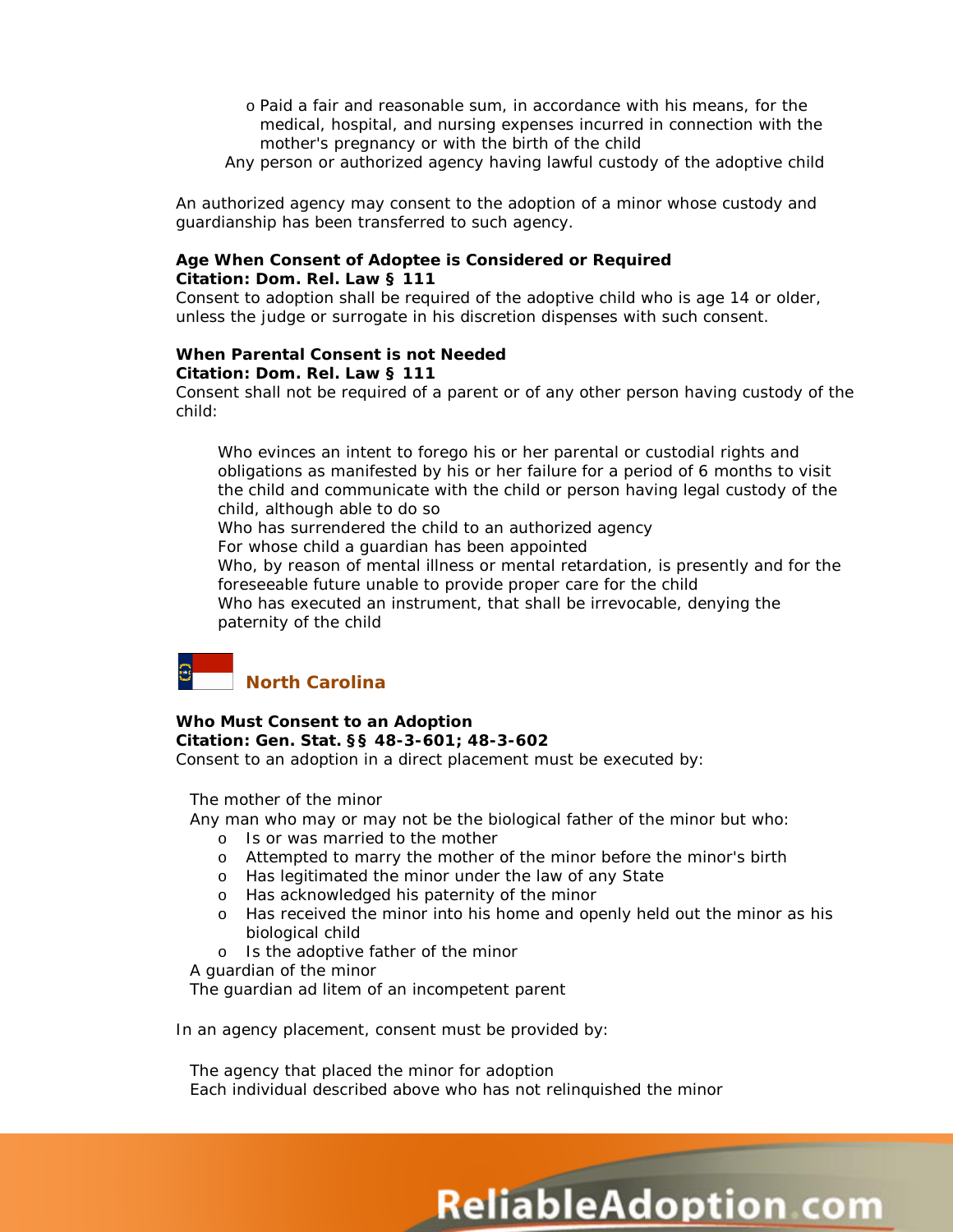- Paid a fair and reasonable sum, in accordance with his means, for the medical, hospital, and nursing expenses incurred in connection with the mother's pregnancy or with the birth of the child

Any person or authorized agency having lawful custody of the adoptive child

An authorized agency may consent to the adoption of a minor whose custody and guardianship has been transferred to such agency.

**Age When Consent of Adoptee is Considered or Required**
**Citation: Dom. Rel. Law § 111**
Consent to adoption shall be required of the adoptive child who is age 14 or older, unless the judge or surrogate in his discretion dispenses with such consent.

**When Parental Consent is not Needed**
**Citation: Dom. Rel. Law § 111**
Consent shall not be required of a parent or of any other person having custody of the child:

- Who evinces an intent to forego his or her parental or custodial rights and obligations as manifested by his or her failure for a period of 6 months to visit the child and communicate with the child or person having legal custody of the child, although able to do so
- Who has surrendered the child to an authorized agency
- For whose child a guardian has been appointed
- Who, by reason of mental illness or mental retardation, is presently and for the foreseeable future unable to provide proper care for the child
- Who has executed an instrument, that shall be irrevocable, denying the paternity of the child

## North Carolina

**Who Must Consent to an Adoption**
**Citation: Gen. Stat. §§ 48-3-601; 48-3-602**
Consent to an adoption in a direct placement must be executed by:

- The mother of the minor
- Any man who may or may not be the biological father of the minor but who:
  - Is or was married to the mother
  - Attempted to marry the mother of the minor before the minor's birth
  - Has legitimated the minor under the law of any State
  - Has acknowledged his paternity of the minor
  - Has received the minor into his home and openly held out the minor as his biological child
  - Is the adoptive father of the minor
- A guardian of the minor
- The guardian ad litem of an incompetent parent

In an agency placement, consent must be provided by:

- The agency that placed the minor for adoption
- Each individual described above who has not relinquished the minor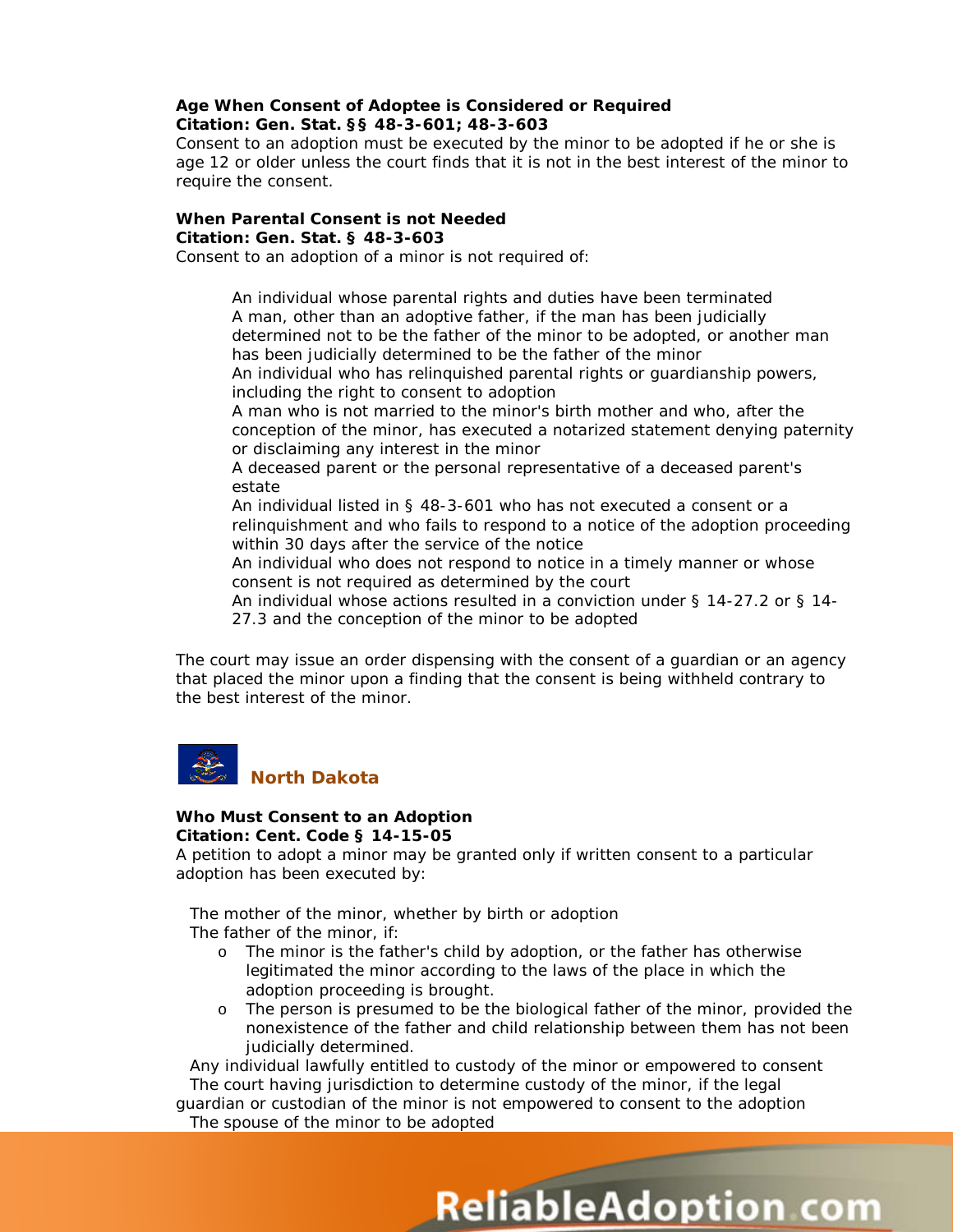**Age When Consent of Adoptee is Considered or Required**
**Citation: Gen. Stat. §§ 48-3-601; 48-3-603**
Consent to an adoption must be executed by the minor to be adopted if he or she is age 12 or older unless the court finds that it is not in the best interest of the minor to require the consent.

**When Parental Consent is not Needed**
**Citation: Gen. Stat. § 48-3-603**
Consent to an adoption of a minor is not required of:

- An individual whose parental rights and duties have been terminated
- A man, other than an adoptive father, if the man has been judicially determined not to be the father of the minor to be adopted, or another man has been judicially determined to be the father of the minor
- An individual who has relinquished parental rights or guardianship powers, including the right to consent to adoption
- A man who is not married to the minor's birth mother and who, after the conception of the minor, has executed a notarized statement denying paternity or disclaiming any interest in the minor
- A deceased parent or the personal representative of a deceased parent's estate
- An individual listed in § 48-3-601 who has not executed a consent or a relinquishment and who fails to respond to a notice of the adoption proceeding within 30 days after the service of the notice
- An individual who does not respond to notice in a timely manner or whose consent is not required as determined by the court
- An individual whose actions resulted in a conviction under § 14-27.2 or § 14-27.3 and the conception of the minor to be adopted

The court may issue an order dispensing with the consent of a guardian or an agency that placed the minor upon a finding that the consent is being withheld contrary to the best interest of the minor.

## North Dakota

**Who Must Consent to an Adoption**
**Citation: Cent. Code § 14-15-05**
A petition to adopt a minor may be granted only if written consent to a particular adoption has been executed by:

- The mother of the minor, whether by birth or adoption
- The father of the minor, if:
  - The minor is the father's child by adoption, or the father has otherwise legitimated the minor according to the laws of the place in which the adoption proceeding is brought.
  - The person is presumed to be the biological father of the minor, provided the nonexistence of the father and child relationship between them has not been judicially determined.
- Any individual lawfully entitled to custody of the minor or empowered to consent
- The court having jurisdiction to determine custody of the minor, if the legal guardian or custodian of the minor is not empowered to consent to the adoption
- The spouse of the minor to be adopted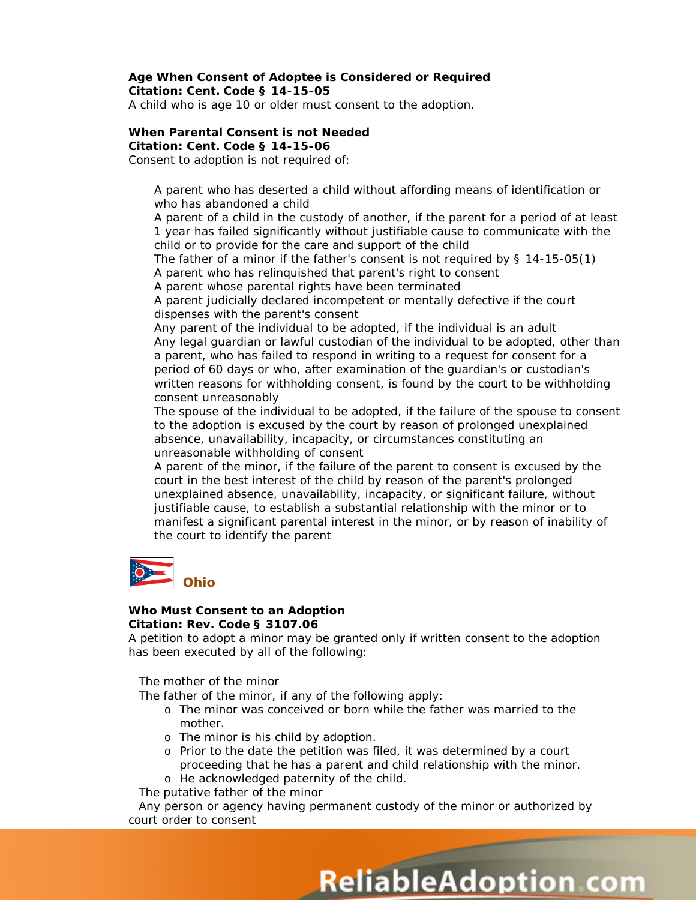**Age When Consent of Adoptee is Considered or Required**
**Citation: Cent. Code § 14-15-05**
A child who is age 10 or older must consent to the adoption.

**When Parental Consent is not Needed**
**Citation: Cent. Code § 14-15-06**
Consent to adoption is not required of:

- A parent who has deserted a child without affording means of identification or who has abandoned a child
- A parent of a child in the custody of another, if the parent for a period of at least 1 year has failed significantly without justifiable cause to communicate with the child or to provide for the care and support of the child
- The father of a minor if the father's consent is not required by § 14-15-05(1)
- A parent who has relinquished that parent's right to consent
- A parent whose parental rights have been terminated
- A parent judicially declared incompetent or mentally defective if the court dispenses with the parent's consent
- Any parent of the individual to be adopted, if the individual is an adult
- Any legal guardian or lawful custodian of the individual to be adopted, other than a parent, who has failed to respond in writing to a request for consent for a period of 60 days or who, after examination of the guardian's or custodian's written reasons for withholding consent, is found by the court to be withholding consent unreasonably
- The spouse of the individual to be adopted, if the failure of the spouse to consent to the adoption is excused by the court by reason of prolonged unexplained absence, unavailability, incapacity, or circumstances constituting an unreasonable withholding of consent
- A parent of the minor, if the failure of the parent to consent is excused by the court in the best interest of the child by reason of the parent's prolonged unexplained absence, unavailability, incapacity, or significant failure, without justifiable cause, to establish a substantial relationship with the minor or to manifest a significant parental interest in the minor, or by reason of inability of the court to identify the parent

## Ohio

**Who Must Consent to an Adoption**
**Citation: Rev. Code § 3107.06**
A petition to adopt a minor may be granted only if written consent to the adoption has been executed by all of the following:

- The mother of the minor
- The father of the minor, if any of the following apply:
  - The minor was conceived or born while the father was married to the mother.
  - The minor is his child by adoption.
  - Prior to the date the petition was filed, it was determined by a court proceeding that he has a parent and child relationship with the minor.
  - He acknowledged paternity of the child.
- The putative father of the minor
- Any person or agency having permanent custody of the minor or authorized by court order to consent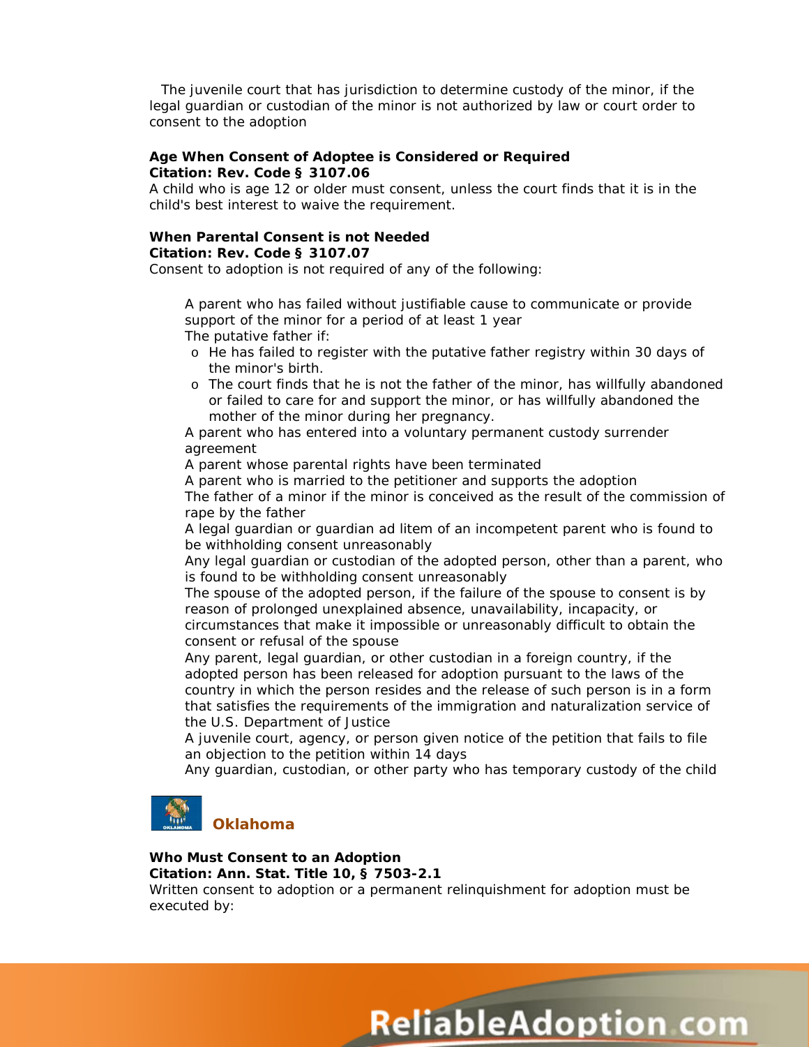The juvenile court that has jurisdiction to determine custody of the minor, if the legal guardian or custodian of the minor is not authorized by law or court order to consent to the adoption

**Age When Consent of Adoptee is Considered or Required**
**Citation: Rev. Code § 3107.06**
A child who is age 12 or older must consent, unless the court finds that it is in the child's best interest to waive the requirement.

**When Parental Consent is not Needed**
**Citation: Rev. Code § 3107.07**
Consent to adoption is not required of any of the following:

- A parent who has failed without justifiable cause to communicate or provide support of the minor for a period of at least 1 year
- The putative father if:
  - He has failed to register with the putative father registry within 30 days of the minor's birth.
  - The court finds that he is not the father of the minor, has willfully abandoned or failed to care for and support the minor, or has willfully abandoned the mother of the minor during her pregnancy.
- A parent who has entered into a voluntary permanent custody surrender agreement
- A parent whose parental rights have been terminated
- A parent who is married to the petitioner and supports the adoption
- The father of a minor if the minor is conceived as the result of the commission of rape by the father
- A legal guardian or guardian ad litem of an incompetent parent who is found to be withholding consent unreasonably
- Any legal guardian or custodian of the adopted person, other than a parent, who is found to be withholding consent unreasonably
- The spouse of the adopted person, if the failure of the spouse to consent is by reason of prolonged unexplained absence, unavailability, incapacity, or circumstances that make it impossible or unreasonably difficult to obtain the consent or refusal of the spouse
- Any parent, legal guardian, or other custodian in a foreign country, if the adopted person has been released for adoption pursuant to the laws of the country in which the person resides and the release of such person is in a form that satisfies the requirements of the immigration and naturalization service of the U.S. Department of Justice
- A juvenile court, agency, or person given notice of the petition that fails to file an objection to the petition within 14 days
- Any guardian, custodian, or other party who has temporary custody of the child

## Oklahoma

**Who Must Consent to an Adoption**
**Citation: Ann. Stat. Title 10, § 7503-2.1**
Written consent to adoption or a permanent relinquishment for adoption must be executed by: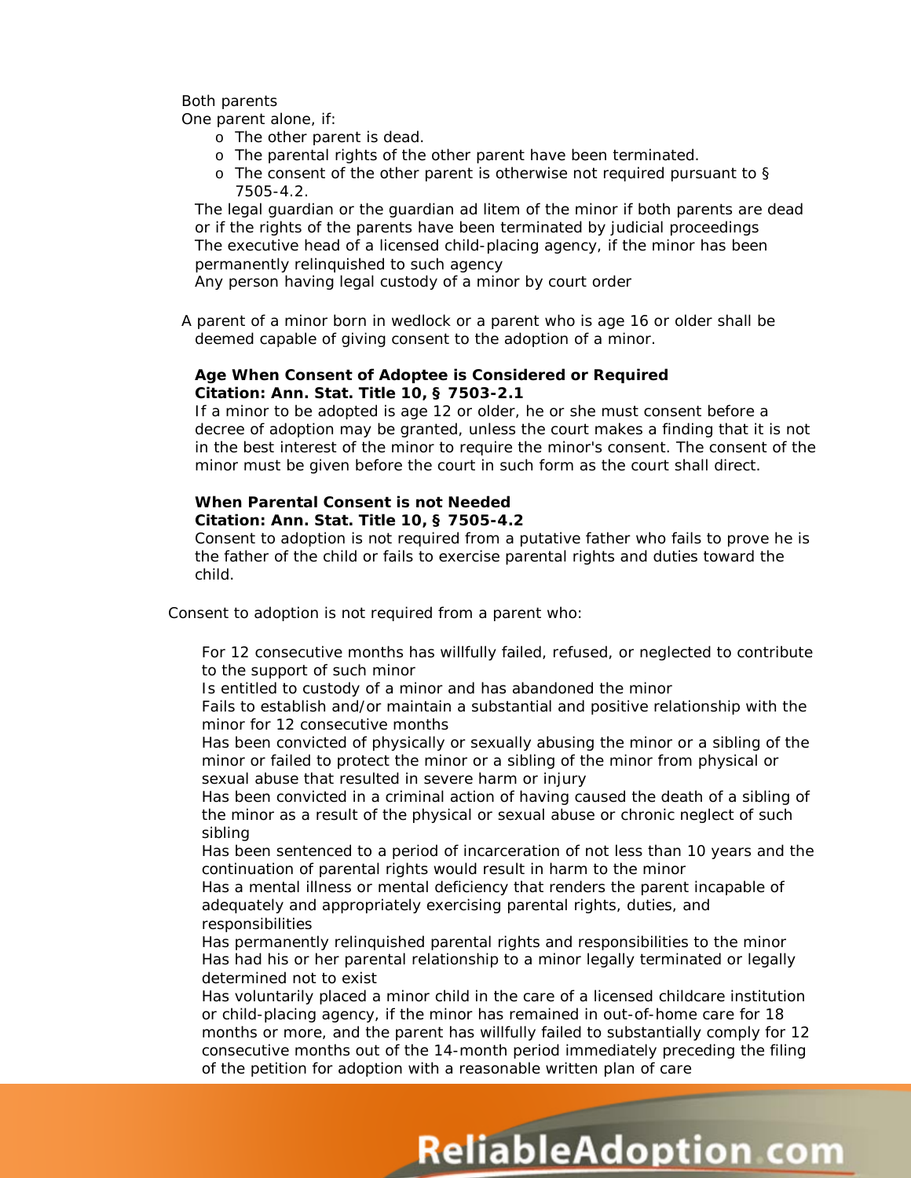- Both parents
- One parent alone, if:
  - The other parent is dead.
  - The parental rights of the other parent have been terminated.
  - The consent of the other parent is otherwise not required pursuant to § 7505-4.2.
- The legal guardian or the guardian ad litem of the minor if both parents are dead or if the rights of the parents have been terminated by judicial proceedings
- The executive head of a licensed child-placing agency, if the minor has been permanently relinquished to such agency
- Any person having legal custody of a minor by court order

A parent of a minor born in wedlock or a parent who is age 16 or older shall be deemed capable of giving consent to the adoption of a minor.

**Age When Consent of Adoptee is Considered or Required**
**Citation: Ann. Stat. Title 10, § 7503-2.1**

If a minor to be adopted is age 12 or older, he or she must consent before a decree of adoption may be granted, unless the court makes a finding that it is not in the best interest of the minor to require the minor's consent. The consent of the minor must be given before the court in such form as the court shall direct.

**When Parental Consent is not Needed**
**Citation: Ann. Stat. Title 10, § 7505-4.2**

Consent to adoption is not required from a putative father who fails to prove he is the father of the child or fails to exercise parental rights and duties toward the child.

Consent to adoption is not required from a parent who:

- For 12 consecutive months has willfully failed, refused, or neglected to contribute to the support of such minor
- Is entitled to custody of a minor and has abandoned the minor
- Fails to establish and/or maintain a substantial and positive relationship with the minor for 12 consecutive months
- Has been convicted of physically or sexually abusing the minor or a sibling of the minor or failed to protect the minor or a sibling of the minor from physical or sexual abuse that resulted in severe harm or injury
- Has been convicted in a criminal action of having caused the death of a sibling of the minor as a result of the physical or sexual abuse or chronic neglect of such sibling
- Has been sentenced to a period of incarceration of not less than 10 years and the continuation of parental rights would result in harm to the minor
- Has a mental illness or mental deficiency that renders the parent incapable of adequately and appropriately exercising parental rights, duties, and responsibilities
- Has permanently relinquished parental rights and responsibilities to the minor
- Has had his or her parental relationship to a minor legally terminated or legally determined not to exist
- Has voluntarily placed a minor child in the care of a licensed childcare institution or child-placing agency, if the minor has remained in out-of-home care for 18 months or more, and the parent has willfully failed to substantially comply for 12 consecutive months out of the 14-month period immediately preceding the filing of the petition for adoption with a reasonable written plan of care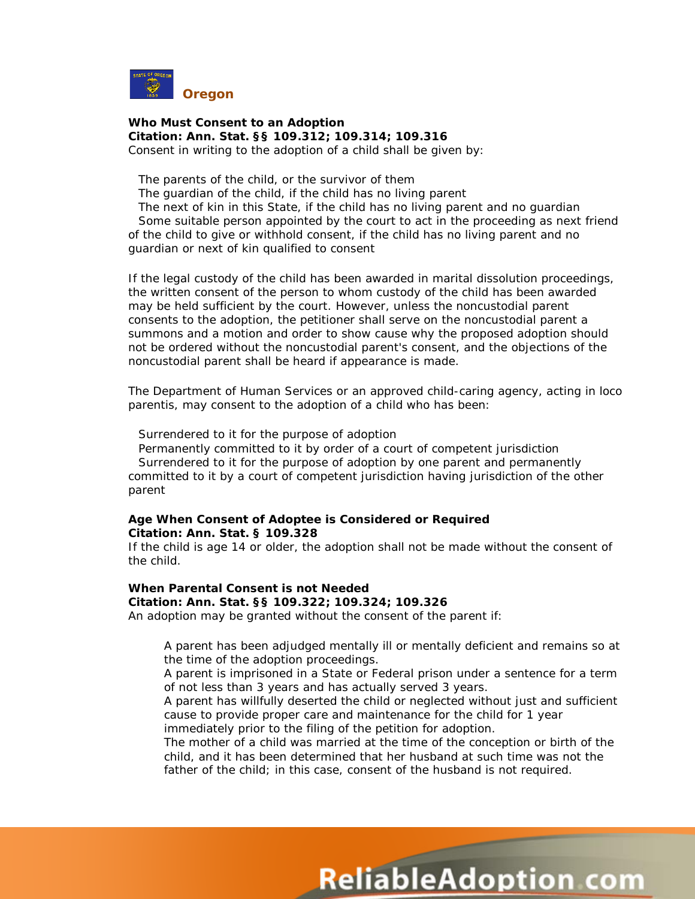## Oregon

**Who Must Consent to an Adoption**
**Citation: Ann. Stat. §§ 109.312; 109.314; 109.316**
Consent in writing to the adoption of a child shall be given by:

- The parents of the child, or the survivor of them
- The guardian of the child, if the child has no living parent
- The next of kin in this State, if the child has no living parent and no guardian
- Some suitable person appointed by the court to act in the proceeding as next friend of the child to give or withhold consent, if the child has no living parent and no guardian or next of kin qualified to consent

If the legal custody of the child has been awarded in marital dissolution proceedings, the written consent of the person to whom custody of the child has been awarded may be held sufficient by the court. However, unless the noncustodial parent consents to the adoption, the petitioner shall serve on the noncustodial parent a summons and a motion and order to show cause why the proposed adoption should not be ordered without the noncustodial parent's consent, and the objections of the noncustodial parent shall be heard if appearance is made.

The Department of Human Services or an approved child-caring agency, acting in loco parentis, may consent to the adoption of a child who has been:

- Surrendered to it for the purpose of adoption
- Permanently committed to it by order of a court of competent jurisdiction
- Surrendered to it for the purpose of adoption by one parent and permanently committed to it by a court of competent jurisdiction having jurisdiction of the other parent

**Age When Consent of Adoptee is Considered or Required**
**Citation: Ann. Stat. § 109.328**
If the child is age 14 or older, the adoption shall not be made without the consent of the child.

**When Parental Consent is not Needed**
**Citation: Ann. Stat. §§ 109.322; 109.324; 109.326**
An adoption may be granted without the consent of the parent if:

- A parent has been adjudged mentally ill or mentally deficient and remains so at the time of the adoption proceedings.
- A parent is imprisoned in a State or Federal prison under a sentence for a term of not less than 3 years and has actually served 3 years.
- A parent has willfully deserted the child or neglected without just and sufficient cause to provide proper care and maintenance for the child for 1 year immediately prior to the filing of the petition for adoption.
- The mother of a child was married at the time of the conception or birth of the child, and it has been determined that her husband at such time was not the father of the child; in this case, consent of the husband is not required.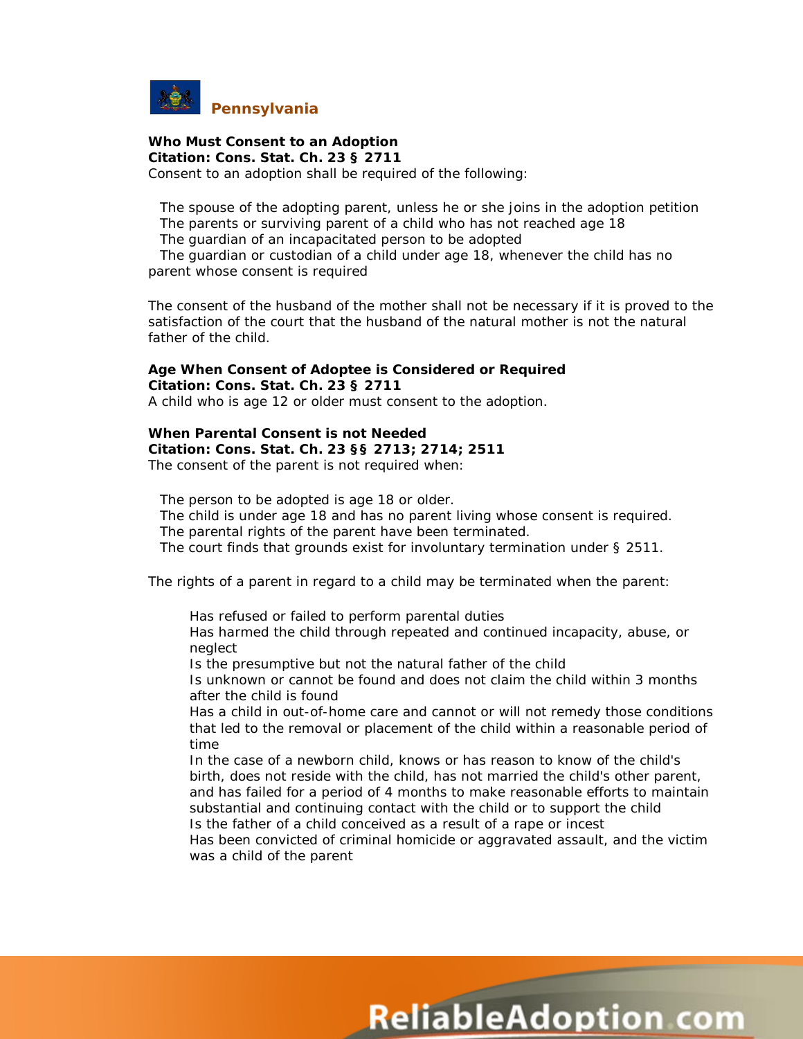## Pennsylvania

**Who Must Consent to an Adoption**
**Citation: Cons. Stat. Ch. 23 § 2711**
Consent to an adoption shall be required of the following:

- The spouse of the adopting parent, unless he or she joins in the adoption petition
- The parents or surviving parent of a child who has not reached age 18
- The guardian of an incapacitated person to be adopted
- The guardian or custodian of a child under age 18, whenever the child has no parent whose consent is required

The consent of the husband of the mother shall not be necessary if it is proved to the satisfaction of the court that the husband of the natural mother is not the natural father of the child.

**Age When Consent of Adoptee is Considered or Required**
**Citation: Cons. Stat. Ch. 23 § 2711**
A child who is age 12 or older must consent to the adoption.

**When Parental Consent is not Needed**
**Citation: Cons. Stat. Ch. 23 §§ 2713; 2714; 2511**
The consent of the parent is not required when:

- The person to be adopted is age 18 or older.
- The child is under age 18 and has no parent living whose consent is required.
- The parental rights of the parent have been terminated.
- The court finds that grounds exist for involuntary termination under § 2511.

The rights of a parent in regard to a child may be terminated when the parent:

- Has refused or failed to perform parental duties
- Has harmed the child through repeated and continued incapacity, abuse, or neglect
- Is the presumptive but not the natural father of the child
- Is unknown or cannot be found and does not claim the child within 3 months after the child is found
- Has a child in out-of-home care and cannot or will not remedy those conditions that led to the removal or placement of the child within a reasonable period of time
- In the case of a newborn child, knows or has reason to know of the child's birth, does not reside with the child, has not married the child's other parent, and has failed for a period of 4 months to make reasonable efforts to maintain substantial and continuing contact with the child or to support the child
- Is the father of a child conceived as a result of a rape or incest
- Has been convicted of criminal homicide or aggravated assault, and the victim was a child of the parent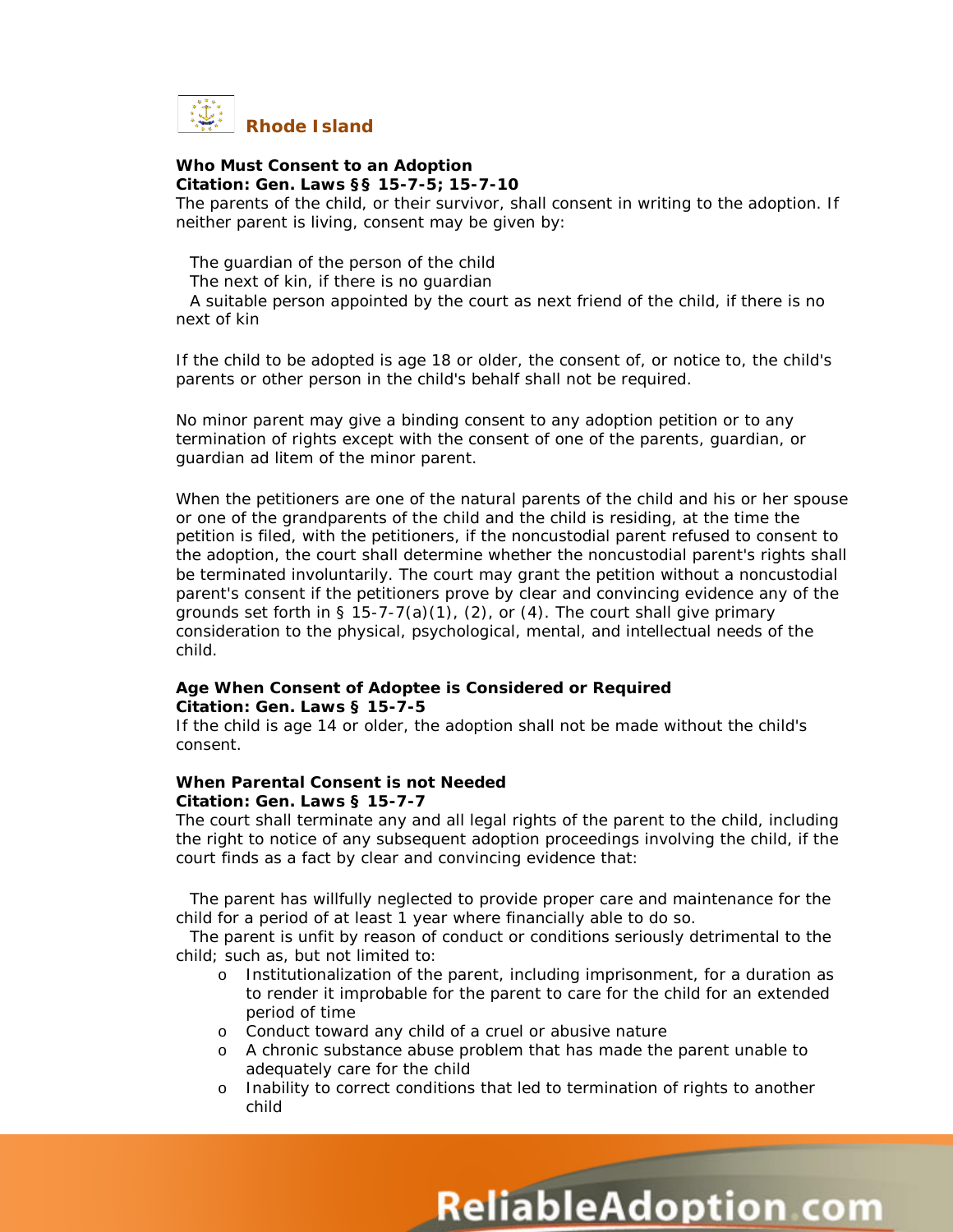## Rhode Island

**Who Must Consent to an Adoption**
**Citation: Gen. Laws §§ 15-7-5; 15-7-10**
The parents of the child, or their survivor, shall consent in writing to the adoption. If neither parent is living, consent may be given by:

- The guardian of the person of the child
- The next of kin, if there is no guardian
- A suitable person appointed by the court as next friend of the child, if there is no next of kin

If the child to be adopted is age 18 or older, the consent of, or notice to, the child's parents or other person in the child's behalf shall not be required.

No minor parent may give a binding consent to any adoption petition or to any termination of rights except with the consent of one of the parents, guardian, or guardian ad litem of the minor parent.

When the petitioners are one of the natural parents of the child and his or her spouse or one of the grandparents of the child and the child is residing, at the time the petition is filed, with the petitioners, if the noncustodial parent refused to consent to the adoption, the court shall determine whether the noncustodial parent's rights shall be terminated involuntarily. The court may grant the petition without a noncustodial parent's consent if the petitioners prove by clear and convincing evidence any of the grounds set forth in § 15-7-7(a)(1), (2), or (4). The court shall give primary consideration to the physical, psychological, mental, and intellectual needs of the child.

**Age When Consent of Adoptee is Considered or Required**
**Citation: Gen. Laws § 15-7-5**
If the child is age 14 or older, the adoption shall not be made without the child's consent.

**When Parental Consent is not Needed**
**Citation: Gen. Laws § 15-7-7**
The court shall terminate any and all legal rights of the parent to the child, including the right to notice of any subsequent adoption proceedings involving the child, if the court finds as a fact by clear and convincing evidence that:

- The parent has willfully neglected to provide proper care and maintenance for the child for a period of at least 1 year where financially able to do so.
- The parent is unfit by reason of conduct or conditions seriously detrimental to the child; such as, but not limited to:
  - Institutionalization of the parent, including imprisonment, for a duration as to render it improbable for the parent to care for the child for an extended period of time
  - Conduct toward any child of a cruel or abusive nature
  - A chronic substance abuse problem that has made the parent unable to adequately care for the child
  - Inability to correct conditions that led to termination of rights to another child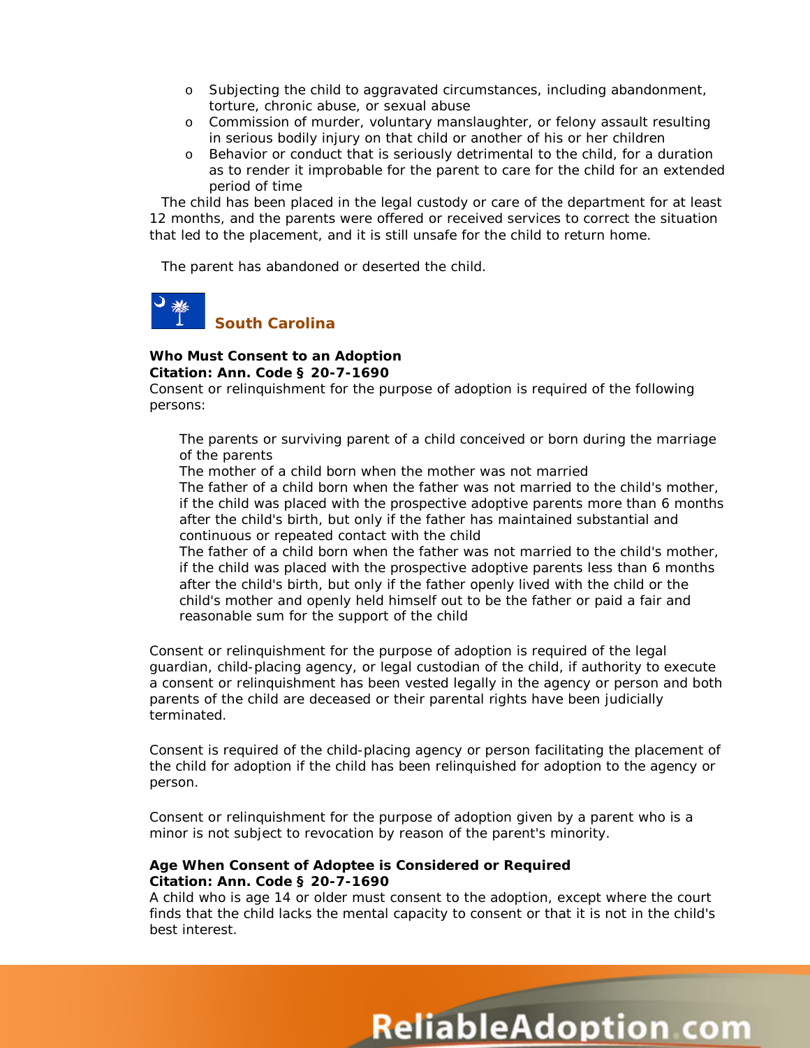- Subjecting the child to aggravated circumstances, including abandonment, torture, chronic abuse, or sexual abuse
- Commission of murder, voluntary manslaughter, or felony assault resulting in serious bodily injury on that child or another of his or her children
- Behavior or conduct that is seriously detrimental to the child, for a duration as to render it improbable for the parent to care for the child for an extended period of time

The child has been placed in the legal custody or care of the department for at least 12 months, and the parents were offered or received services to correct the situation that led to the placement, and it is still unsafe for the child to return home.

The parent has abandoned or deserted the child.

## South Carolina

**Who Must Consent to an Adoption**
**Citation: Ann. Code § 20-7-1690**

Consent or relinquishment for the purpose of adoption is required of the following persons:

- The parents or surviving parent of a child conceived or born during the marriage of the parents
- The mother of a child born when the mother was not married
- The father of a child born when the father was not married to the child's mother, if the child was placed with the prospective adoptive parents more than 6 months after the child's birth, but only if the father has maintained substantial and continuous or repeated contact with the child
- The father of a child born when the father was not married to the child's mother, if the child was placed with the prospective adoptive parents less than 6 months after the child's birth, but only if the father openly lived with the child or the child's mother and openly held himself out to be the father or paid a fair and reasonable sum for the support of the child

Consent or relinquishment for the purpose of adoption is required of the legal guardian, child-placing agency, or legal custodian of the child, if authority to execute a consent or relinquishment has been vested legally in the agency or person and both parents of the child are deceased or their parental rights have been judicially terminated.

Consent is required of the child-placing agency or person facilitating the placement of the child for adoption if the child has been relinquished for adoption to the agency or person.

Consent or relinquishment for the purpose of adoption given by a parent who is a minor is not subject to revocation by reason of the parent's minority.

**Age When Consent of Adoptee is Considered or Required**
**Citation: Ann. Code § 20-7-1690**

A child who is age 14 or older must consent to the adoption, except where the court finds that the child lacks the mental capacity to consent or that it is not in the child's best interest.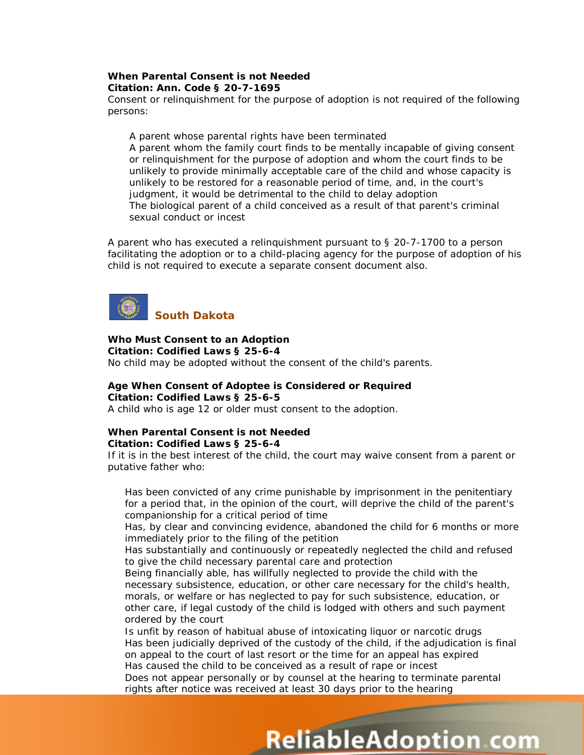**When Parental Consent is not Needed**
**Citation: Ann. Code § 20-7-1695**
Consent or relinquishment for the purpose of adoption is not required of the following persons:

- A parent whose parental rights have been terminated
- A parent whom the family court finds to be mentally incapable of giving consent or relinquishment for the purpose of adoption and whom the court finds to be unlikely to provide minimally acceptable care of the child and whose capacity is unlikely to be restored for a reasonable period of time, and, in the court's judgment, it would be detrimental to the child to delay adoption
- The biological parent of a child conceived as a result of that parent's criminal sexual conduct or incest

A parent who has executed a relinquishment pursuant to § 20-7-1700 to a person facilitating the adoption or to a child-placing agency for the purpose of adoption of his child is not required to execute a separate consent document also.

## South Dakota

**Who Must Consent to an Adoption**
**Citation: Codified Laws § 25-6-4**
No child may be adopted without the consent of the child's parents.

**Age When Consent of Adoptee is Considered or Required**
**Citation: Codified Laws § 25-6-5**
A child who is age 12 or older must consent to the adoption.

**When Parental Consent is not Needed**
**Citation: Codified Laws § 25-6-4**
If it is in the best interest of the child, the court may waive consent from a parent or putative father who:

- Has been convicted of any crime punishable by imprisonment in the penitentiary for a period that, in the opinion of the court, will deprive the child of the parent's companionship for a critical period of time
- Has, by clear and convincing evidence, abandoned the child for 6 months or more immediately prior to the filing of the petition
- Has substantially and continuously or repeatedly neglected the child and refused to give the child necessary parental care and protection
- Being financially able, has willfully neglected to provide the child with the necessary subsistence, education, or other care necessary for the child's health, morals, or welfare or has neglected to pay for such subsistence, education, or other care, if legal custody of the child is lodged with others and such payment ordered by the court
- Is unfit by reason of habitual abuse of intoxicating liquor or narcotic drugs
- Has been judicially deprived of the custody of the child, if the adjudication is final on appeal to the court of last resort or the time for an appeal has expired
- Has caused the child to be conceived as a result of rape or incest
- Does not appear personally or by counsel at the hearing to terminate parental rights after notice was received at least 30 days prior to the hearing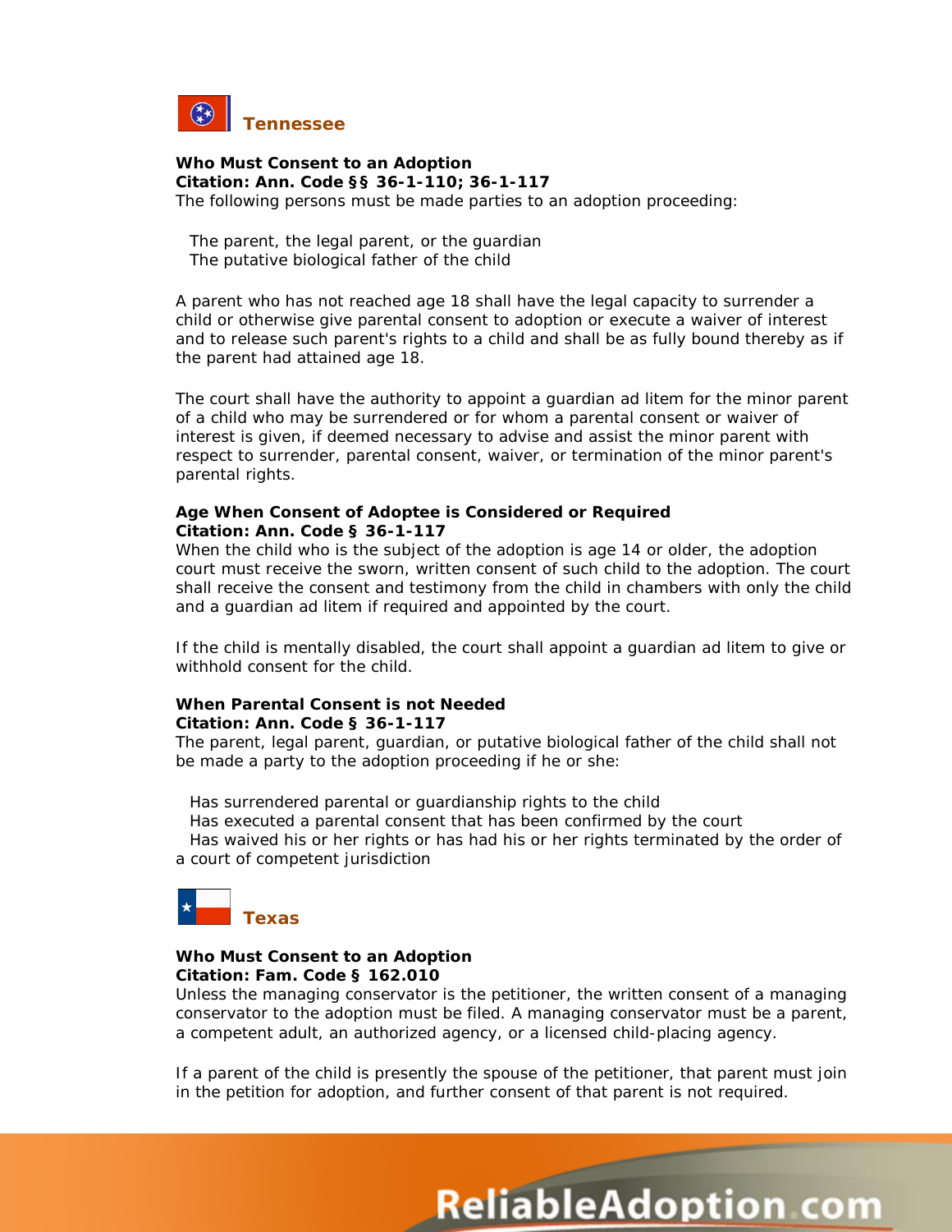## Tennessee

**Who Must Consent to an Adoption**
**Citation: Ann. Code §§ 36-1-110; 36-1-117**
The following persons must be made parties to an adoption proceeding:

- The parent, the legal parent, or the guardian
- The putative biological father of the child

A parent who has not reached age 18 shall have the legal capacity to surrender a child or otherwise give parental consent to adoption or execute a waiver of interest and to release such parent's rights to a child and shall be as fully bound thereby as if the parent had attained age 18.

The court shall have the authority to appoint a guardian ad litem for the minor parent of a child who may be surrendered or for whom a parental consent or waiver of interest is given, if deemed necessary to advise and assist the minor parent with respect to surrender, parental consent, waiver, or termination of the minor parent's parental rights.

**Age When Consent of Adoptee is Considered or Required**
**Citation: Ann. Code § 36-1-117**
When the child who is the subject of the adoption is age 14 or older, the adoption court must receive the sworn, written consent of such child to the adoption. The court shall receive the consent and testimony from the child in chambers with only the child and a guardian ad litem if required and appointed by the court.

If the child is mentally disabled, the court shall appoint a guardian ad litem to give or withhold consent for the child.

**When Parental Consent is not Needed**
**Citation: Ann. Code § 36-1-117**
The parent, legal parent, guardian, or putative biological father of the child shall not be made a party to the adoption proceeding if he or she:

- Has surrendered parental or guardianship rights to the child
- Has executed a parental consent that has been confirmed by the court
- Has waived his or her rights or has had his or her rights terminated by the order of a court of competent jurisdiction

## Texas

**Who Must Consent to an Adoption**
**Citation: Fam. Code § 162.010**
Unless the managing conservator is the petitioner, the written consent of a managing conservator to the adoption must be filed. A managing conservator must be a parent, a competent adult, an authorized agency, or a licensed child-placing agency.

If a parent of the child is presently the spouse of the petitioner, that parent must join in the petition for adoption, and further consent of that parent is not required.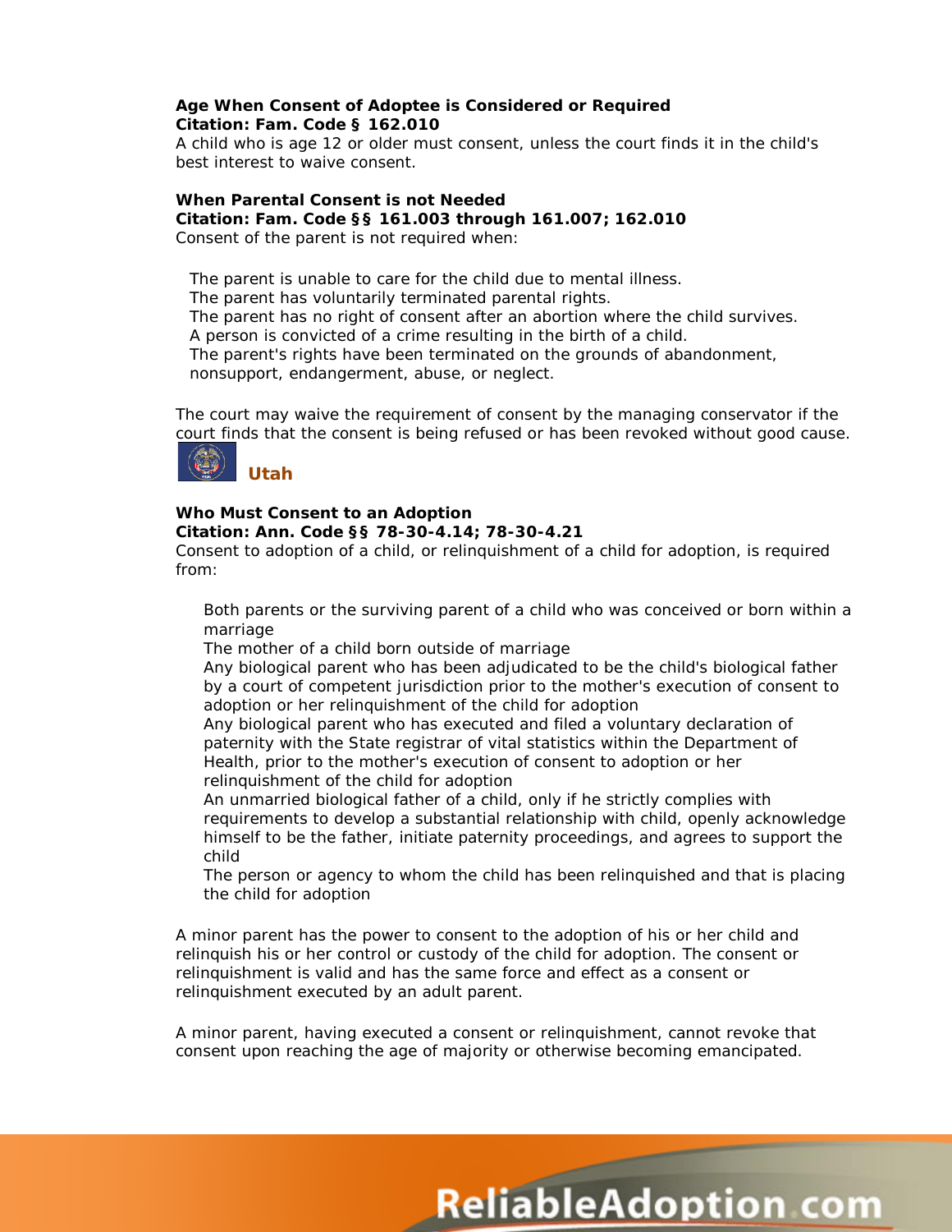**Age When Consent of Adoptee is Considered or Required**
**Citation: Fam. Code § 162.010**
A child who is age 12 or older must consent, unless the court finds it in the child's best interest to waive consent.

**When Parental Consent is not Needed**
**Citation: Fam. Code §§ 161.003 through 161.007; 162.010**
Consent of the parent is not required when:

- The parent is unable to care for the child due to mental illness.
- The parent has voluntarily terminated parental rights.
- The parent has no right of consent after an abortion where the child survives.
- A person is convicted of a crime resulting in the birth of a child.
- The parent's rights have been terminated on the grounds of abandonment, nonsupport, endangerment, abuse, or neglect.

The court may waive the requirement of consent by the managing conservator if the court finds that the consent is being refused or has been revoked without good cause.

## Utah

**Who Must Consent to an Adoption**
**Citation: Ann. Code §§ 78-30-4.14; 78-30-4.21**
Consent to adoption of a child, or relinquishment of a child for adoption, is required from:

- Both parents or the surviving parent of a child who was conceived or born within a marriage
- The mother of a child born outside of marriage
- Any biological parent who has been adjudicated to be the child's biological father by a court of competent jurisdiction prior to the mother's execution of consent to adoption or her relinquishment of the child for adoption
- Any biological parent who has executed and filed a voluntary declaration of paternity with the State registrar of vital statistics within the Department of Health, prior to the mother's execution of consent to adoption or her relinquishment of the child for adoption
- An unmarried biological father of a child, only if he strictly complies with requirements to develop a substantial relationship with child, openly acknowledge himself to be the father, initiate paternity proceedings, and agrees to support the child
- The person or agency to whom the child has been relinquished and that is placing the child for adoption

A minor parent has the power to consent to the adoption of his or her child and relinquish his or her control or custody of the child for adoption. The consent or relinquishment is valid and has the same force and effect as a consent or relinquishment executed by an adult parent.

A minor parent, having executed a consent or relinquishment, cannot revoke that consent upon reaching the age of majority or otherwise becoming emancipated.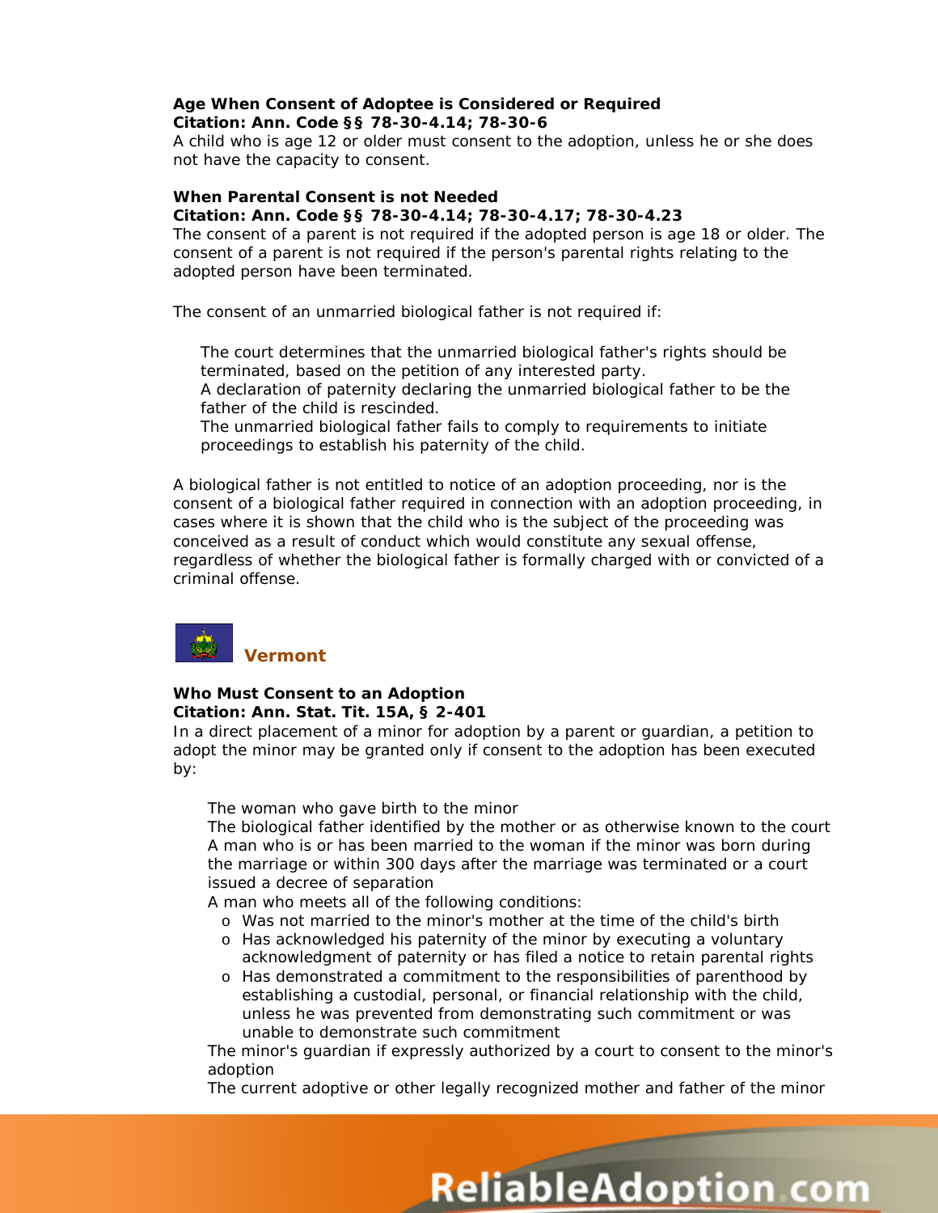**Age When Consent of Adoptee is Considered or Required**
**Citation: Ann. Code §§ 78-30-4.14; 78-30-6**
A child who is age 12 or older must consent to the adoption, unless he or she does not have the capacity to consent.

**When Parental Consent is not Needed**
**Citation: Ann. Code §§ 78-30-4.14; 78-30-4.17; 78-30-4.23**
The consent of a parent is not required if the adopted person is age 18 or older. The consent of a parent is not required if the person's parental rights relating to the adopted person have been terminated.

The consent of an unmarried biological father is not required if:

- The court determines that the unmarried biological father's rights should be terminated, based on the petition of any interested party.
- A declaration of paternity declaring the unmarried biological father to be the father of the child is rescinded.
- The unmarried biological father fails to comply to requirements to initiate proceedings to establish his paternity of the child.

A biological father is not entitled to notice of an adoption proceeding, nor is the consent of a biological father required in connection with an adoption proceeding, in cases where it is shown that the child who is the subject of the proceeding was conceived as a result of conduct which would constitute any sexual offense, regardless of whether the biological father is formally charged with or convicted of a criminal offense.

## Vermont

**Who Must Consent to an Adoption**
**Citation: Ann. Stat. Tit. 15A, § 2-401**
In a direct placement of a minor for adoption by a parent or guardian, a petition to adopt the minor may be granted only if consent to the adoption has been executed by:

- The woman who gave birth to the minor
- The biological father identified by the mother or as otherwise known to the court
- A man who is or has been married to the woman if the minor was born during the marriage or within 300 days after the marriage was terminated or a court issued a decree of separation
- A man who meets all of the following conditions:
  - Was not married to the minor's mother at the time of the child's birth
  - Has acknowledged his paternity of the minor by executing a voluntary acknowledgment of paternity or has filed a notice to retain parental rights
  - Has demonstrated a commitment to the responsibilities of parenthood by establishing a custodial, personal, or financial relationship with the child, unless he was prevented from demonstrating such commitment or was unable to demonstrate such commitment
- The minor's guardian if expressly authorized by a court to consent to the minor's adoption
- The current adoptive or other legally recognized mother and father of the minor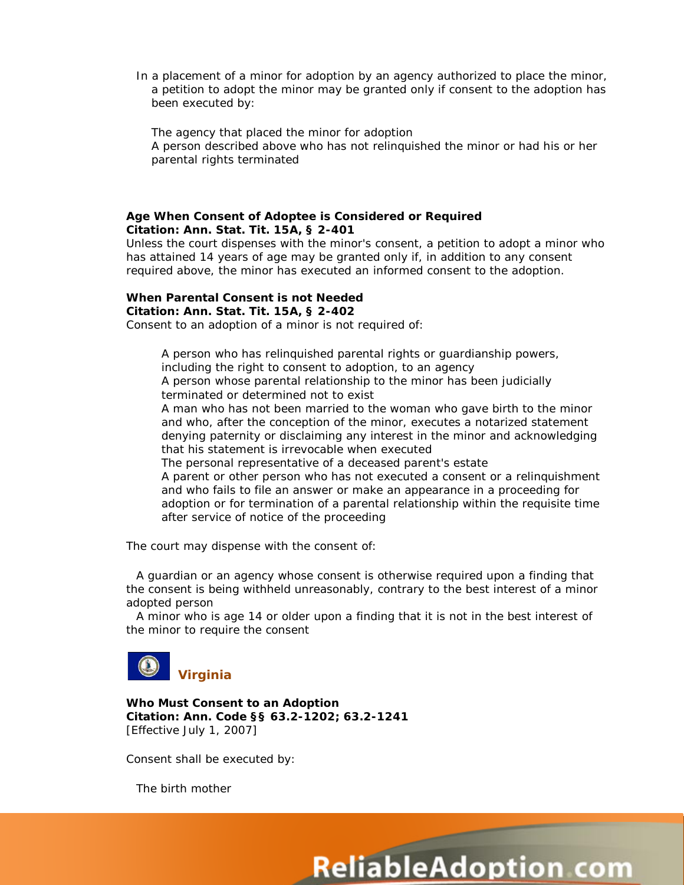In a placement of a minor for adoption by an agency authorized to place the minor, a petition to adopt the minor may be granted only if consent to the adoption has been executed by:

- The agency that placed the minor for adoption
- A person described above who has not relinquished the minor or had his or her parental rights terminated

**Age When Consent of Adoptee is Considered or Required**
**Citation: Ann. Stat. Tit. 15A, § 2-401**
Unless the court dispenses with the minor's consent, a petition to adopt a minor who has attained 14 years of age may be granted only if, in addition to any consent required above, the minor has executed an informed consent to the adoption.

**When Parental Consent is not Needed**
**Citation: Ann. Stat. Tit. 15A, § 2-402**
Consent to an adoption of a minor is not required of:

- A person who has relinquished parental rights or guardianship powers, including the right to consent to adoption, to an agency
- A person whose parental relationship to the minor has been judicially terminated or determined not to exist
- A man who has not been married to the woman who gave birth to the minor and who, after the conception of the minor, executes a notarized statement denying paternity or disclaiming any interest in the minor and acknowledging that his statement is irrevocable when executed
- The personal representative of a deceased parent's estate
- A parent or other person who has not executed a consent or a relinquishment and who fails to file an answer or make an appearance in a proceeding for adoption or for termination of a parental relationship within the requisite time after service of notice of the proceeding

The court may dispense with the consent of:

- A guardian or an agency whose consent is otherwise required upon a finding that the consent is being withheld unreasonably, contrary to the best interest of a minor adopted person
- A minor who is age 14 or older upon a finding that it is not in the best interest of the minor to require the consent

## Virginia

**Who Must Consent to an Adoption**
**Citation: Ann. Code §§ 63.2-1202; 63.2-1241**
[Effective July 1, 2007]

Consent shall be executed by:

- The birth mother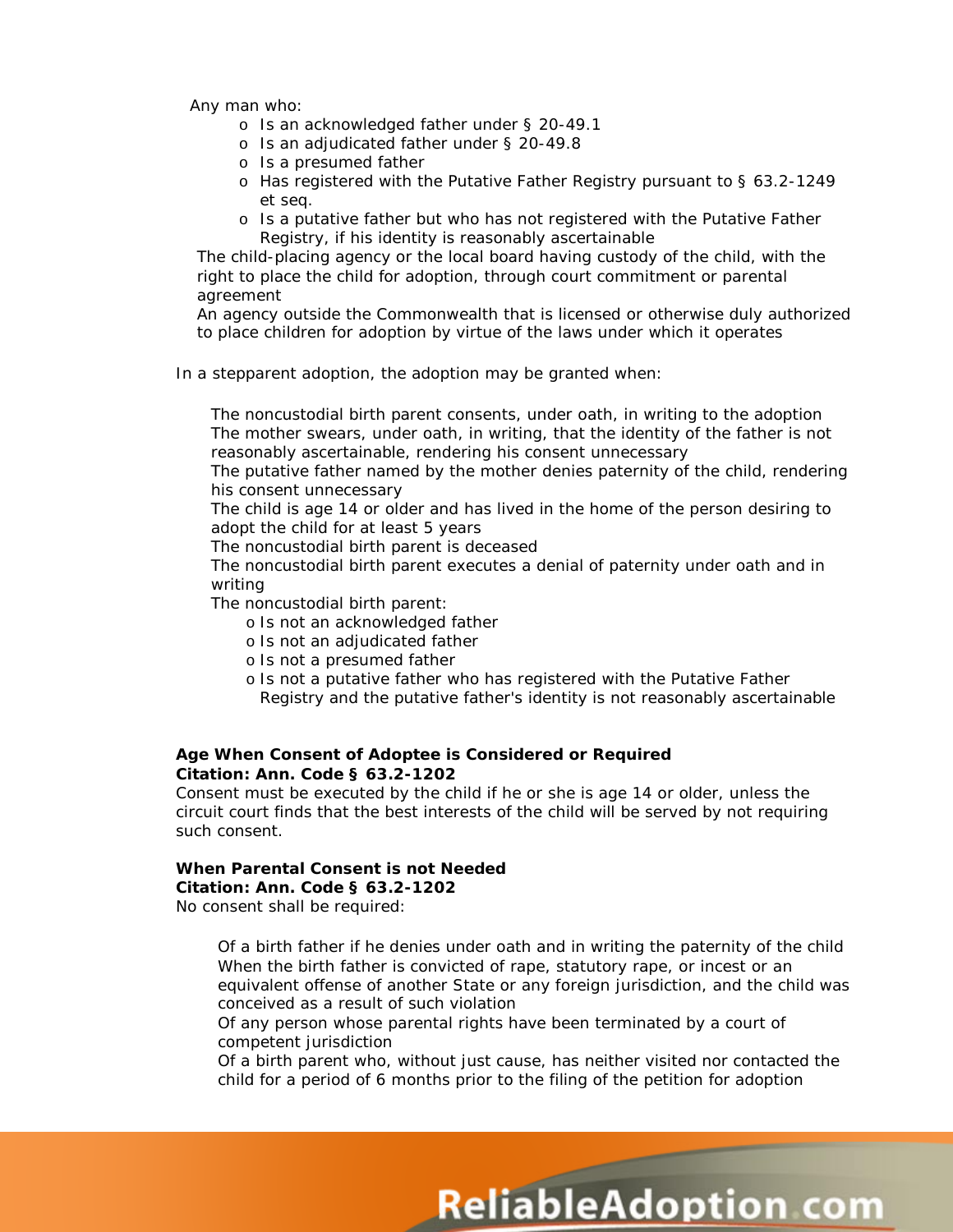- Any man who:
  - Is an acknowledged father under § 20-49.1
  - Is an adjudicated father under § 20-49.8
  - Is a presumed father
  - Has registered with the Putative Father Registry pursuant to § 63.2-1249 et seq.
  - Is a putative father but who has not registered with the Putative Father Registry, if his identity is reasonably ascertainable
- The child-placing agency or the local board having custody of the child, with the right to place the child for adoption, through court commitment or parental agreement
- An agency outside the Commonwealth that is licensed or otherwise duly authorized to place children for adoption by virtue of the laws under which it operates

In a stepparent adoption, the adoption may be granted when:

- The noncustodial birth parent consents, under oath, in writing to the adoption
- The mother swears, under oath, in writing, that the identity of the father is not reasonably ascertainable, rendering his consent unnecessary
- The putative father named by the mother denies paternity of the child, rendering his consent unnecessary
- The child is age 14 or older and has lived in the home of the person desiring to adopt the child for at least 5 years
- The noncustodial birth parent is deceased
- The noncustodial birth parent executes a denial of paternity under oath and in writing
- The noncustodial birth parent:
  - Is not an acknowledged father
  - Is not an adjudicated father
  - Is not a presumed father
  - Is not a putative father who has registered with the Putative Father Registry and the putative father's identity is not reasonably ascertainable

**Age When Consent of Adoptee is Considered or Required**
**Citation: Ann. Code § 63.2-1202**
Consent must be executed by the child if he or she is age 14 or older, unless the circuit court finds that the best interests of the child will be served by not requiring such consent.

**When Parental Consent is not Needed**
**Citation: Ann. Code § 63.2-1202**
No consent shall be required:

- Of a birth father if he denies under oath and in writing the paternity of the child
- When the birth father is convicted of rape, statutory rape, or incest or an equivalent offense of another State or any foreign jurisdiction, and the child was conceived as a result of such violation
- Of any person whose parental rights have been terminated by a court of competent jurisdiction
- Of a birth parent who, without just cause, has neither visited nor contacted the child for a period of 6 months prior to the filing of the petition for adoption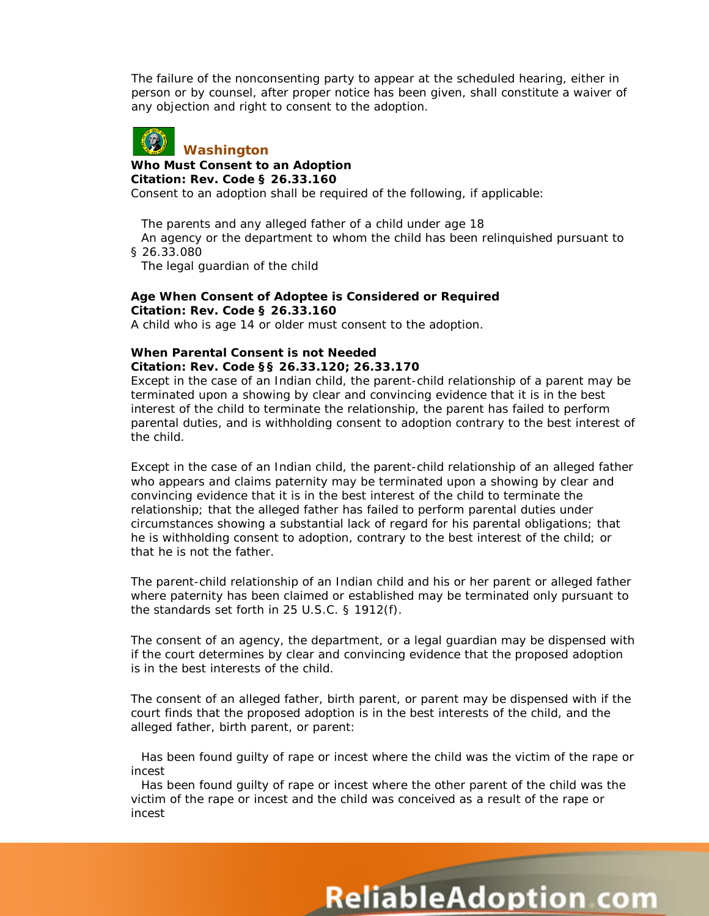The failure of the nonconsenting party to appear at the scheduled hearing, either in person or by counsel, after proper notice has been given, shall constitute a waiver of any objection and right to consent to the adoption.

## Washington

**Who Must Consent to an Adoption**
**Citation: Rev. Code § 26.33.160**
Consent to an adoption shall be required of the following, if applicable:

- The parents and any alleged father of a child under age 18
- An agency or the department to whom the child has been relinquished pursuant to § 26.33.080
- The legal guardian of the child

**Age When Consent of Adoptee is Considered or Required**
**Citation: Rev. Code § 26.33.160**
A child who is age 14 or older must consent to the adoption.

**When Parental Consent is not Needed**
**Citation: Rev. Code §§ 26.33.120; 26.33.170**
Except in the case of an Indian child, the parent-child relationship of a parent may be terminated upon a showing by clear and convincing evidence that it is in the best interest of the child to terminate the relationship, the parent has failed to perform parental duties, and is withholding consent to adoption contrary to the best interest of the child.

Except in the case of an Indian child, the parent-child relationship of an alleged father who appears and claims paternity may be terminated upon a showing by clear and convincing evidence that it is in the best interest of the child to terminate the relationship; that the alleged father has failed to perform parental duties under circumstances showing a substantial lack of regard for his parental obligations; that he is withholding consent to adoption, contrary to the best interest of the child; or that he is not the father.

The parent-child relationship of an Indian child and his or her parent or alleged father where paternity has been claimed or established may be terminated only pursuant to the standards set forth in 25 U.S.C. § 1912(f).

The consent of an agency, the department, or a legal guardian may be dispensed with if the court determines by clear and convincing evidence that the proposed adoption is in the best interests of the child.

The consent of an alleged father, birth parent, or parent may be dispensed with if the court finds that the proposed adoption is in the best interests of the child, and the alleged father, birth parent, or parent:

- Has been found guilty of rape or incest where the child was the victim of the rape or incest
- Has been found guilty of rape or incest where the other parent of the child was the victim of the rape or incest and the child was conceived as a result of the rape or incest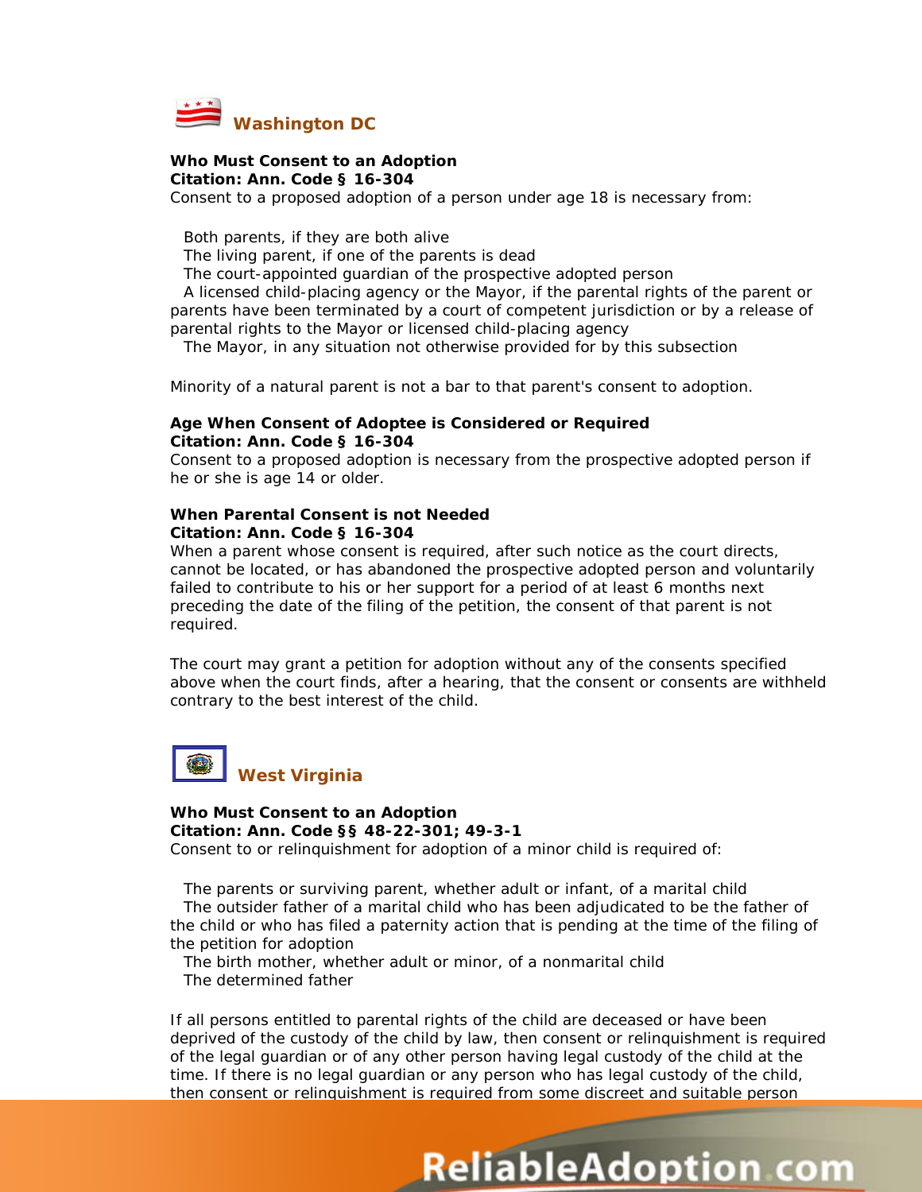## Washington DC

**Who Must Consent to an Adoption**
**Citation: Ann. Code § 16-304**
Consent to a proposed adoption of a person under age 18 is necessary from:

- Both parents, if they are both alive
- The living parent, if one of the parents is dead
- The court-appointed guardian of the prospective adopted person
- A licensed child-placing agency or the Mayor, if the parental rights of the parent or parents have been terminated by a court of competent jurisdiction or by a release of parental rights to the Mayor or licensed child-placing agency
- The Mayor, in any situation not otherwise provided for by this subsection

Minority of a natural parent is not a bar to that parent's consent to adoption.

**Age When Consent of Adoptee is Considered or Required**
**Citation: Ann. Code § 16-304**
Consent to a proposed adoption is necessary from the prospective adopted person if he or she is age 14 or older.

**When Parental Consent is not Needed**
**Citation: Ann. Code § 16-304**
When a parent whose consent is required, after such notice as the court directs, cannot be located, or has abandoned the prospective adopted person and voluntarily failed to contribute to his or her support for a period of at least 6 months next preceding the date of the filing of the petition, the consent of that parent is not required.

The court may grant a petition for adoption without any of the consents specified above when the court finds, after a hearing, that the consent or consents are withheld contrary to the best interest of the child.

## West Virginia

**Who Must Consent to an Adoption**
**Citation: Ann. Code §§ 48-22-301; 49-3-1**
Consent to or relinquishment for adoption of a minor child is required of:

- The parents or surviving parent, whether adult or infant, of a marital child
- The outsider father of a marital child who has been adjudicated to be the father of the child or who has filed a paternity action that is pending at the time of the filing of the petition for adoption
- The birth mother, whether adult or minor, of a nonmarital child
- The determined father

If all persons entitled to parental rights of the child are deceased or have been deprived of the custody of the child by law, then consent or relinquishment is required of the legal guardian or of any other person having legal custody of the child at the time. If there is no legal guardian or any person who has legal custody of the child, then consent or relinquishment is required from some discreet and suitable person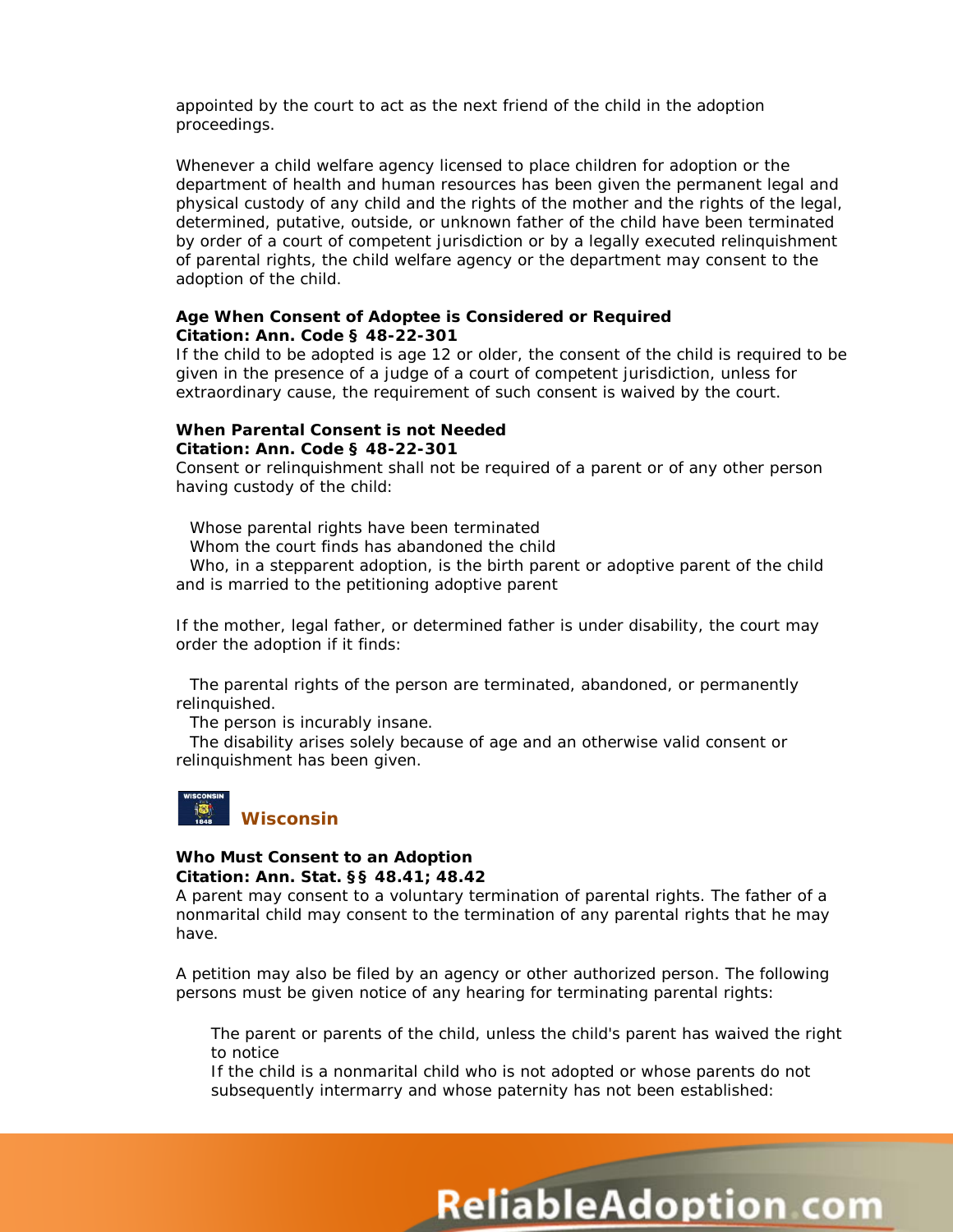appointed by the court to act as the next friend of the child in the adoption proceedings.

Whenever a child welfare agency licensed to place children for adoption or the department of health and human resources has been given the permanent legal and physical custody of any child and the rights of the mother and the rights of the legal, determined, putative, outside, or unknown father of the child have been terminated by order of a court of competent jurisdiction or by a legally executed relinquishment of parental rights, the child welfare agency or the department may consent to the adoption of the child.

**Age When Consent of Adoptee is Considered or Required**
**Citation: Ann. Code § 48-22-301**
If the child to be adopted is age 12 or older, the consent of the child is required to be given in the presence of a judge of a court of competent jurisdiction, unless for extraordinary cause, the requirement of such consent is waived by the court.

**When Parental Consent is not Needed**
**Citation: Ann. Code § 48-22-301**
Consent or relinquishment shall not be required of a parent or of any other person having custody of the child:

- Whose parental rights have been terminated
- Whom the court finds has abandoned the child
- Who, in a stepparent adoption, is the birth parent or adoptive parent of the child and is married to the petitioning adoptive parent

If the mother, legal father, or determined father is under disability, the court may order the adoption if it finds:

- The parental rights of the person are terminated, abandoned, or permanently relinquished.
- The person is incurably insane.
- The disability arises solely because of age and an otherwise valid consent or relinquishment has been given.

## Wisconsin

**Who Must Consent to an Adoption**
**Citation: Ann. Stat. §§ 48.41; 48.42**
A parent may consent to a voluntary termination of parental rights. The father of a nonmarital child may consent to the termination of any parental rights that he may have.

A petition may also be filed by an agency or other authorized person. The following persons must be given notice of any hearing for terminating parental rights:

- The parent or parents of the child, unless the child's parent has waived the right to notice
- If the child is a nonmarital child who is not adopted or whose parents do not subsequently intermarry and whose paternity has not been established: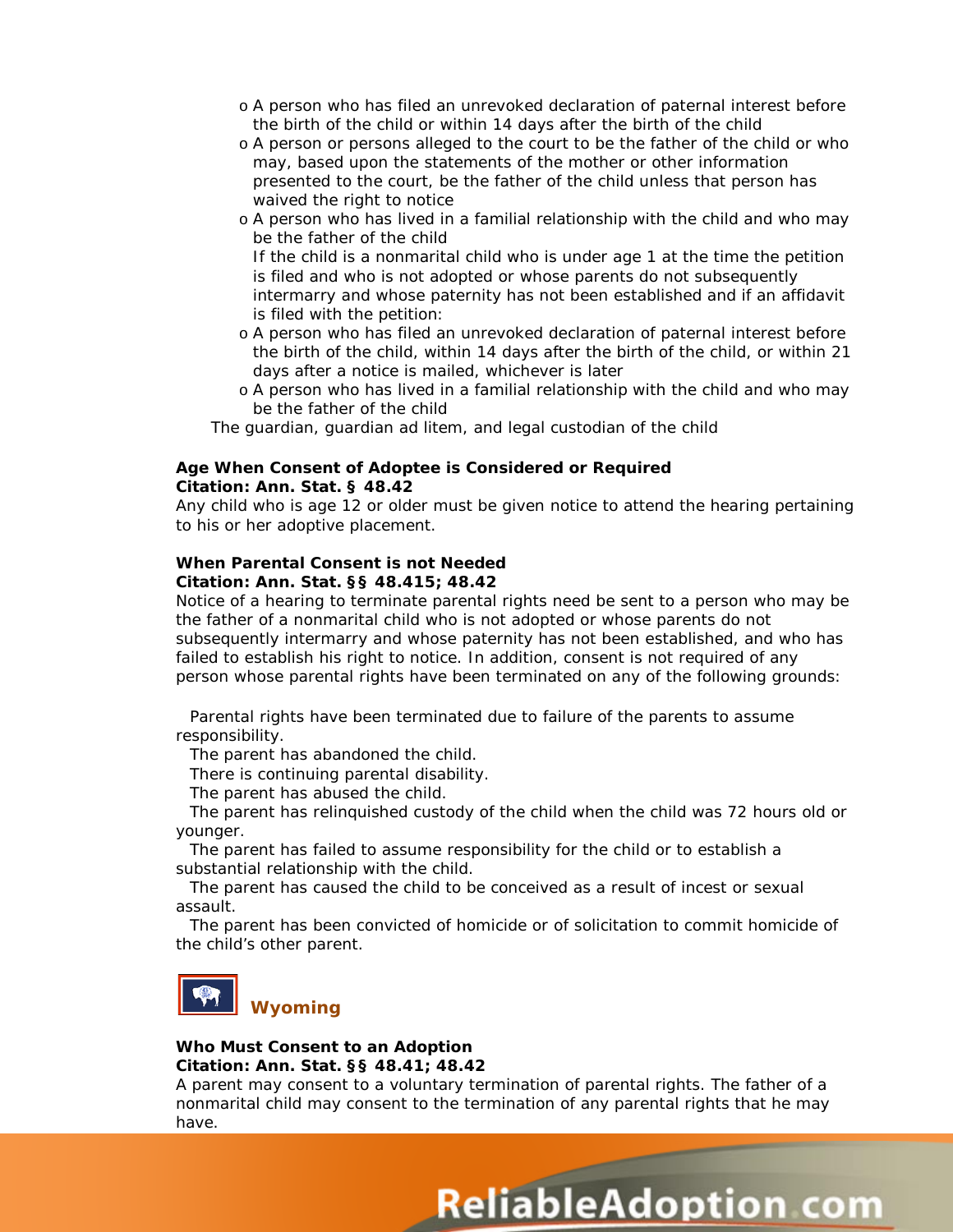- A person who has filed an unrevoked declaration of paternal interest before the birth of the child or within 14 days after the birth of the child
  - A person or persons alleged to the court to be the father of the child or who may, based upon the statements of the mother or other information presented to the court, be the father of the child unless that person has waived the right to notice
  - A person who has lived in a familial relationship with the child and who may be the father of the child

  If the child is a nonmarital child who is under age 1 at the time the petition is filed and who is not adopted or whose parents do not subsequently intermarry and whose paternity has not been established and if an affidavit is filed with the petition:
  - A person who has filed an unrevoked declaration of paternal interest before the birth of the child, within 14 days after the birth of the child, or within 21 days after a notice is mailed, whichever is later
  - A person who has lived in a familial relationship with the child and who may be the father of the child
- The guardian, guardian ad litem, and legal custodian of the child

**Age When Consent of Adoptee is Considered or Required**
**Citation: Ann. Stat. § 48.42**

Any child who is age 12 or older must be given notice to attend the hearing pertaining to his or her adoptive placement.

**When Parental Consent is not Needed**
**Citation: Ann. Stat. §§ 48.415; 48.42**

Notice of a hearing to terminate parental rights need be sent to a person who may be the father of a nonmarital child who is not adopted or whose parents do not subsequently intermarry and whose paternity has not been established, and who has failed to establish his right to notice. In addition, consent is not required of any person whose parental rights have been terminated on any of the following grounds:

- Parental rights have been terminated due to failure of the parents to assume responsibility.
- The parent has abandoned the child.
- There is continuing parental disability.
- The parent has abused the child.
- The parent has relinquished custody of the child when the child was 72 hours old or younger.
- The parent has failed to assume responsibility for the child or to establish a substantial relationship with the child.
- The parent has caused the child to be conceived as a result of incest or sexual assault.
- The parent has been convicted of homicide or of solicitation to commit homicide of the child's other parent.

## Wyoming

**Who Must Consent to an Adoption**
**Citation: Ann. Stat. §§ 48.41; 48.42**

A parent may consent to a voluntary termination of parental rights. The father of a nonmarital child may consent to the termination of any parental rights that he may have.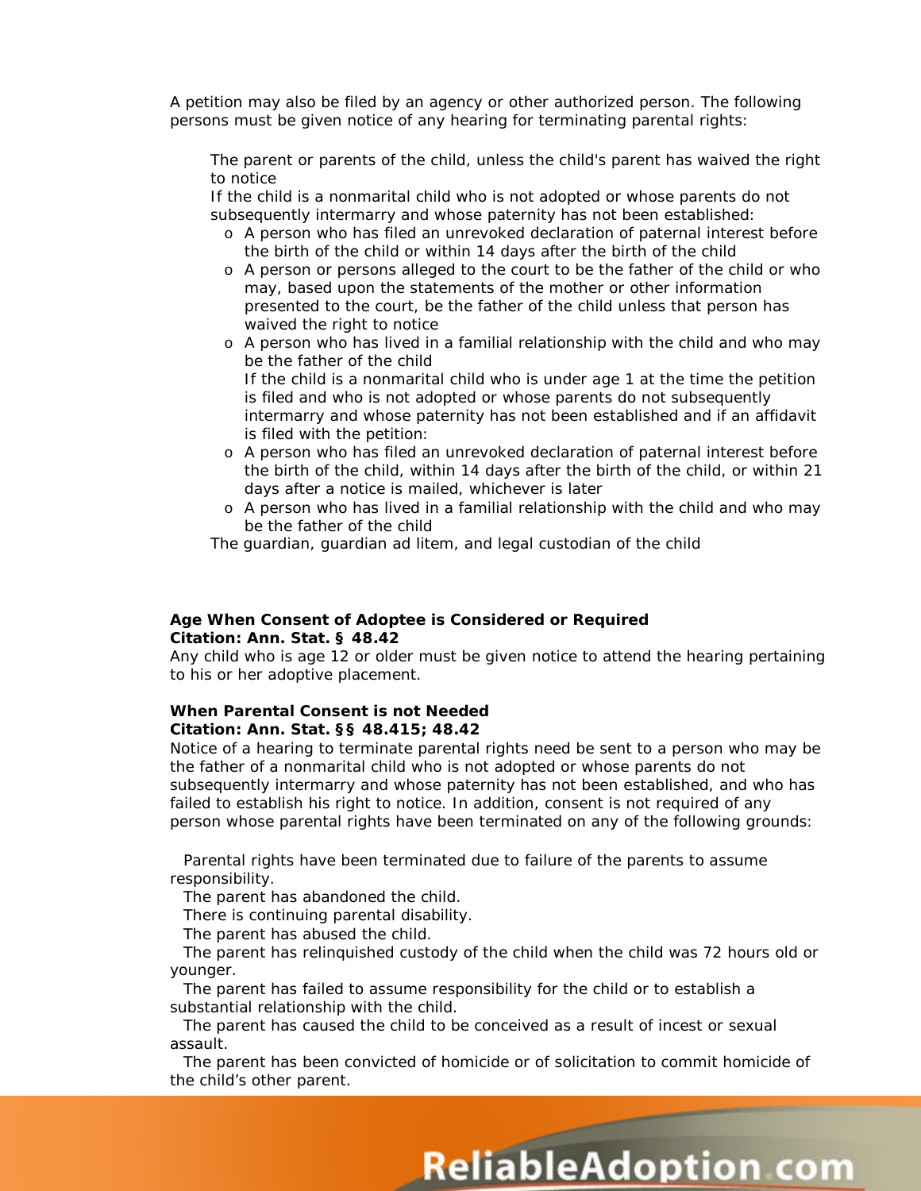A petition may also be filed by an agency or other authorized person. The following persons must be given notice of any hearing for terminating parental rights:

- The parent or parents of the child, unless the child's parent has waived the right to notice
- If the child is a nonmarital child who is not adopted or whose parents do not subsequently intermarry and whose paternity has not been established:
  - A person who has filed an unrevoked declaration of paternal interest before the birth of the child or within 14 days after the birth of the child
  - A person or persons alleged to the court to be the father of the child or who may, based upon the statements of the mother or other information presented to the court, be the father of the child unless that person has waived the right to notice
  - A person who has lived in a familial relationship with the child and who may be the father of the child

    If the child is a nonmarital child who is under age 1 at the time the petition is filed and who is not adopted or whose parents do not subsequently intermarry and whose paternity has not been established and if an affidavit is filed with the petition:
  - A person who has filed an unrevoked declaration of paternal interest before the birth of the child, within 14 days after the birth of the child, or within 21 days after a notice is mailed, whichever is later
  - A person who has lived in a familial relationship with the child and who may be the father of the child
- The guardian, guardian ad litem, and legal custodian of the child

**Age When Consent of Adoptee is Considered or Required**
**Citation: Ann. Stat. § 48.42**

Any child who is age 12 or older must be given notice to attend the hearing pertaining to his or her adoptive placement.

**When Parental Consent is not Needed**
**Citation: Ann. Stat. §§ 48.415; 48.42**

Notice of a hearing to terminate parental rights need be sent to a person who may be the father of a nonmarital child who is not adopted or whose parents do not subsequently intermarry and whose paternity has not been established, and who has failed to establish his right to notice. In addition, consent is not required of any person whose parental rights have been terminated on any of the following grounds:

- Parental rights have been terminated due to failure of the parents to assume responsibility.
- The parent has abandoned the child.
- There is continuing parental disability.
- The parent has abused the child.
- The parent has relinquished custody of the child when the child was 72 hours old or younger.
- The parent has failed to assume responsibility for the child or to establish a substantial relationship with the child.
- The parent has caused the child to be conceived as a result of incest or sexual assault.
- The parent has been convicted of homicide or of solicitation to commit homicide of the child's other parent.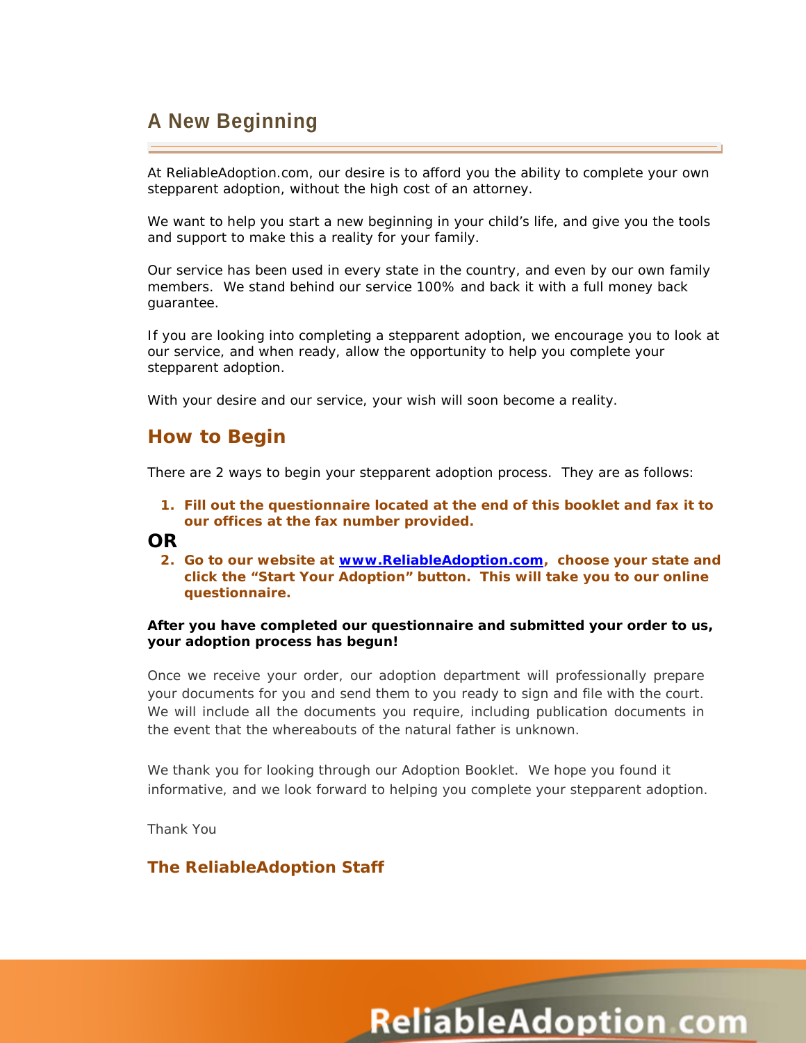## A New Beginning

At ReliableAdoption.com, our desire is to afford you the ability to complete your own stepparent adoption, without the high cost of an attorney.

We want to help you start a new beginning in your child's life, and give you the tools and support to make this a reality for your family.

Our service has been used in every state in the country, and even by our own family members. We stand behind our service 100% and back it with a full money back guarantee.

If you are looking into completing a stepparent adoption, we encourage you to look at our service, and when ready, allow the opportunity to help you complete your stepparent adoption.

With your desire and our service, your wish will soon become a reality.

## How to Begin

There are 2 ways to begin your stepparent adoption process. They are as follows:

1. **Fill out the questionnaire located at the end of this booklet and fax it to our offices at the fax number provided.**

**OR**

2. **Go to our website at www.ReliableAdoption.com, choose your state and click the "Start Your Adoption" button. This will take you to our online questionnaire.**

**After you have completed our questionnaire and submitted your order to us, your adoption process has begun!**

Once we receive your order, our adoption department will professionally prepare your documents for you and send them to you ready to sign and file with the court. We will include all the documents you require, including publication documents in the event that the whereabouts of the natural father is unknown.

We thank you for looking through our Adoption Booklet. We hope you found it informative, and we look forward to helping you complete your stepparent adoption.

Thank You

**The ReliableAdoption Staff**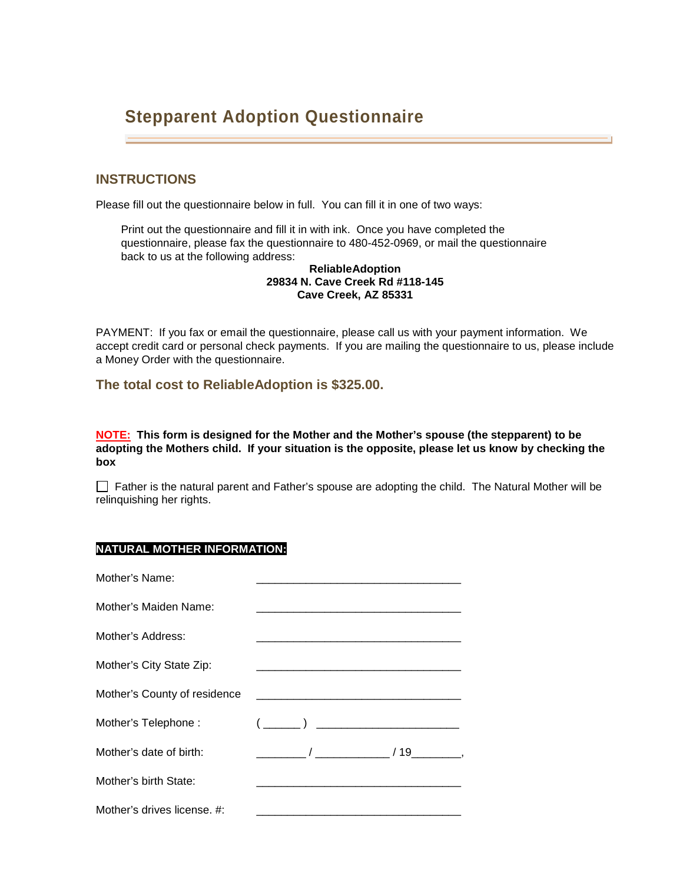# Stepparent Adoption Questionnaire

## INSTRUCTIONS

Please fill out the questionnaire below in full. You can fill it in one of two ways:

Print out the questionnaire and fill it in with ink. Once you have completed the questionnaire, please fax the questionnaire to 480-452-0969, or mail the questionnaire back to us at the following address:

**ReliableAdoption**
**29834 N. Cave Creek Rd #118-145**
**Cave Creek, AZ 85331**

PAYMENT: If you fax or email the questionnaire, please call us with your payment information. We accept credit card or personal check payments. If you are mailing the questionnaire to us, please include a Money Order with the questionnaire.

### The total cost to ReliableAdoption is $325.00.

**NOTE: This form is designed for the Mother and the Mother's spouse (the stepparent) to be adopting the Mothers child. If your situation is the opposite, please let us know by checking the box**

☐ Father is the natural parent and Father's spouse are adopting the child. The Natural Mother will be relinquishing her rights.

**NATURAL MOTHER INFORMATION:**

Mother's Name: ________________________________

Mother's Maiden Name: ________________________________

Mother's Address: ________________________________

Mother's City State Zip: ________________________________

Mother's County of residence ________________________________

Mother's Telephone : ( ______ ) ______________________

Mother's date of birth: ________ / ____________ / 19________,

Mother's birth State: ________________________________

Mother's drives license. #: ________________________________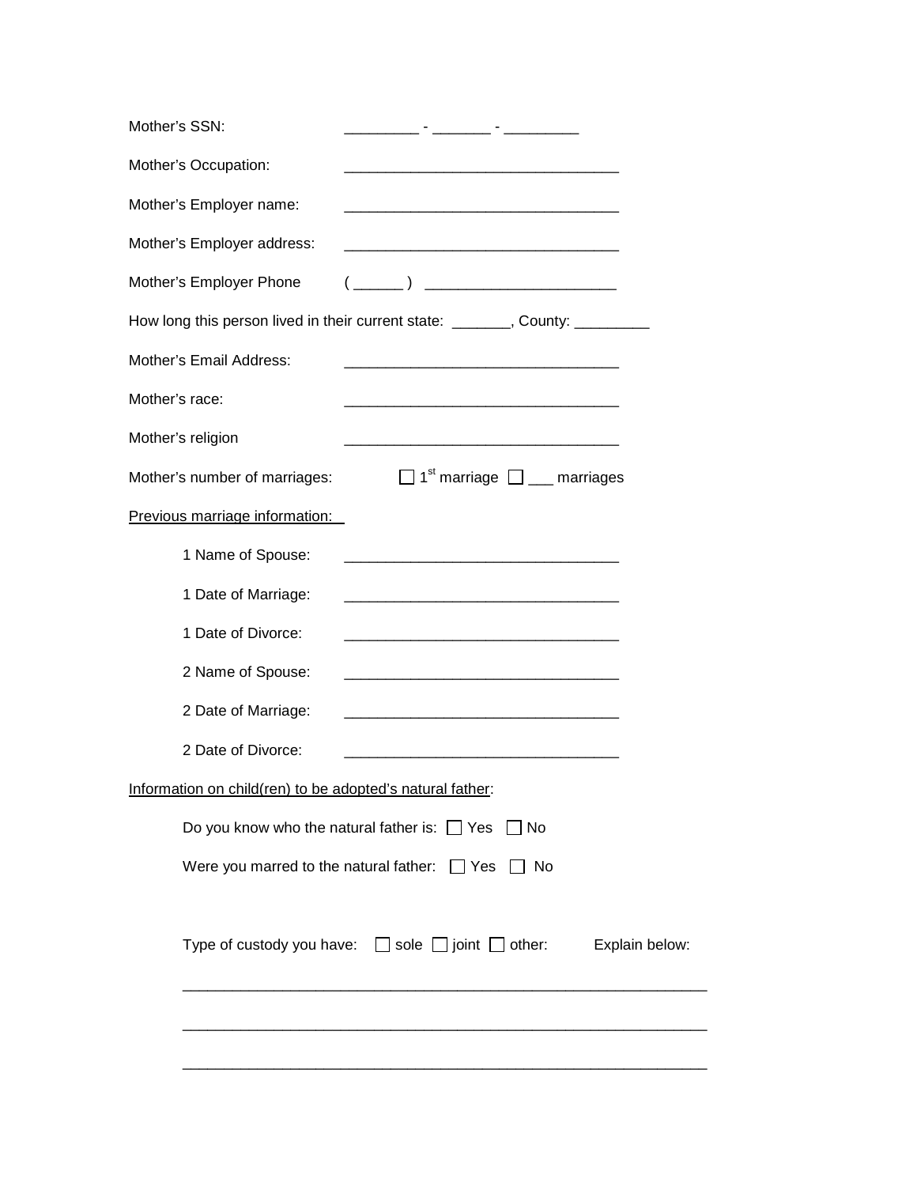Mother's SSN: _________ - _______ - _________

Mother's Occupation: _________________________________

Mother's Employer name: _________________________________

Mother's Employer address: _________________________________

Mother's Employer Phone ( ______ ) _______________________

How long this person lived in their current state: _______, County: _________

Mother's Email Address: _________________________________

Mother's race: _________________________________

Mother's religion _________________________________

Mother's number of marriages: ☐ 1st marriage ☐ ___ marriages

<u>Previous marriage information:</u>

1 Name of Spouse: _________________________________

1 Date of Marriage: _________________________________

1 Date of Divorce: _________________________________

2 Name of Spouse: _________________________________

2 Date of Marriage: _________________________________

2 Date of Divorce: _________________________________

<u>Information on child(ren) to be adopted's natural father</u>:

Do you know who the natural father is: ☐ Yes ☐ No

Were you marred to the natural father: ☐ Yes ☐ No

Type of custody you have: ☐ sole ☐ joint ☐ other: Explain below:

_______________________________________________________________

_______________________________________________________________

_______________________________________________________________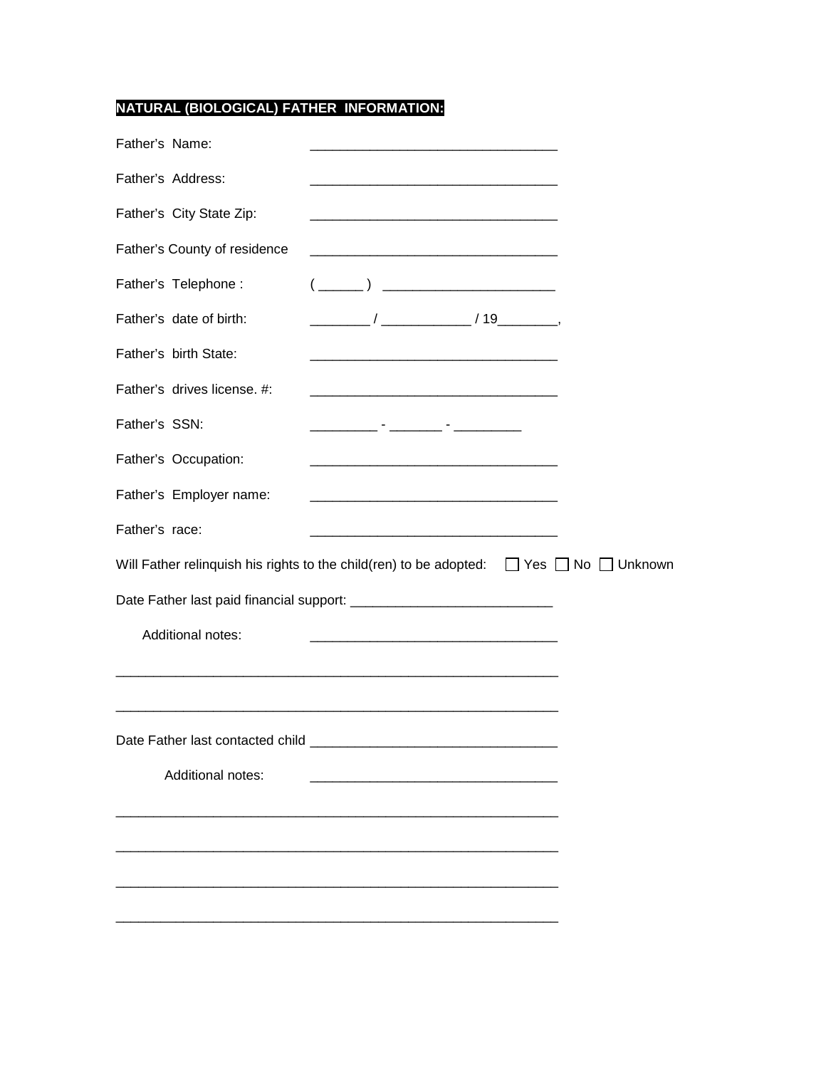## NATURAL (BIOLOGICAL) FATHER INFORMATION:

Father's Name: ________________________________

Father's Address: ________________________________

Father's City State Zip: ________________________________

Father's County of residence ________________________________

Father's Telephone : ( ______ ) ______________________

Father's date of birth: ________ / ___________ / 19________,

Father's birth State: ________________________________

Father's drives license. #: ________________________________

Father's SSN: _________ - _______ - _________

Father's Occupation: ________________________________

Father's Employer name: ________________________________

Father's race: ________________________________

Will Father relinquish his rights to the child(ren) to be adopted: ☐ Yes ☐ No ☐ Unknown

Date Father last paid financial support: __________________________

Additional notes: ________________________________

__________________________________________________________

__________________________________________________________

Date Father last contacted child ________________________________

Additional notes: ________________________________

__________________________________________________________

__________________________________________________________

__________________________________________________________

__________________________________________________________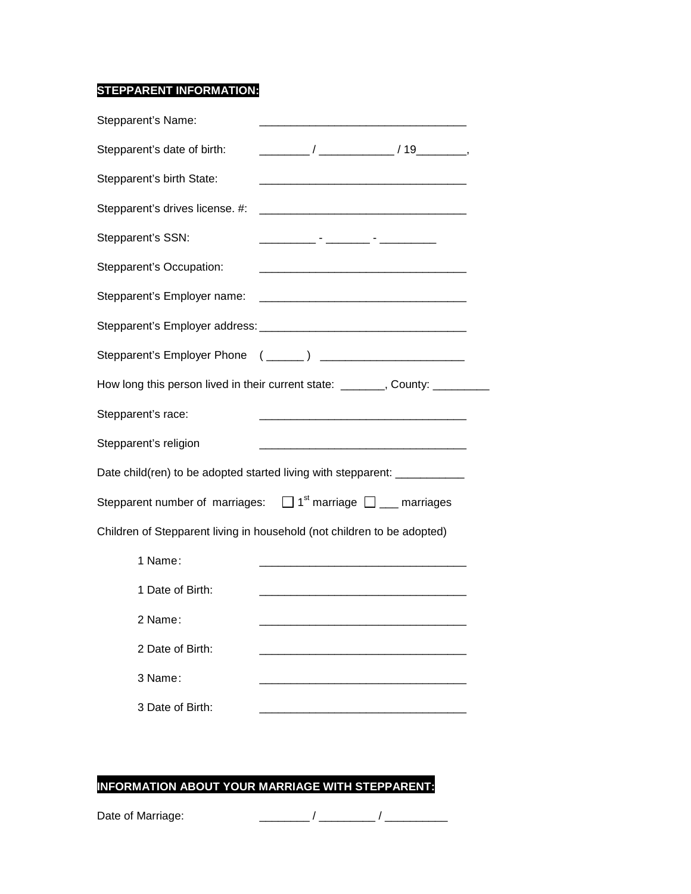**STEPPARENT INFORMATION:**

Stepparent's Name: ________________________________

Stepparent's date of birth: ________ / ____________ / 19________,

Stepparent's birth State: ________________________________

Stepparent's drives license. #: ________________________________

Stepparent's SSN: _________ - _______ - _________

Stepparent's Occupation: ________________________________

Stepparent's Employer name: ________________________________

Stepparent's Employer address: ________________________________

Stepparent's Employer Phone ( ______ ) _______________________

How long this person lived in their current state: _______, County: _________

Stepparent's race: ________________________________

Stepparent's religion ________________________________

Date child(ren) to be adopted started living with stepparent: ___________

Stepparent number of marriages: ☐ 1st marriage ☐ ___ marriages

Children of Stepparent living in household (not children to be adopted)

1 Name: ________________________________

1 Date of Birth: ________________________________

2 Name: ________________________________

2 Date of Birth: ________________________________

3 Name: ________________________________

3 Date of Birth: ________________________________

**INFORMATION ABOUT YOUR MARRIAGE WITH STEPPARENT:**

Date of Marriage: ________ / _________ / __________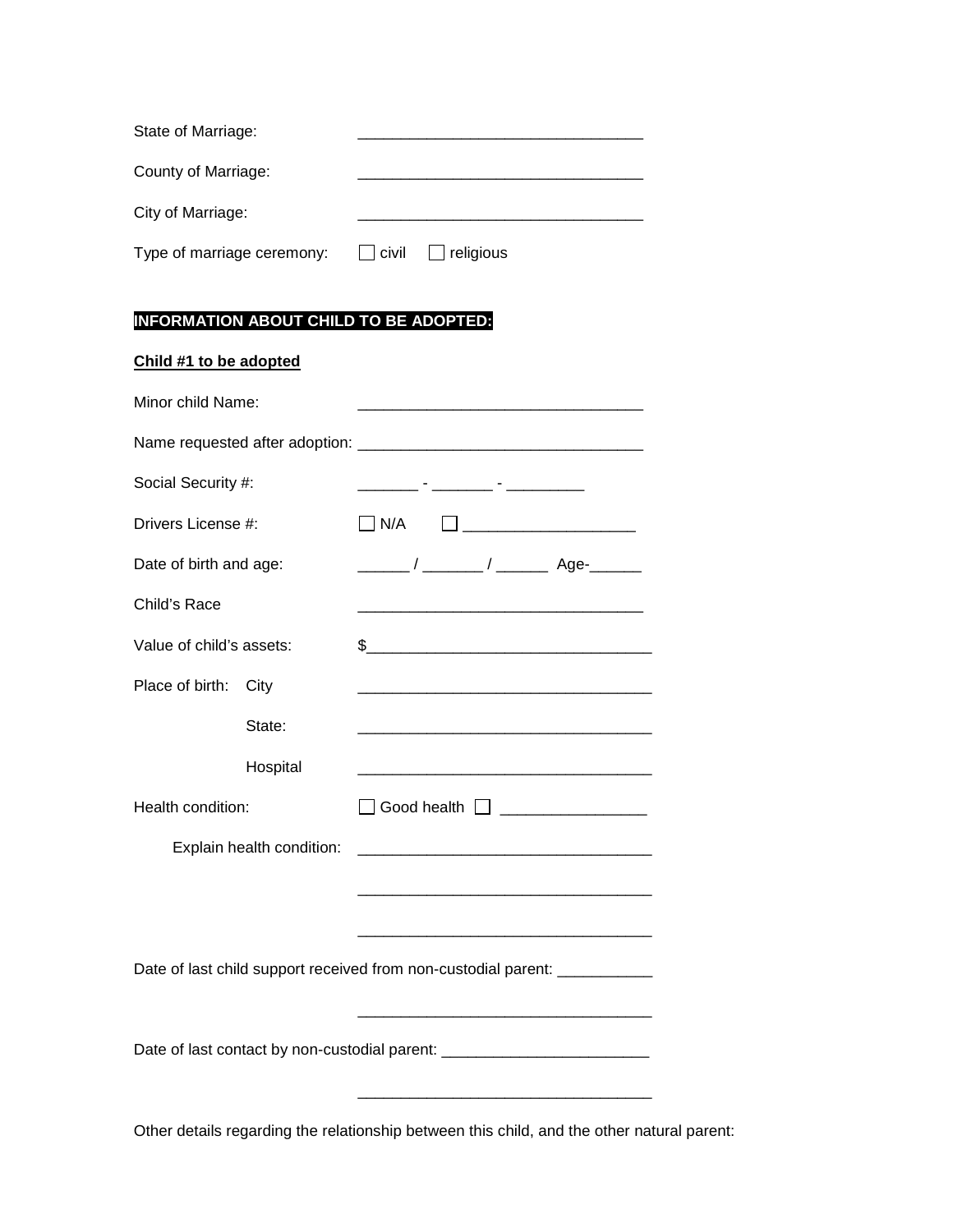State of Marriage: ________________________________

County of Marriage: ________________________________

City of Marriage: ________________________________

Type of marriage ceremony: ☐ civil ☐ religious

**INFORMATION ABOUT CHILD TO BE ADOPTED:**

**Child #1 to be adopted**

Minor child Name: ________________________________

Name requested after adoption: ________________________________

Social Security #: _______ - _______ - _________

Drivers License #: ☐ N/A ☐ ____________________

Date of birth and age: ______ / _______ / ______ Age-______

Child's Race ________________________________

Value of child's assets: $________________________________

Place of birth: City ________________________________

State: ________________________________

Hospital ________________________________

Health condition: ☐ Good health ☐ ________________

Explain health condition: ________________________________

________________________________

________________________________

Date of last child support received from non-custodial parent: ___________

________________________________

Date of last contact by non-custodial parent: ________________________

________________________________

Other details regarding the relationship between this child, and the other natural parent: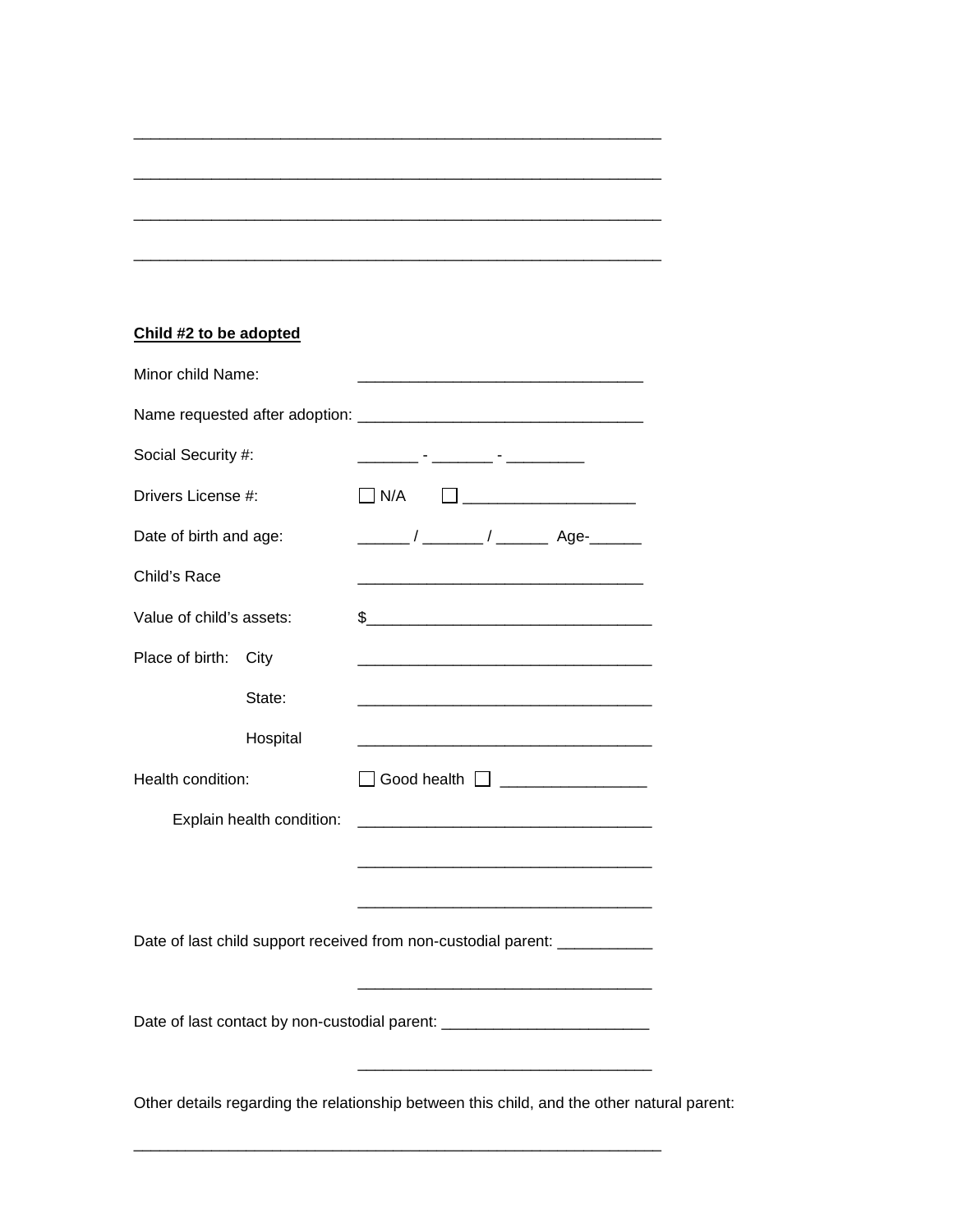________________________________________________________________

________________________________________________________________

________________________________________________________________

________________________________________________________________

**Child #2 to be adopted**

Minor child Name: ________________________________

Name requested after adoption: ________________________________

Social Security #: _______ - _______ - _________

Drivers License #: ☐ N/A ☐ ____________________

Date of birth and age: ______ / _______ / ______ Age-______

Child's Race ________________________________

Value of child's assets: $________________________________

Place of birth: City ________________________________

State: ________________________________

Hospital ________________________________

Health condition: ☐ Good health ☐ ________________

Explain health condition: ________________________________

________________________________

________________________________

Date of last child support received from non-custodial parent: ___________

________________________________

Date of last contact by non-custodial parent: ________________________

________________________________

Other details regarding the relationship between this child, and the other natural parent:

________________________________________________________________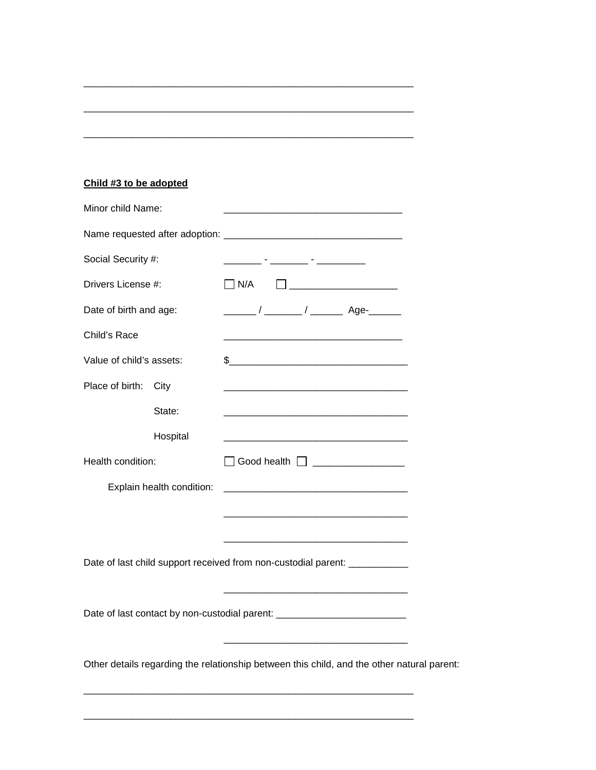_______________________________________________________________

_______________________________________________________________

_______________________________________________________________

**Child #3 to be adopted**

Minor child Name: _________________________________

Name requested after adoption: _________________________________

Social Security #: _______ - _______ - _________

Drivers License #: ☐ N/A ☐ ____________________

Date of birth and age: ______ / _______ / ______ Age-______

Child's Race _________________________________

Value of child's assets: $_________________________________

Place of birth: City _________________________________

State: _________________________________

Hospital _________________________________

Health condition: ☐ Good health ☐ _________________

Explain health condition: _________________________________

_________________________________

_________________________________

Date of last child support received from non-custodial parent: ___________

_________________________________

Date of last contact by non-custodial parent: ________________________

_________________________________

Other details regarding the relationship between this child, and the other natural parent:

_______________________________________________________________

_______________________________________________________________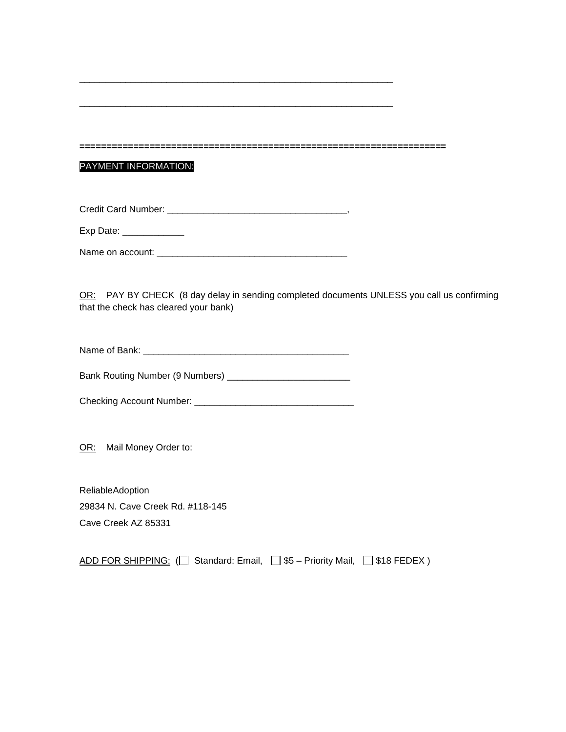\_\_\_\_\_\_\_\_\_\_\_\_\_\_\_\_\_\_\_\_\_\_\_\_\_\_\_\_\_\_\_\_\_\_\_\_\_\_\_\_\_\_\_\_\_\_\_\_\_\_\_\_\_\_\_\_\_\_\_\_

\_\_\_\_\_\_\_\_\_\_\_\_\_\_\_\_\_\_\_\_\_\_\_\_\_\_\_\_\_\_\_\_\_\_\_\_\_\_\_\_\_\_\_\_\_\_\_\_\_\_\_\_\_\_\_\_\_\_\_\_

==================================================================

PAYMENT INFORMATION:

Credit Card Number: \_\_\_\_\_\_\_\_\_\_\_\_\_\_\_\_\_\_\_\_\_\_\_\_\_\_\_\_\_\_\_\_\_\_\_,

Exp Date: \_\_\_\_\_\_\_\_\_\_\_\_

Name on account: \_\_\_\_\_\_\_\_\_\_\_\_\_\_\_\_\_\_\_\_\_\_\_\_\_\_\_\_\_\_\_\_\_\_\_\_\_

OR: PAY BY CHECK (8 day delay in sending completed documents UNLESS you call us confirming that the check has cleared your bank)

Name of Bank: \_\_\_\_\_\_\_\_\_\_\_\_\_\_\_\_\_\_\_\_\_\_\_\_\_\_\_\_\_\_\_\_\_\_\_\_\_\_\_

Bank Routing Number (9 Numbers) \_\_\_\_\_\_\_\_\_\_\_\_\_\_\_\_\_\_\_\_\_\_\_\_

Checking Account Number: \_\_\_\_\_\_\_\_\_\_\_\_\_\_\_\_\_\_\_\_\_\_\_\_\_\_\_\_\_\_\_

OR: Mail Money Order to:

ReliableAdoption
29834 N. Cave Creek Rd. #118-145
Cave Creek AZ 85331

ADD FOR SHIPPING: (☐ Standard: Email, ☐ $5 – Priority Mail, ☐ $18 FEDEX )